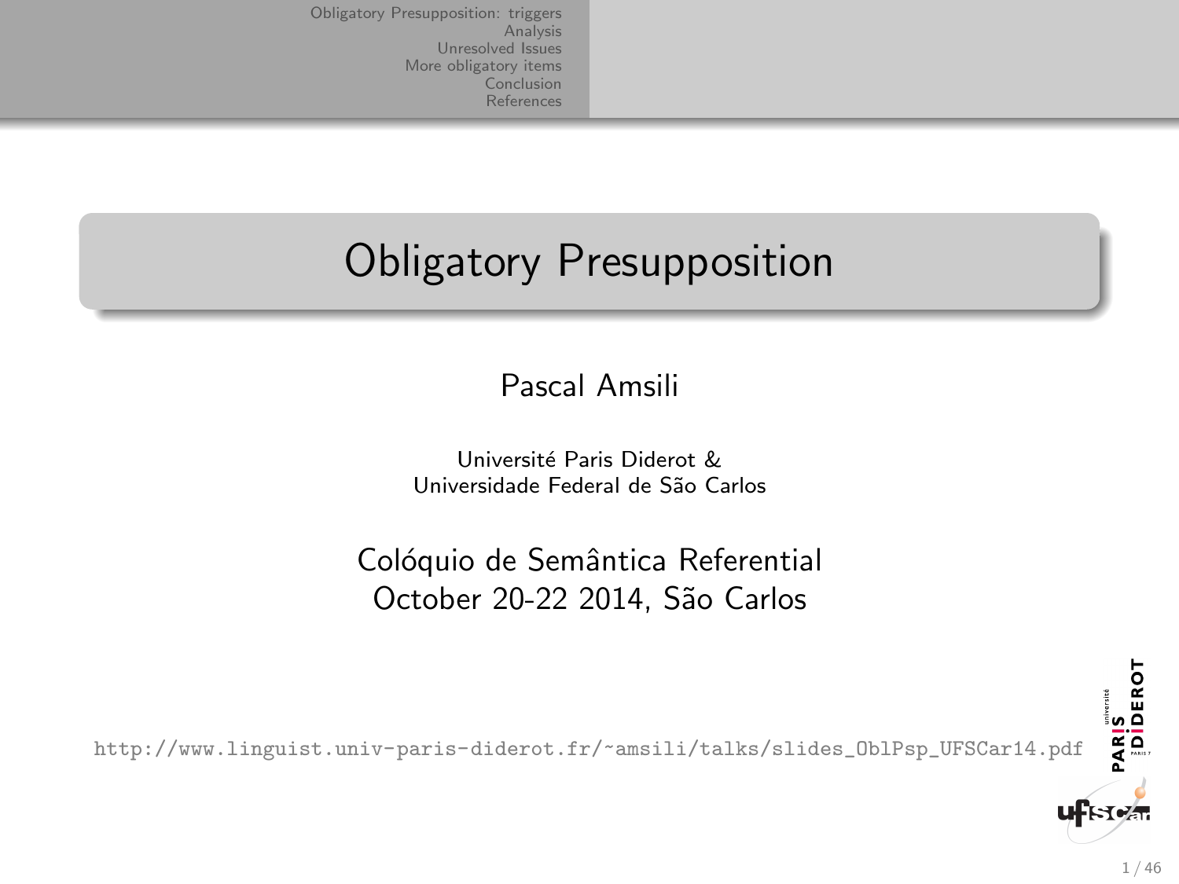# Obligatory Presupposition

Pascal Amsili

Université Paris Diderot &
Universidade Federal de São Carlos

Colóquio de Semântica Referential
October 20-22 2014, São Carlos

http://www.linguist.univ-paris-diderot.fr/~amsili/talks/slides_OblPsp_UFSCar14.pdf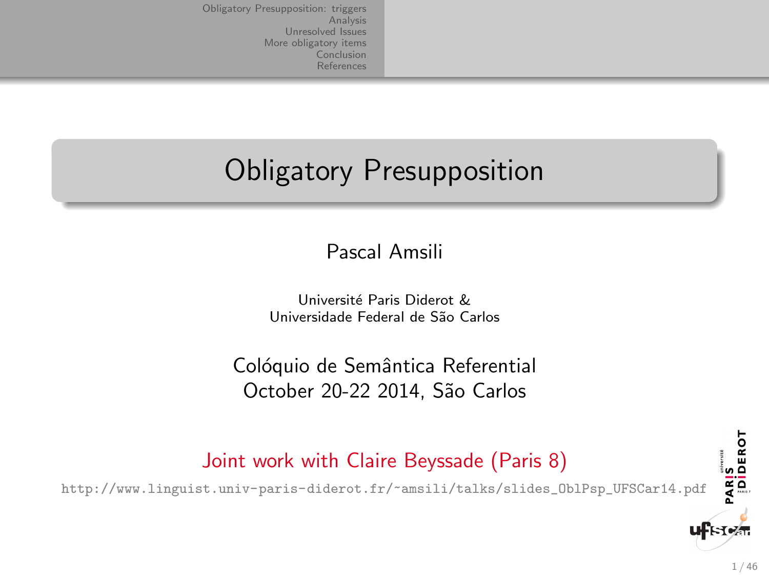# Obligatory Presupposition

Pascal Amsili

Université Paris Diderot &
Universidade Federal de São Carlos

Colóquio de Semântica Referential
October 20-22 2014, São Carlos

Joint work with Claire Beyssade (Paris 8)

http://www.linguist.univ-paris-diderot.fr/~amsili/talks/slides_OblPsp_UFSCar14.pdf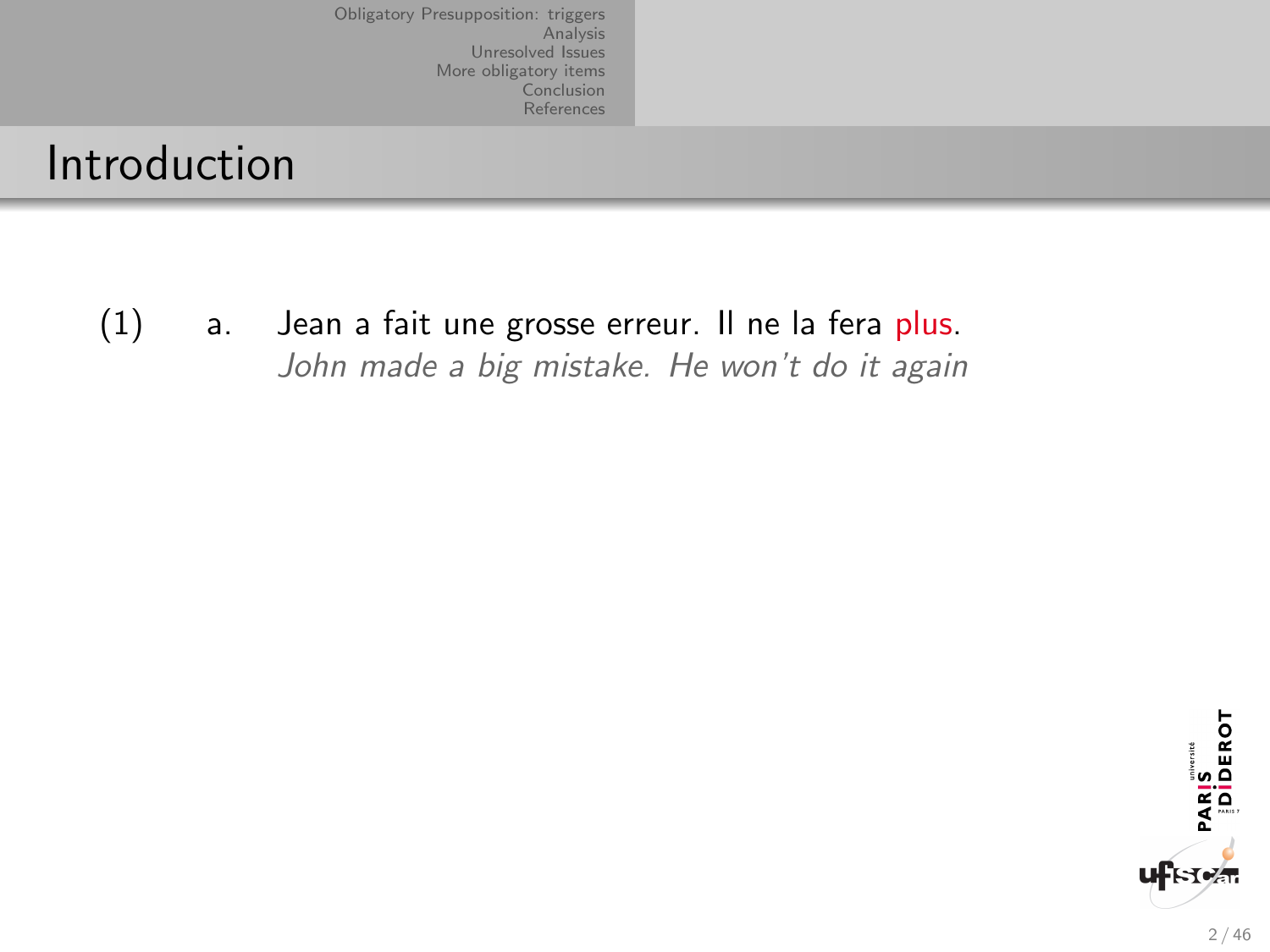## Introduction

(1) a. Jean a fait une grosse erreur. Il ne la fera plus.
*John made a big mistake. He won't do it again*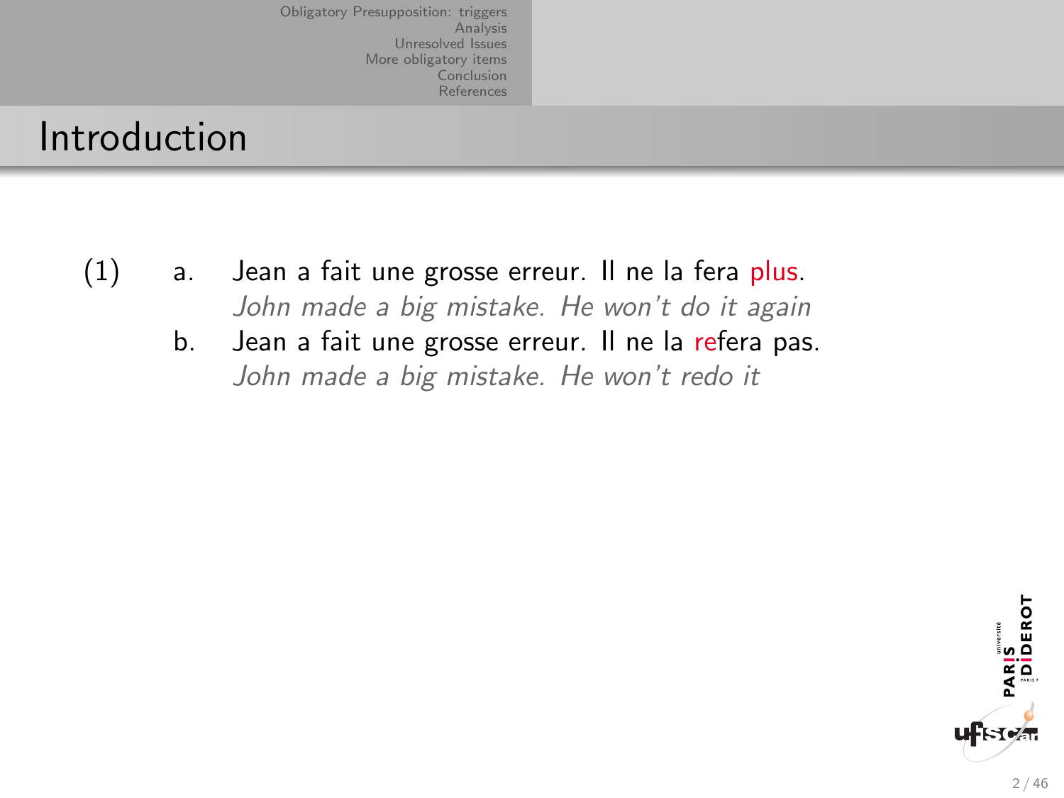## Introduction

(1)
a. Jean a fait une grosse erreur. Il ne la fera plus.
*John made a big mistake. He won't do it again*
b. Jean a fait une grosse erreur. Il ne la refera pas.
*John made a big mistake. He won't redo it*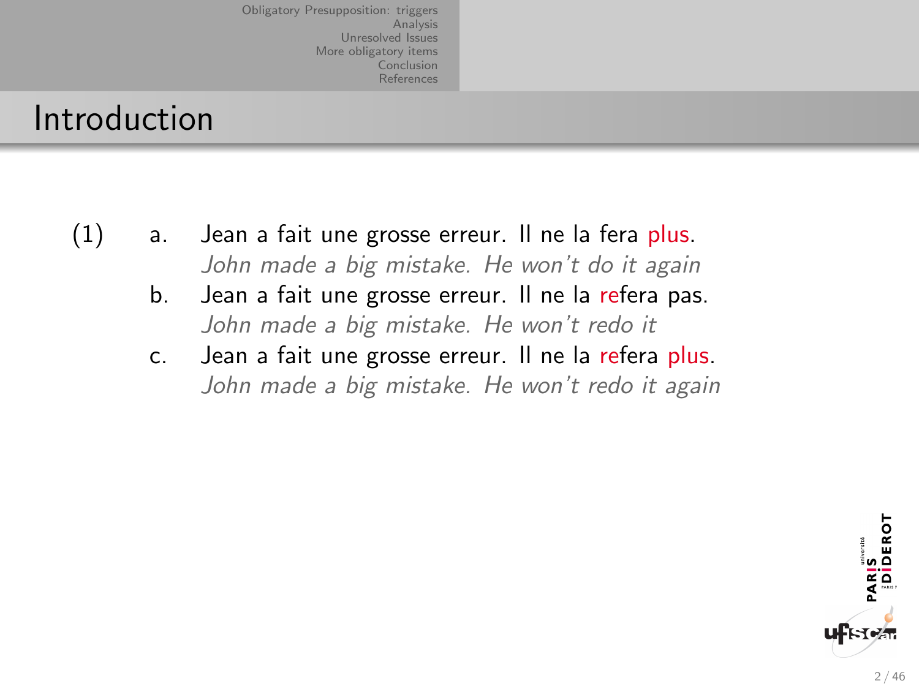## Introduction

(1)

a. Jean a fait une grosse erreur. Il ne la fera plus.
   *John made a big mistake. He won't do it again*

b. Jean a fait une grosse erreur. Il ne la refera pas.
   *John made a big mistake. He won't redo it*

c. Jean a fait une grosse erreur. Il ne la refera plus.
   *John made a big mistake. He won't redo it again*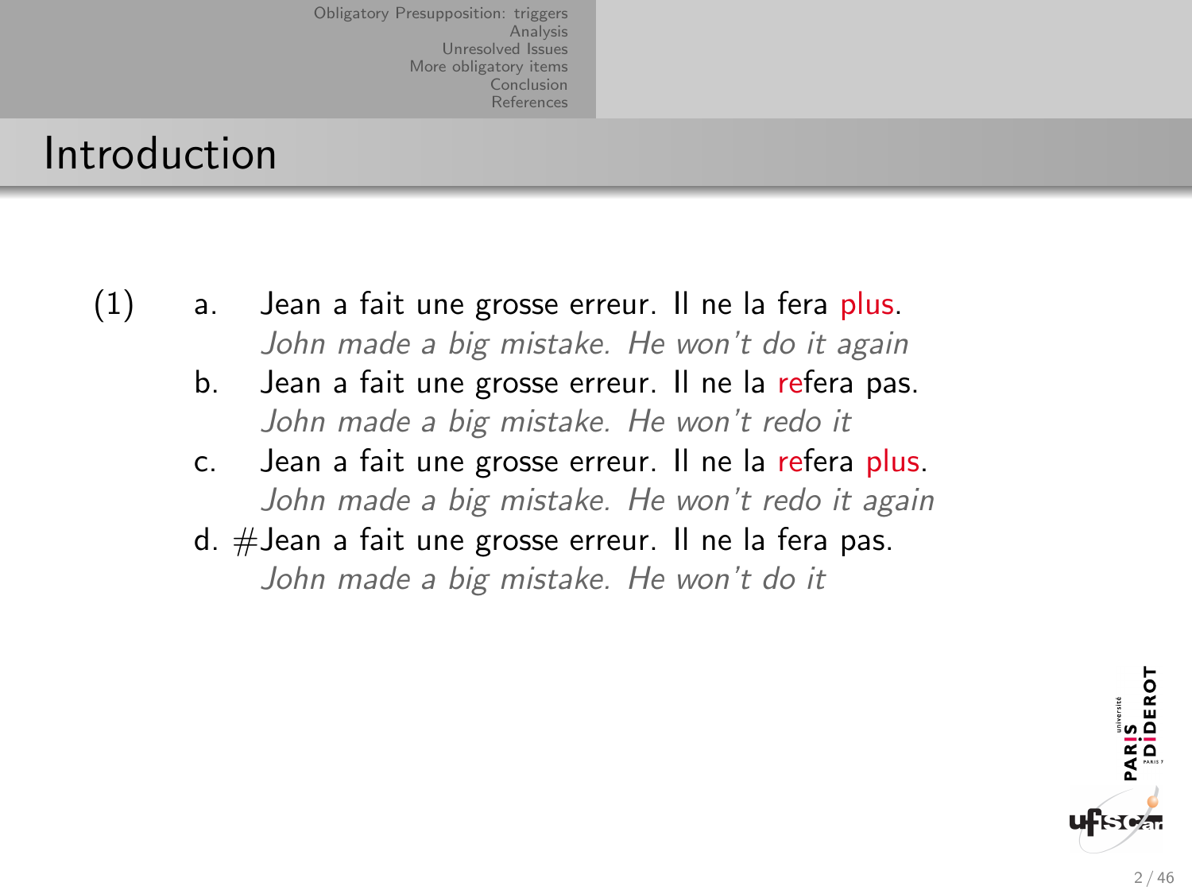## Introduction

(1)

a. Jean a fait une grosse erreur. Il ne la fera plus.
*John made a big mistake. He won't do it again*

b. Jean a fait une grosse erreur. Il ne la refera pas.
*John made a big mistake. He won't redo it*

c. Jean a fait une grosse erreur. Il ne la refera plus.
*John made a big mistake. He won't redo it again*

d. #Jean a fait une grosse erreur. Il ne la fera pas.
*John made a big mistake. He won't do it*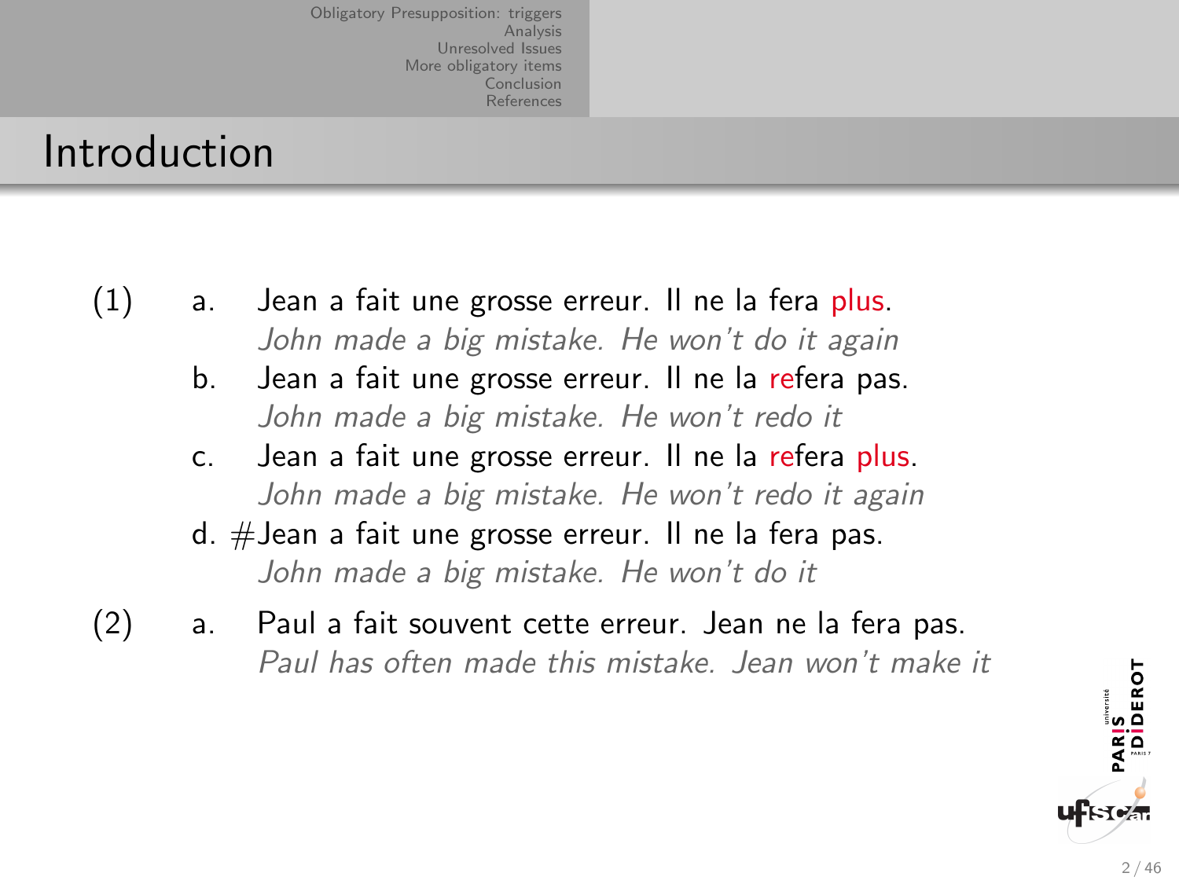## Introduction

(1)
  a. Jean a fait une grosse erreur. Il ne la fera plus.
     *John made a big mistake. He won't do it again*
  b. Jean a fait une grosse erreur. Il ne la refera pas.
     *John made a big mistake. He won't redo it*
  c. Jean a fait une grosse erreur. Il ne la refera plus.
     *John made a big mistake. He won't redo it again*
  d. #Jean a fait une grosse erreur. Il ne la fera pas.
     *John made a big mistake. He won't do it*

(2)
  a. Paul a fait souvent cette erreur. Jean ne la fera pas.
     *Paul has often made this mistake. Jean won't make it*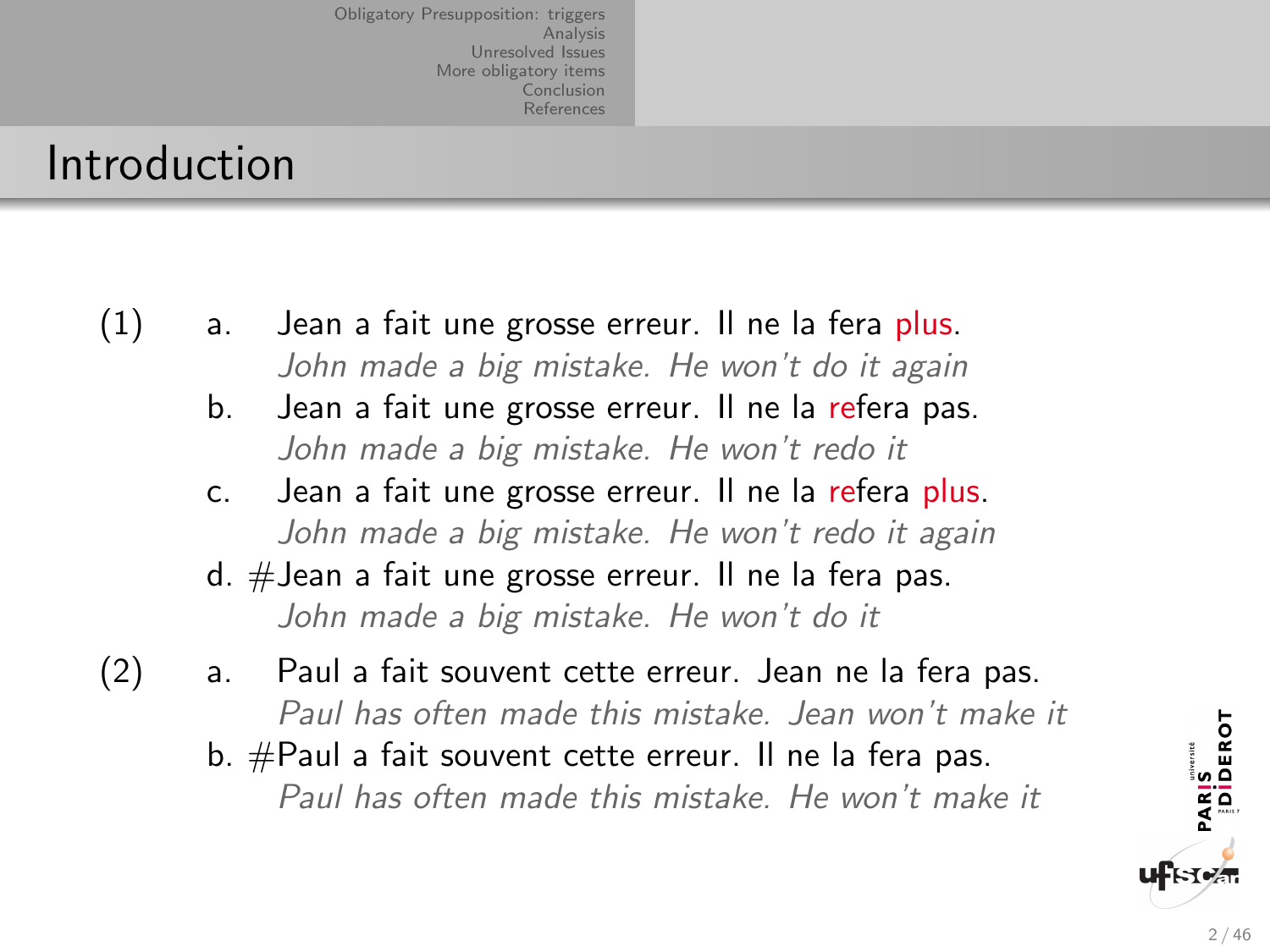## Introduction

(1)

a. Jean a fait une grosse erreur. Il ne la fera plus.
*John made a big mistake. He won't do it again*

b. Jean a fait une grosse erreur. Il ne la refera pas.
*John made a big mistake. He won't redo it*

c. Jean a fait une grosse erreur. Il ne la refera plus.
*John made a big mistake. He won't redo it again*

d. #Jean a fait une grosse erreur. Il ne la fera pas.
*John made a big mistake. He won't do it*

(2)

a. Paul a fait souvent cette erreur. Jean ne la fera pas.
*Paul has often made this mistake. Jean won't make it*

b. #Paul a fait souvent cette erreur. Il ne la fera pas.
*Paul has often made this mistake. He won't make it*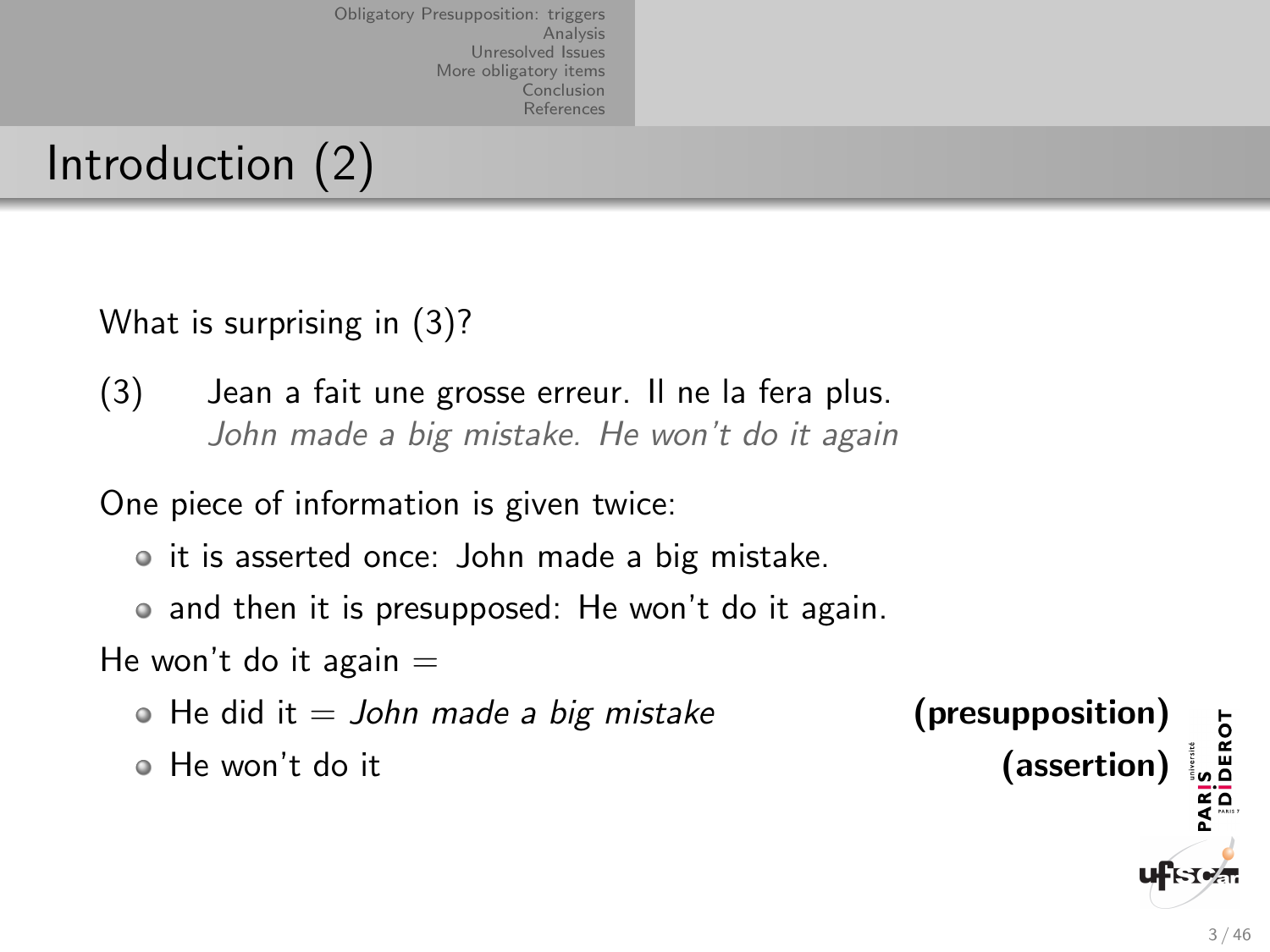# Introduction (2)

What is surprising in (3)?

(3) Jean a fait une grosse erreur. Il ne la fera plus.
*John made a big mistake. He won't do it again*

One piece of information is given twice:

- it is asserted once: John made a big mistake.
- and then it is presupposed: He won't do it again.

He won't do it again =

- He did it = *John made a big mistake* **(presupposition)**
- He won't do it **(assertion)**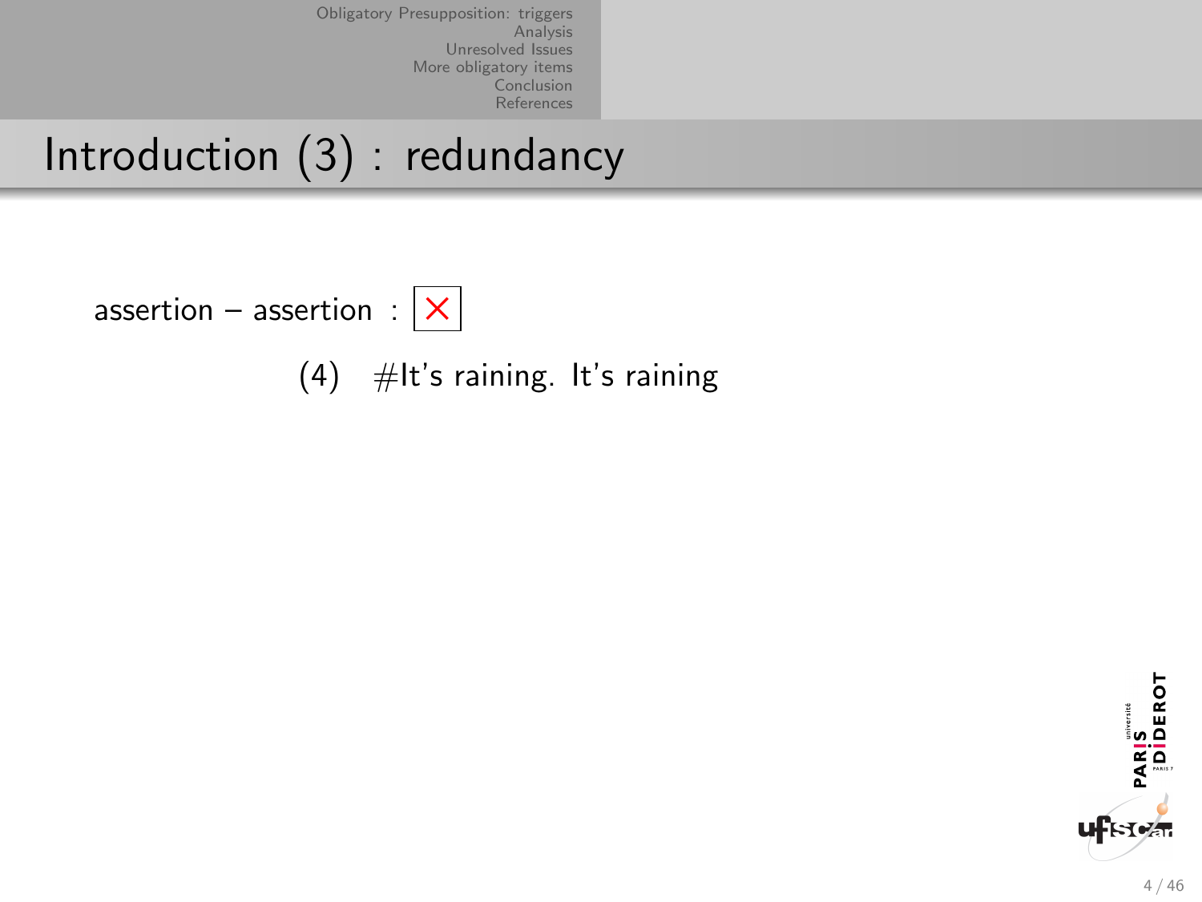# Introduction (3) : redundancy

assertion – assertion : ✗

(4) #It's raining. It's raining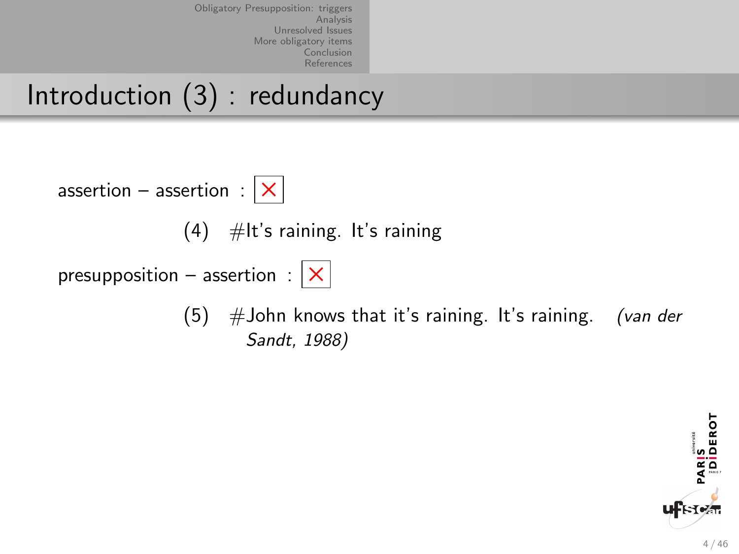## Introduction (3) : redundancy

assertion – assertion : ✗

(4) #It's raining. It's raining

presupposition – assertion : ✗

(5) #John knows that it's raining. It's raining. *(van der Sandt, 1988)*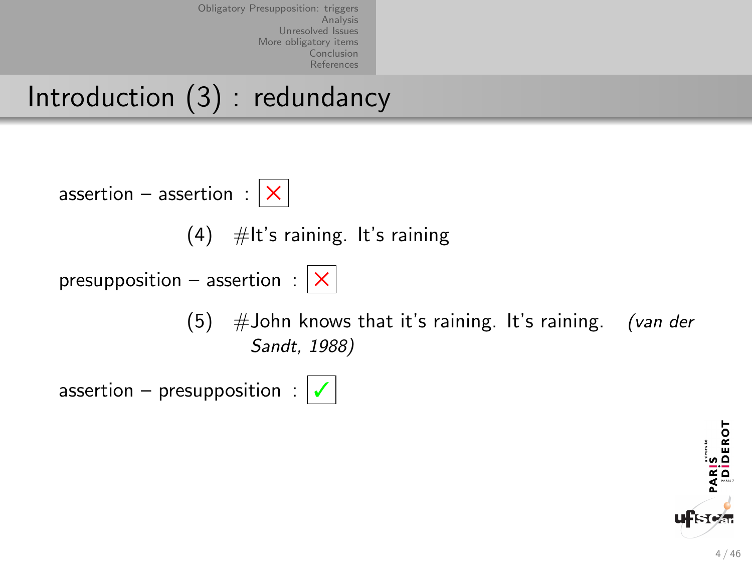## Introduction (3) : redundancy

assertion – assertion : ✗

(4) #It's raining. It's raining

presupposition – assertion : ✗

(5) #John knows that it's raining. It's raining. *(van der Sandt, 1988)*

assertion – presupposition : ✓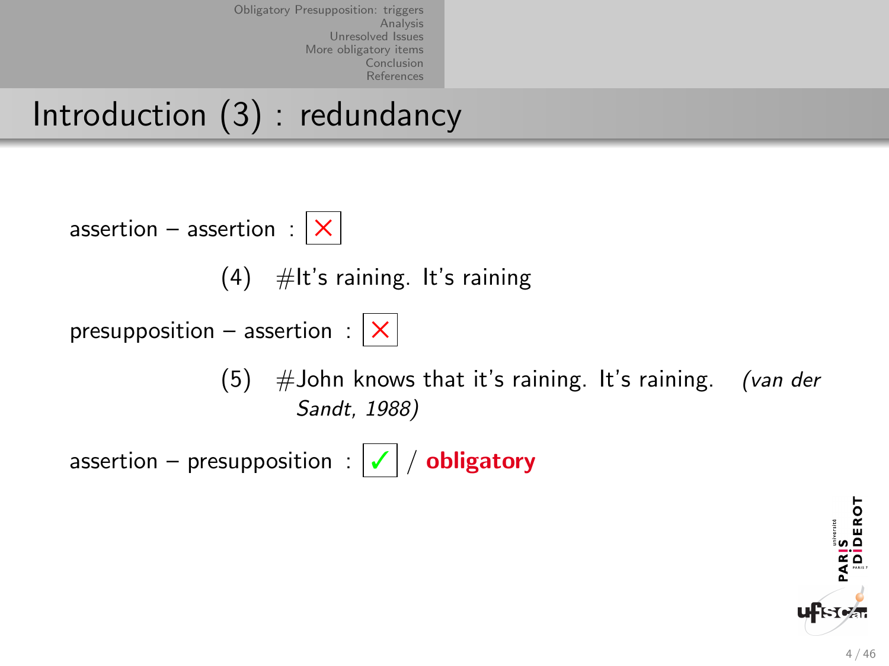# Introduction (3) : redundancy

assertion – assertion : ✗

(4) #It's raining. It's raining

presupposition – assertion : ✗

(5) #John knows that it's raining. It's raining. *(van der Sandt, 1988)*

assertion – presupposition : ✓ / **obligatory**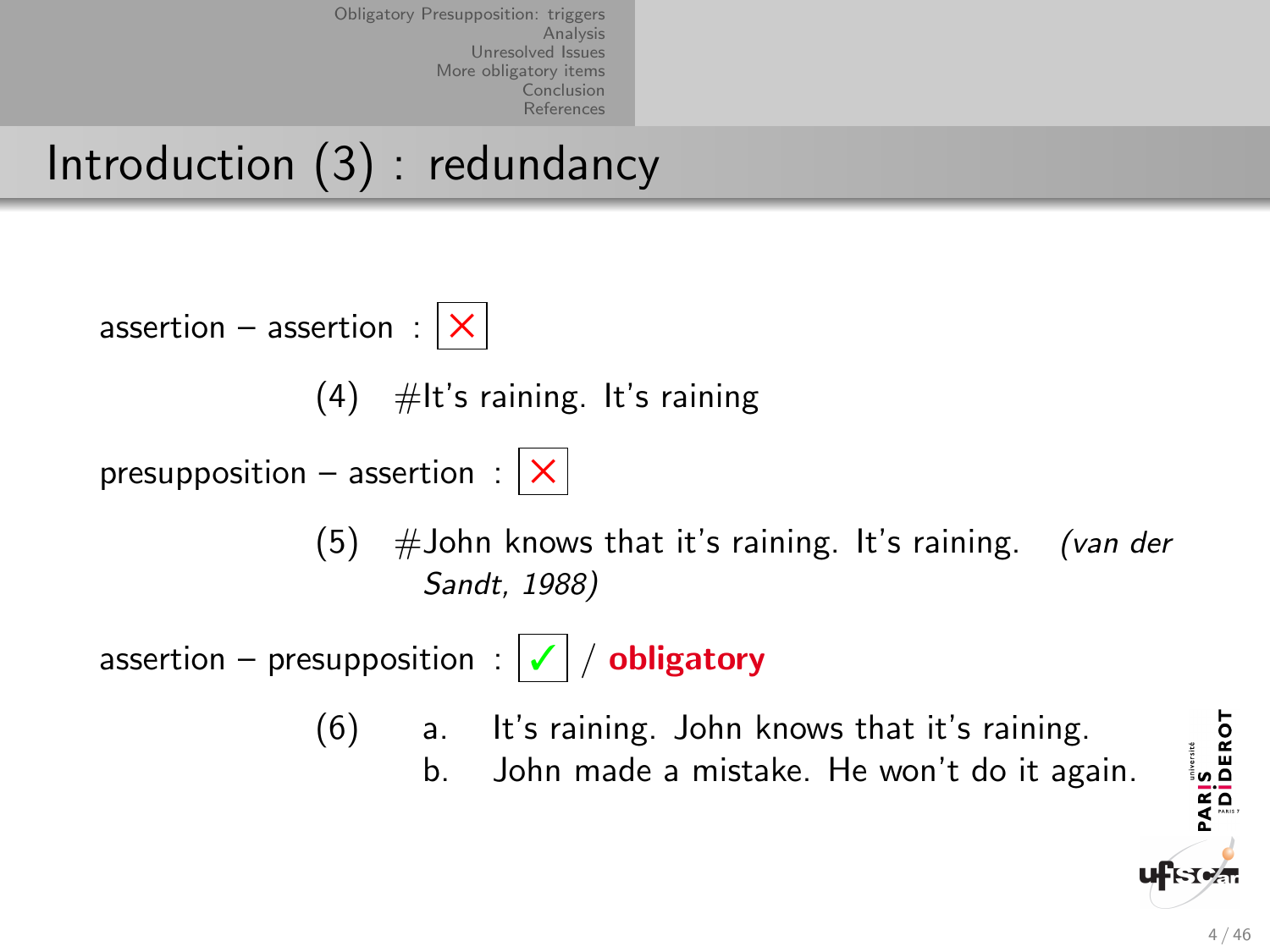# Introduction (3) : redundancy

assertion – assertion : ✗

(4) #It's raining. It's raining

presupposition – assertion : ✗

(5) #John knows that it's raining. It's raining. *(van der Sandt, 1988)*

assertion – presupposition : ✓ / **obligatory**

(6) a. It's raining. John knows that it's raining.
    b. John made a mistake. He won't do it again.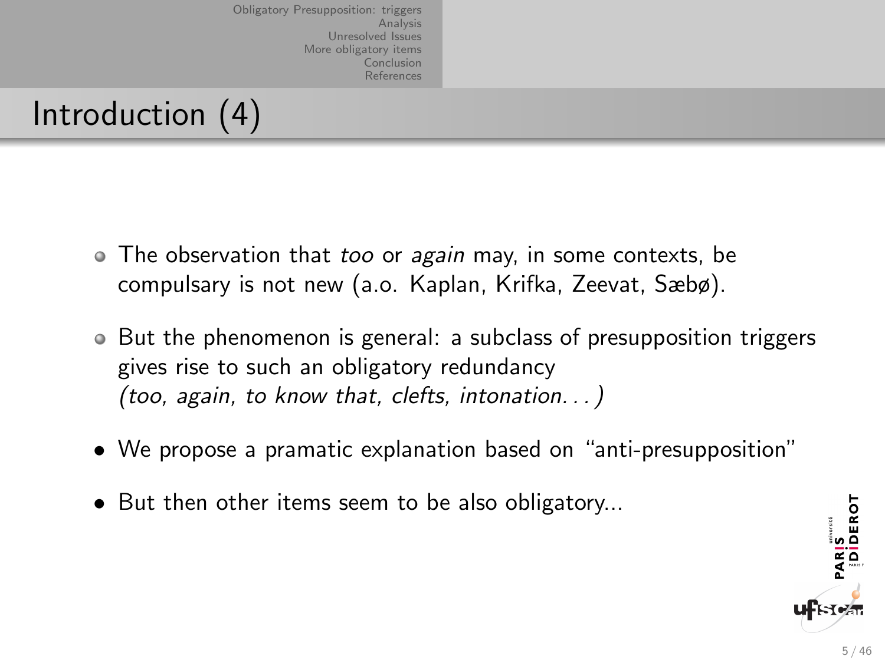# Introduction (4)

- The observation that *too* or *again* may, in some contexts, be compulsary is not new (a.o. Kaplan, Krifka, Zeevat, Sæbø).
- But the phenomenon is general: a subclass of presupposition triggers gives rise to such an obligatory redundancy *(too, again, to know that, clefts, intonation. . . )*
- We propose a pramatic explanation based on “anti-presupposition”
- But then other items seem to be also obligatory...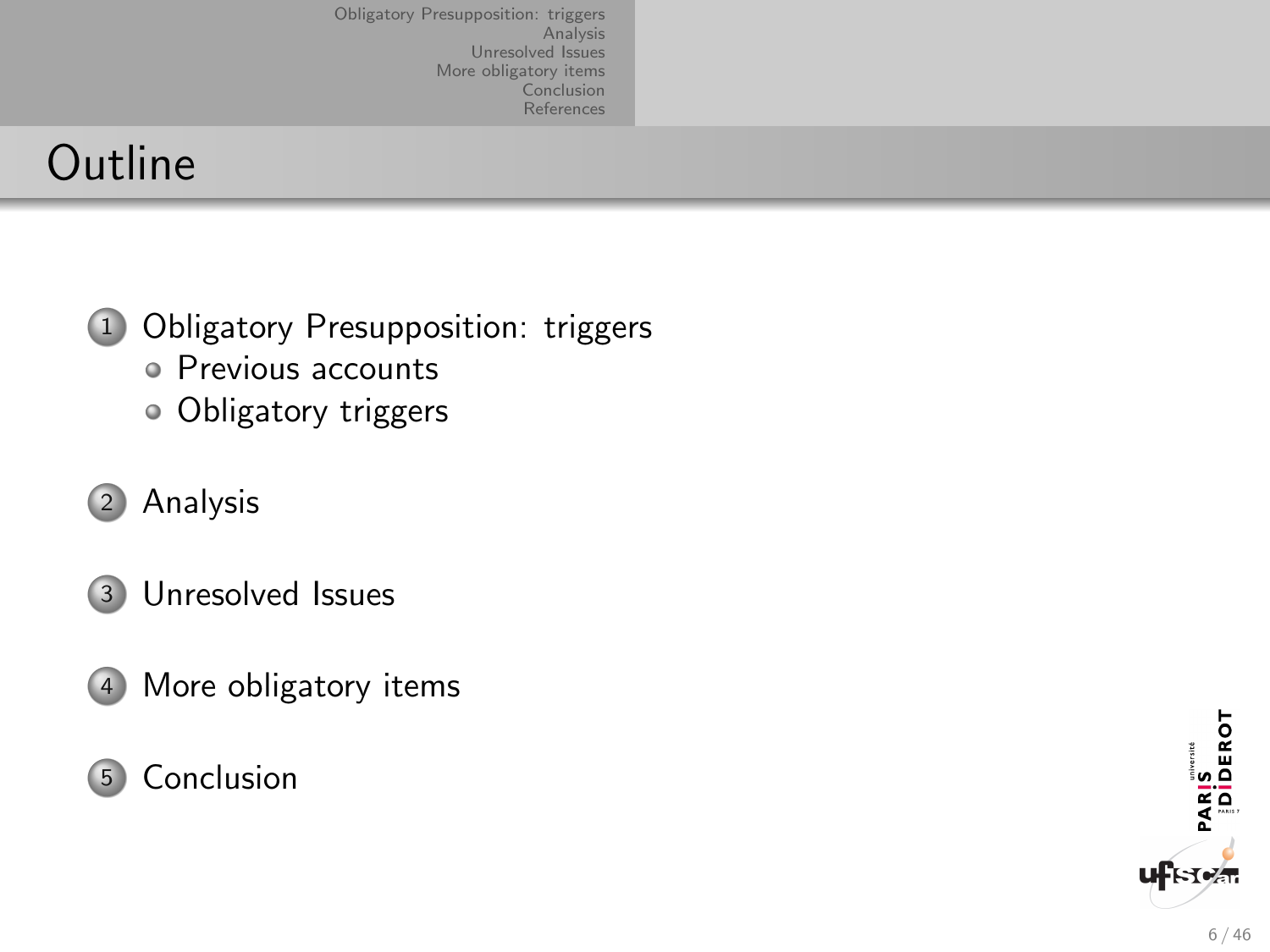# Outline

1. Obligatory Presupposition: triggers
   - Previous accounts
   - Obligatory triggers
2. Analysis
3. Unresolved Issues
4. More obligatory items
5. Conclusion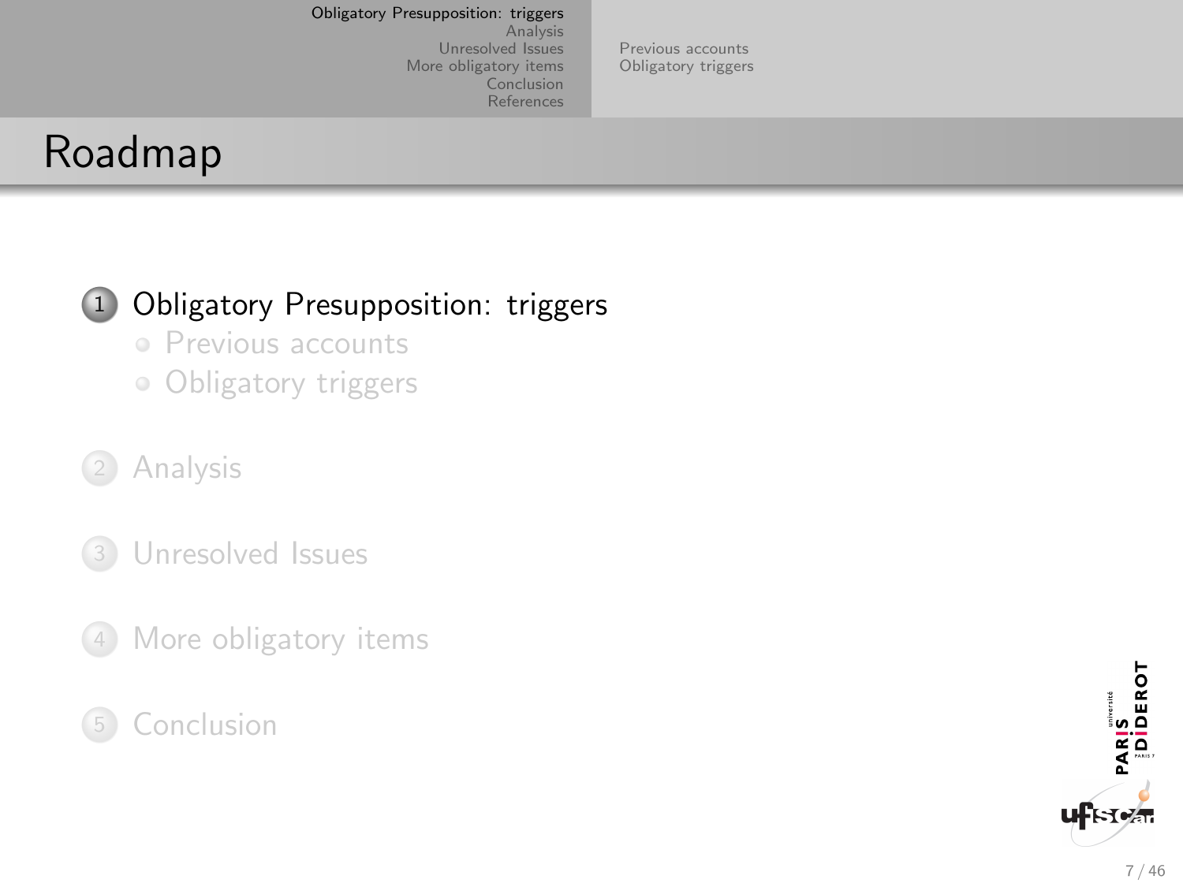# Roadmap

1. Obligatory Presupposition: triggers
   - Previous accounts
   - Obligatory triggers
2. Analysis
3. Unresolved Issues
4. More obligatory items
5. Conclusion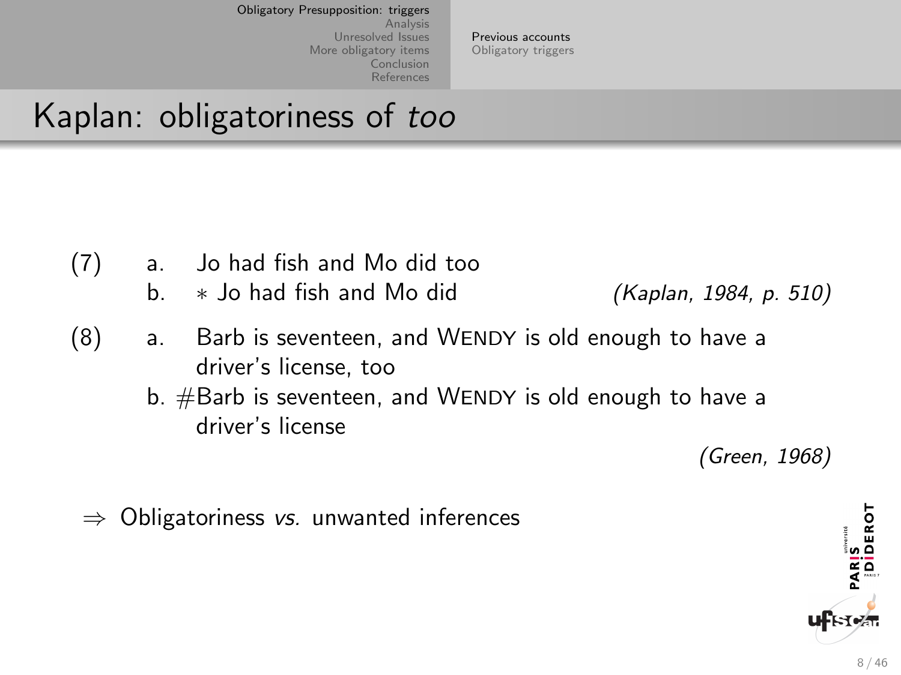# Kaplan: obligatoriness of *too*

(7) a. Jo had fish and Mo did too
 b. * Jo had fish and Mo did *(Kaplan, 1984, p. 510)*

(8) a. Barb is seventeen, and WENDY is old enough to have a driver's license, too
 b. #Barb is seventeen, and WENDY is old enough to have a driver's license

*(Green, 1968)*

$\Rightarrow$ Obligatoriness *vs.* unwanted inferences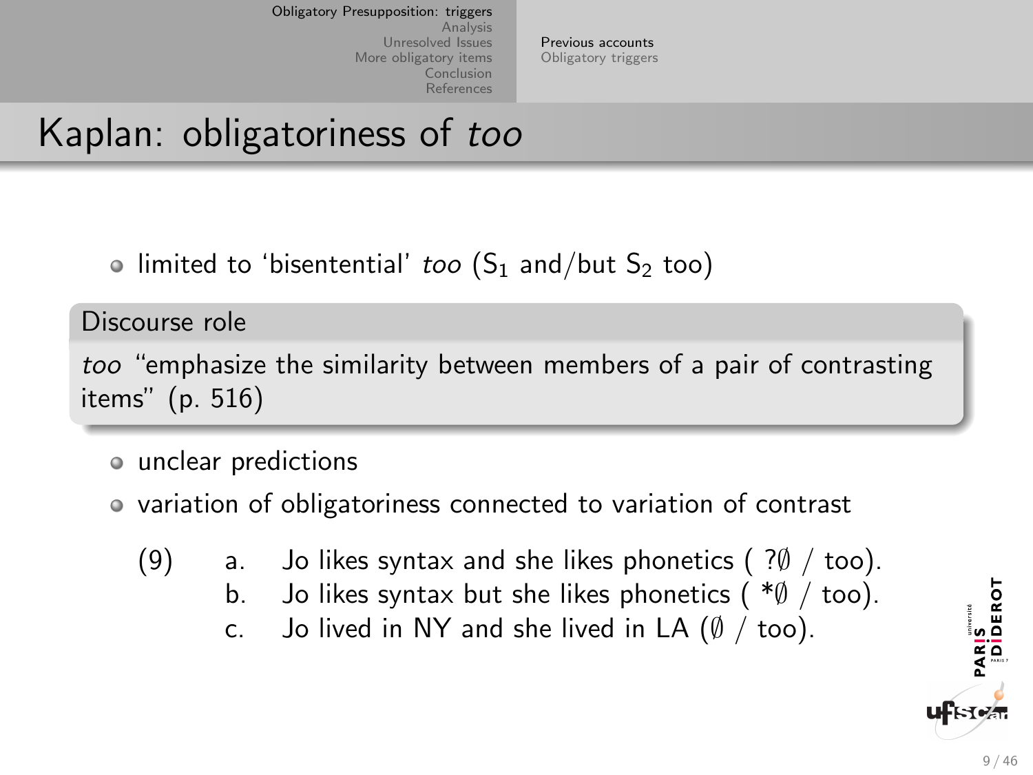# Kaplan: obligatoriness of *too*

- limited to 'bisentential' *too* ($S_1$ and/but $S_2$ too)

**Discourse role**

*too* "emphasize the similarity between members of a pair of contrasting items" (p. 516)

- unclear predictions
- variation of obligatoriness connected to variation of contrast

(9)
a. Jo likes syntax and she likes phonetics ( ?∅ / too).
b. Jo likes syntax but she likes phonetics ( *∅ / too).
c. Jo lived in NY and she lived in LA (∅ / too).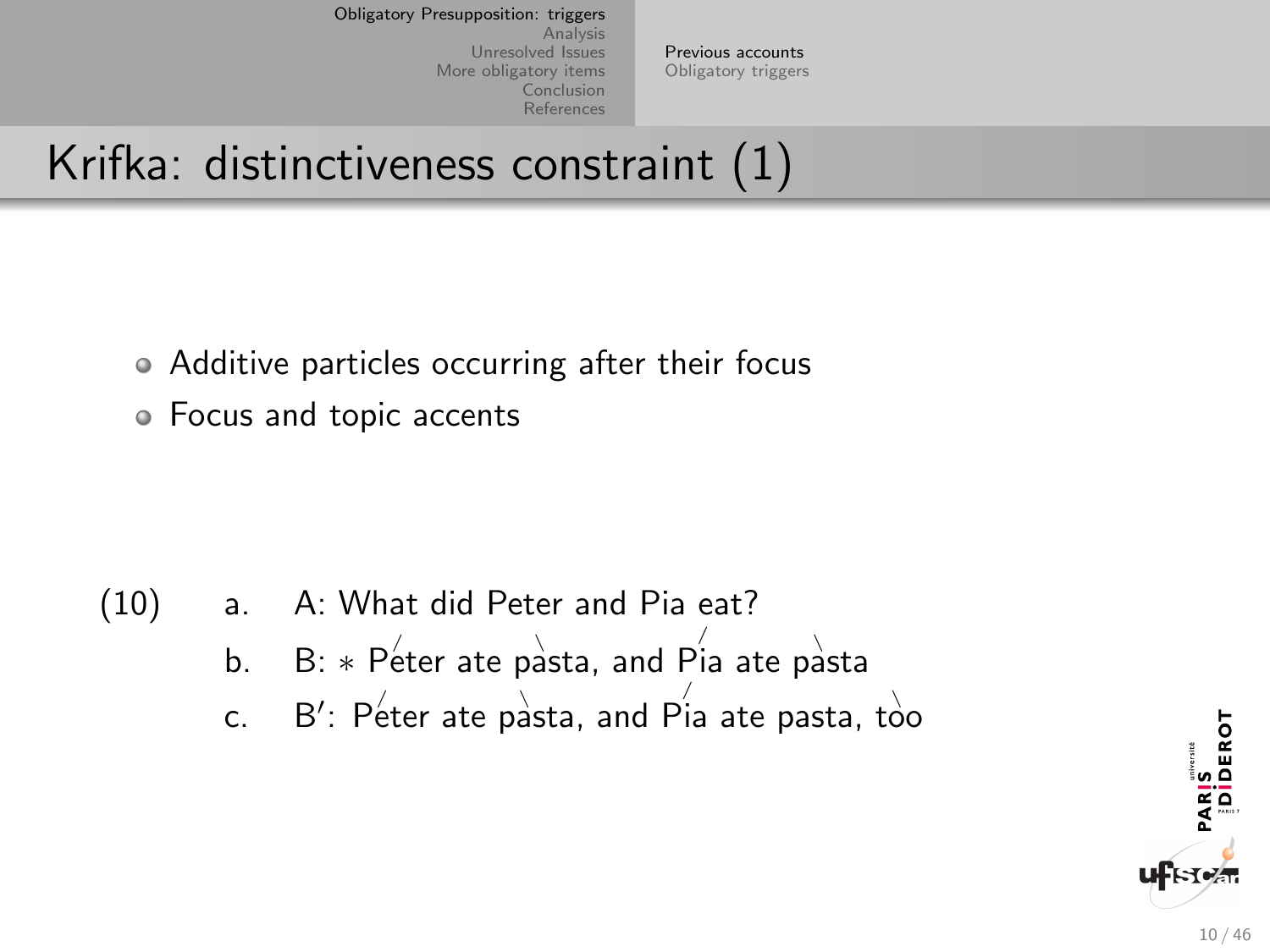# Krifka: distinctiveness constraint (1)

- Additive particles occurring after their focus
- Focus and topic accents

(10)
 a. A: What did Peter and Pia eat?
 b. B: * /Peter ate \pasta, and /Pia ate \pasta
 c. B′: /Peter ate \pasta, and /Pia ate pasta, \too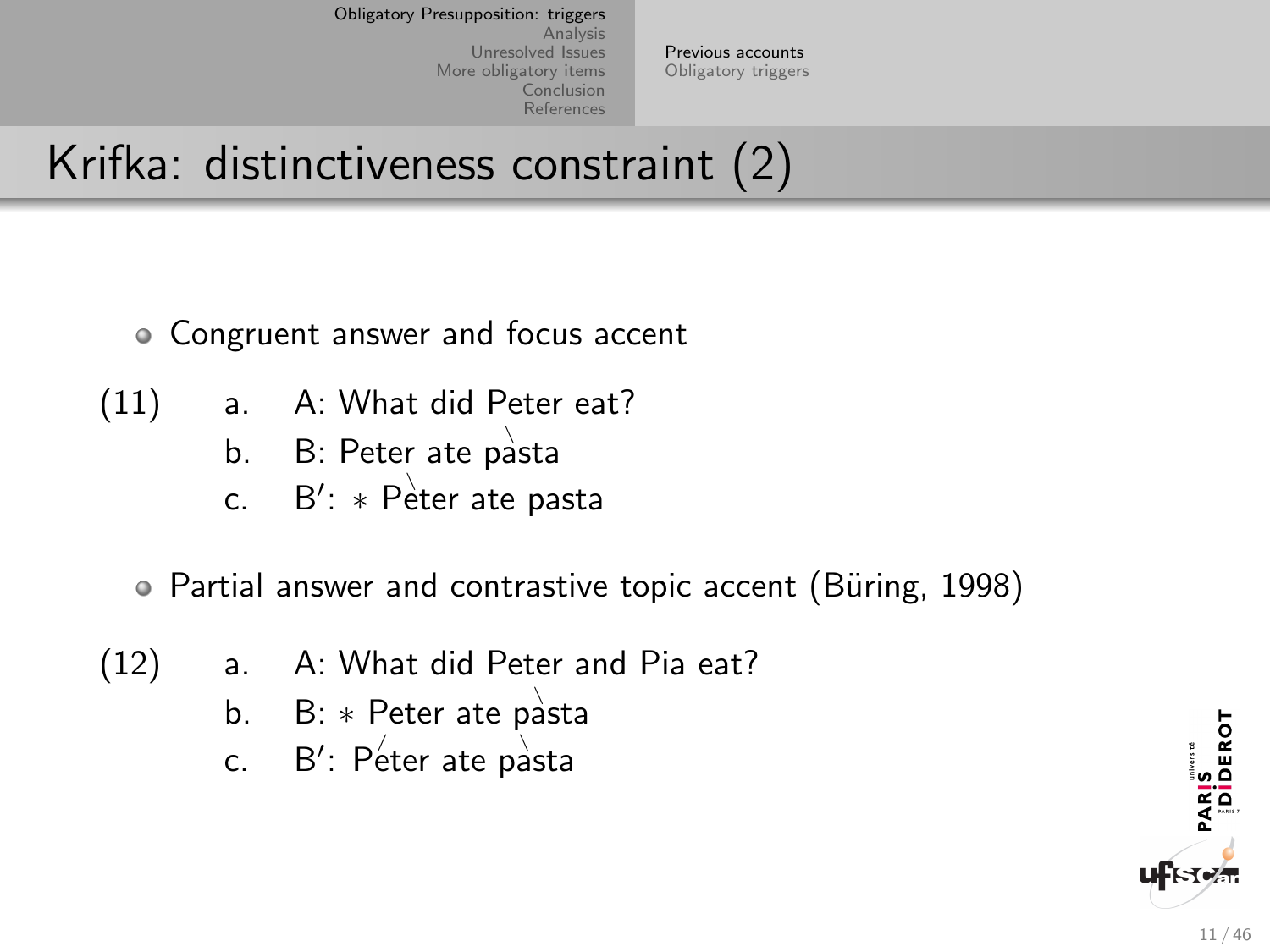# Krifka: distinctiveness constraint (2)

- Congruent answer and focus accent

(11) a. A: What did Peter eat?
  b. B: Peter ate pàsta
  c. B′: ∗ Pèter ate pasta

- Partial answer and contrastive topic accent (Büring, 1998)

(12) a. A: What did Peter and Pia eat?
  b. B: ∗ Peter ate pàsta
  c. B′: Péter ate pàsta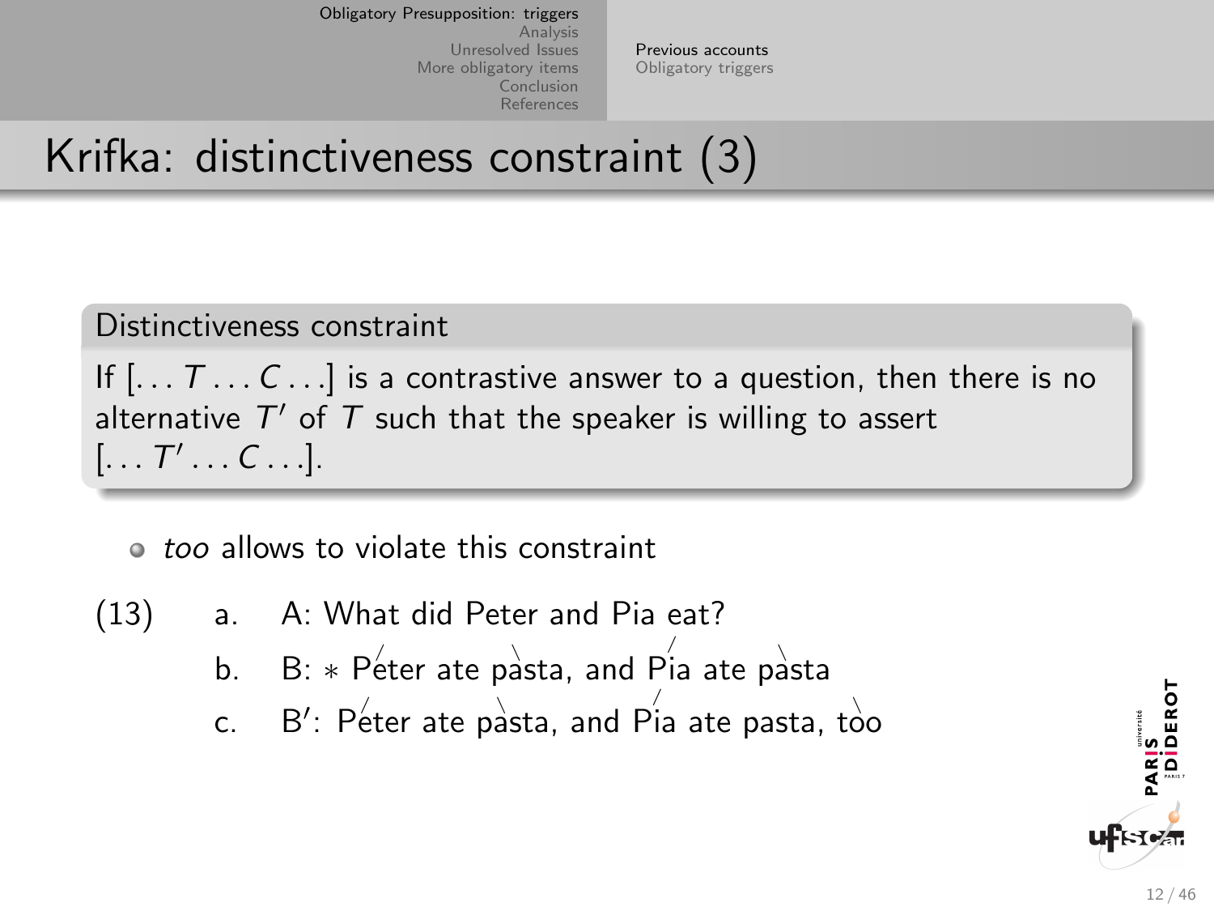# Krifka: distinctiveness constraint (3)

**Distinctiveness constraint**

If $[\ldots T \ldots C \ldots]$ is a contrastive answer to a question, then there is no alternative $T'$ of $T$ such that the speaker is willing to assert $[\ldots T' \ldots C \ldots]$.

- *too* allows to violate this constraint

(13)
a. A: What did Peter and Pia eat?
b. B: ∗ /Peter ate \pasta, and /Pia ate \pasta
c. B′: /Peter ate \pasta, and /Pia ate pasta, \too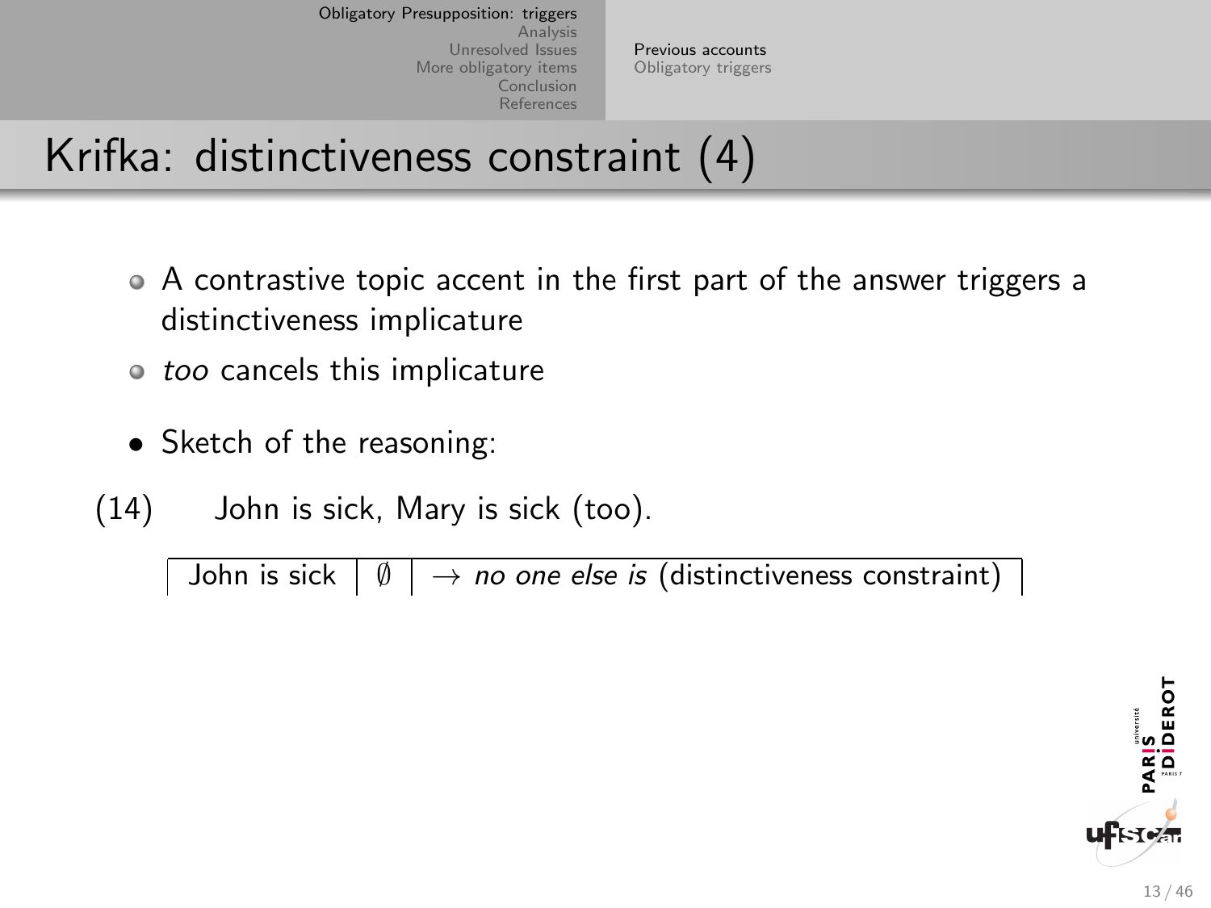# Krifka: distinctiveness constraint (4)

- A contrastive topic accent in the first part of the answer triggers a distinctiveness implicature
- *too* cancels this implicature

- Sketch of the reasoning:

(14) John is sick, Mary is sick (too).

| John is sick | $\emptyset$ | $\rightarrow$ *no one else is* (distinctiveness constraint) |
|---|---|---|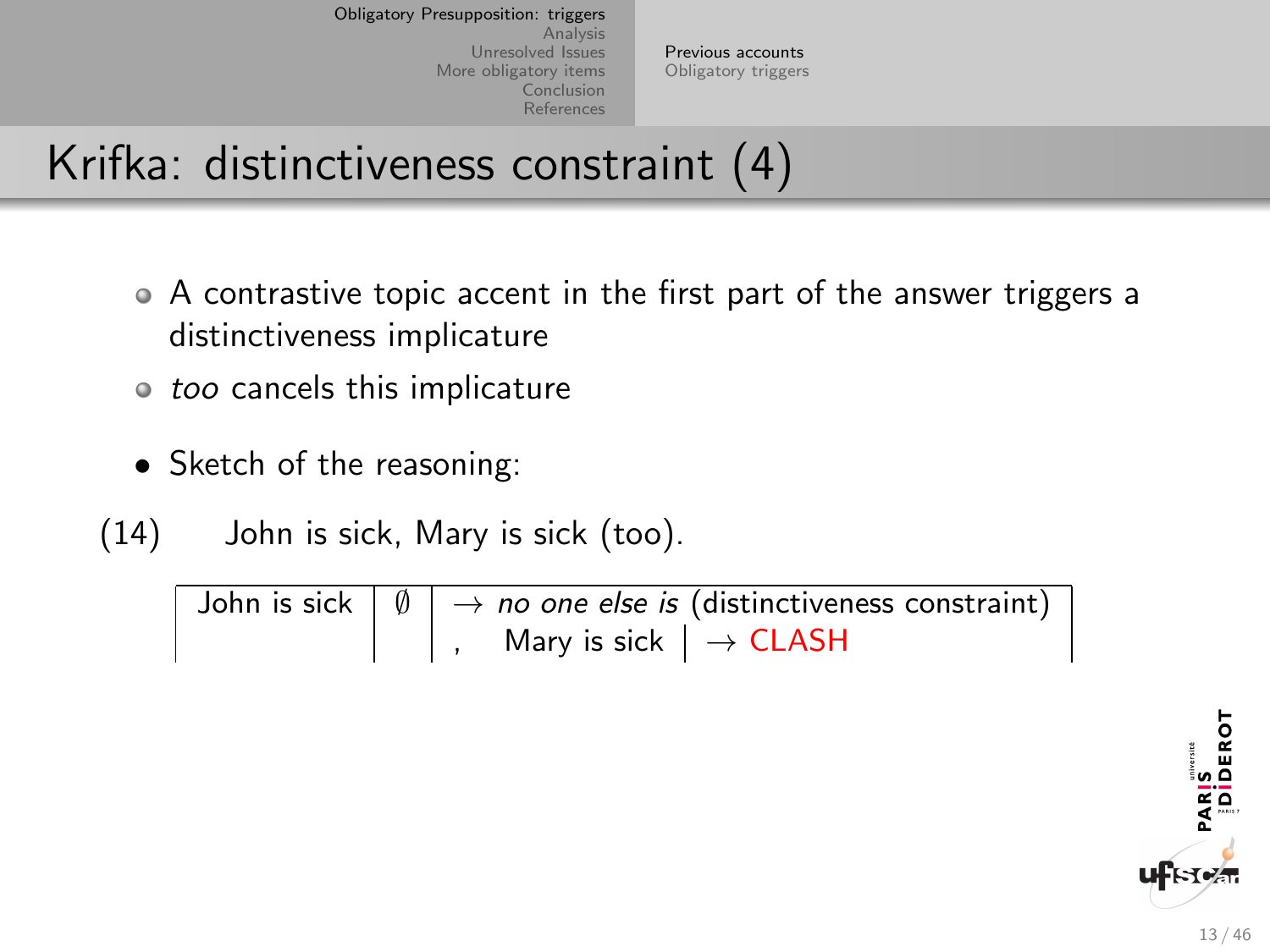# Krifka: distinctiveness constraint (4)

- A contrastive topic accent in the first part of the answer triggers a distinctiveness implicature
- *too* cancels this implicature

- Sketch of the reasoning:

(14) John is sick, Mary is sick (too).

| John is sick | $\emptyset$ | $\rightarrow$ *no one else is* (distinctiveness constraint) |
|---|---|---|
| | | , Mary is sick \| $\rightarrow$ CLASH |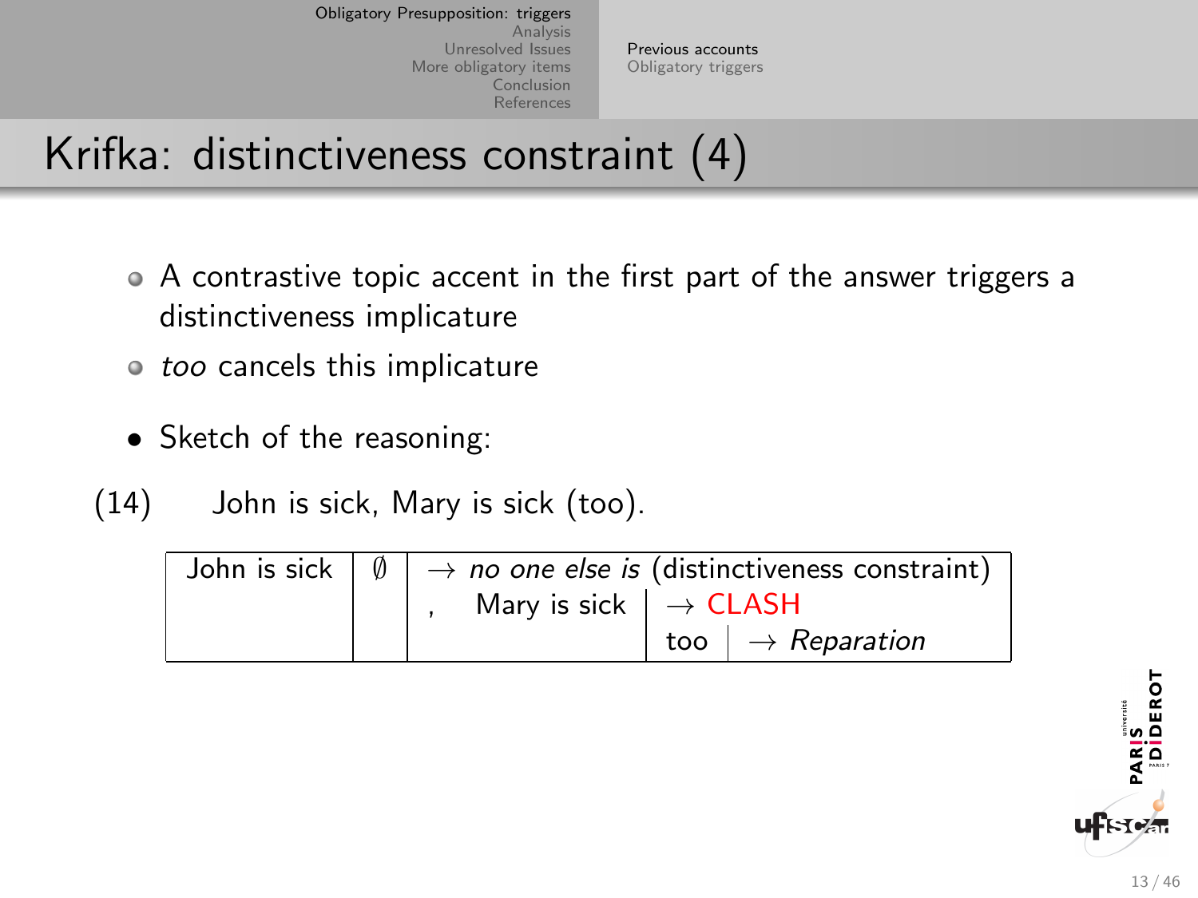# Krifka: distinctiveness constraint (4)

- A contrastive topic accent in the first part of the answer triggers a distinctiveness implicature
- *too* cancels this implicature

- Sketch of the reasoning:

(14) John is sick, Mary is sick (too).

| John is sick | $\emptyset$ | $\rightarrow$ *no one else is* (distinctiveness constraint) | | |
|---|---|---|---|---|
| | | , Mary is sick | $\rightarrow$ CLASH | |
| | | | too | $\rightarrow$ *Reparation* |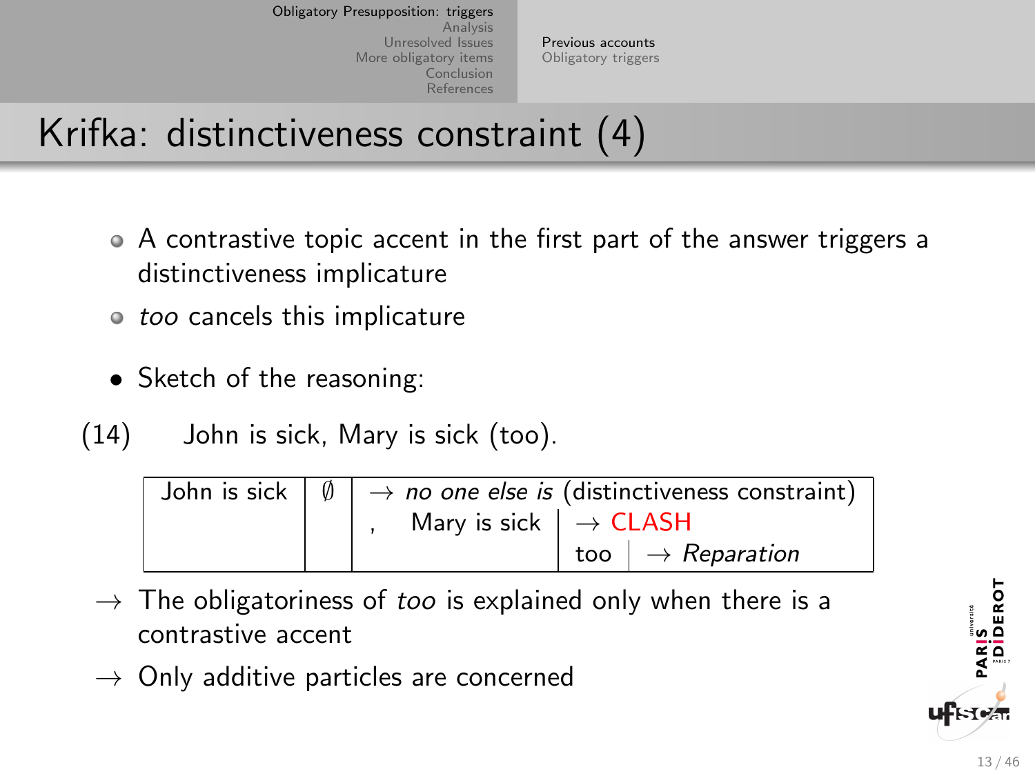# Krifka: distinctiveness constraint (4)

- A contrastive topic accent in the first part of the answer triggers a distinctiveness implicature
- *too* cancels this implicature

- Sketch of the reasoning:

(14) John is sick, Mary is sick (too).

| John is sick | ∅ | → *no one else is* (distinctiveness constraint) | | | |
|---|---|---|---|---|---|
| | | , | Mary is sick | → CLASH | |
| | | | | too | → *Reparation* |

→ The obligatoriness of *too* is explained only when there is a contrastive accent

→ Only additive particles are concerned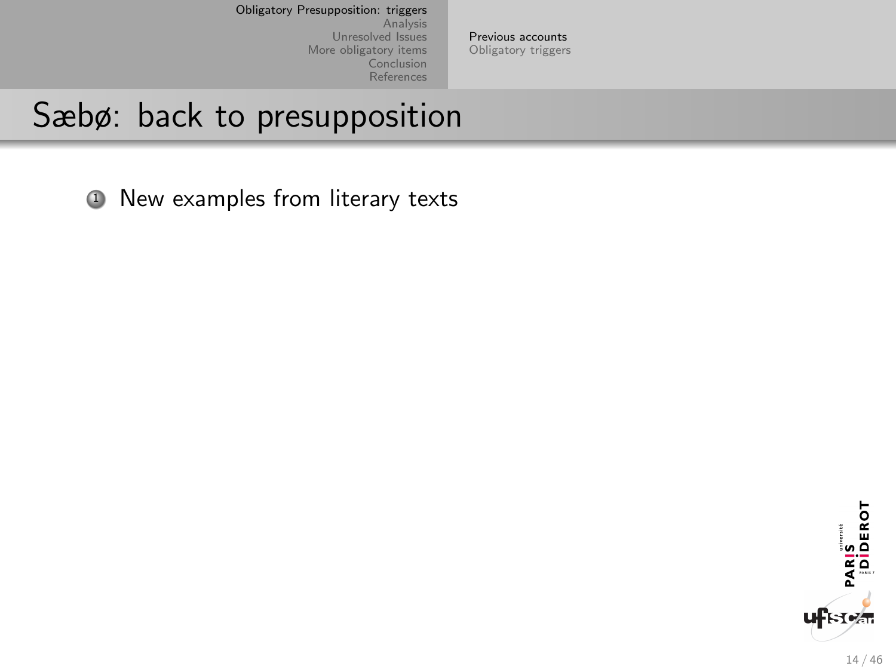# Sæbø: back to presupposition

1. New examples from literary texts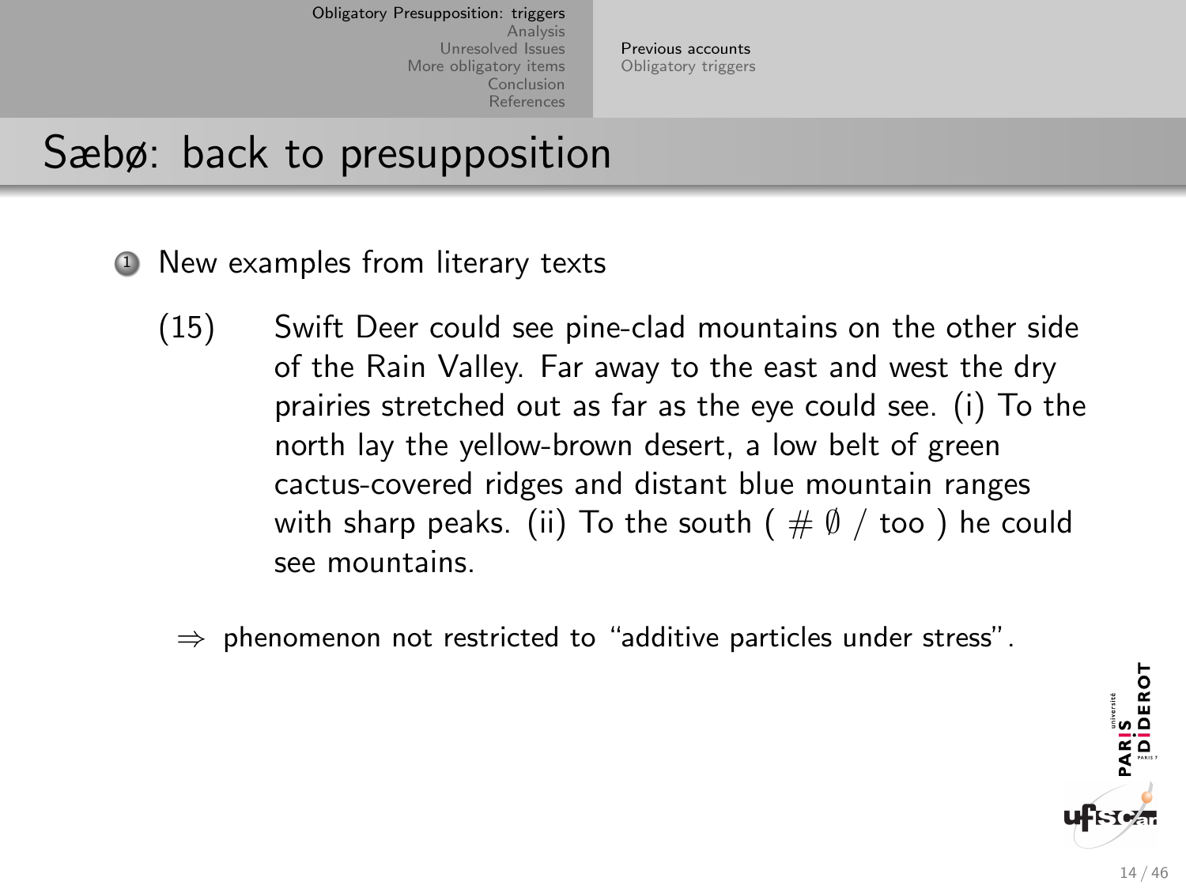# Sæbø: back to presupposition

1. New examples from literary texts

(15) Swift Deer could see pine-clad mountains on the other side of the Rain Valley. Far away to the east and west the dry prairies stretched out as far as the eye could see. (i) To the north lay the yellow-brown desert, a low belt of green cactus-covered ridges and distant blue mountain ranges with sharp peaks. (ii) To the south ( $\#\ \emptyset$ / too ) he could see mountains.

$\Rightarrow$ phenomenon not restricted to "additive particles under stress".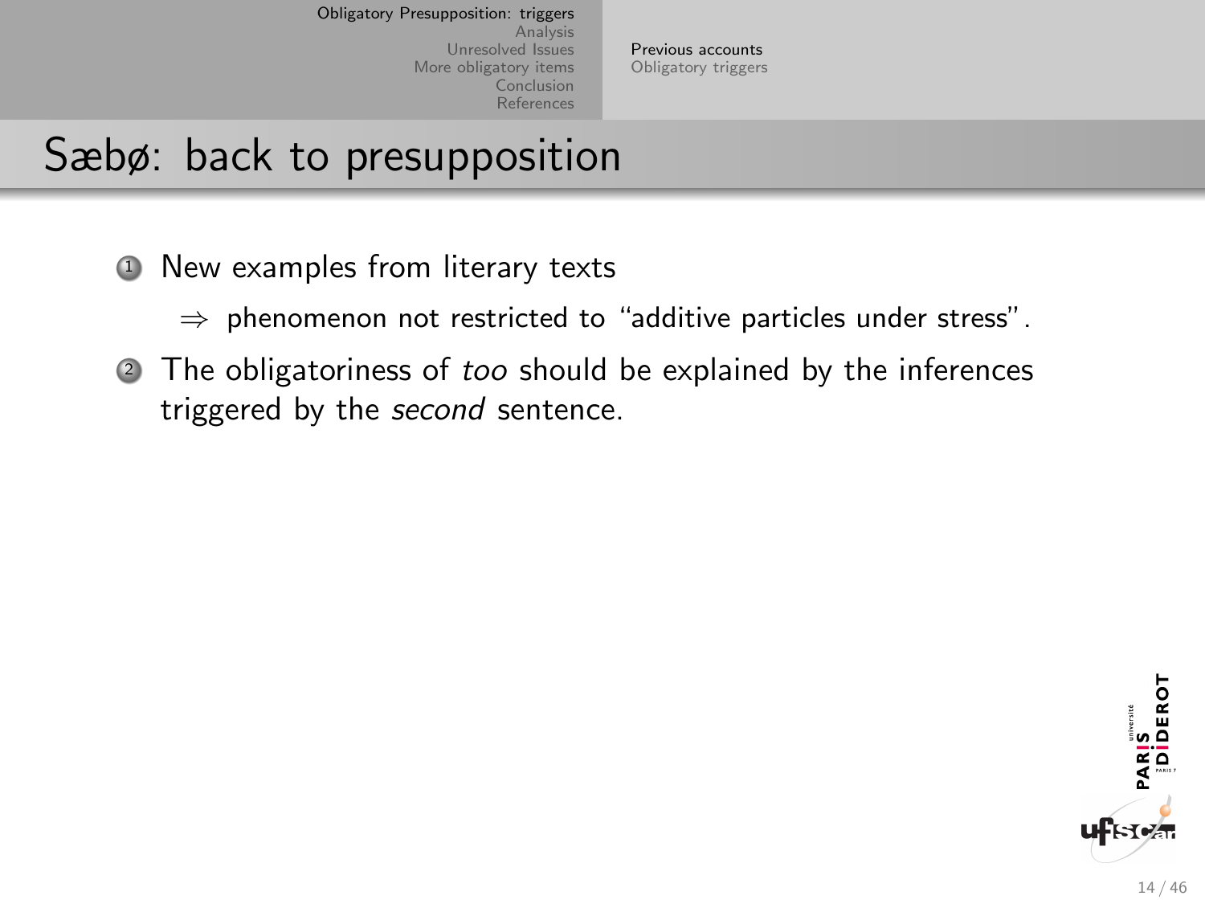# Sæbø: back to presupposition

1. New examples from literary texts

   ⇒ phenomenon not restricted to "additive particles under stress".

2. The obligatoriness of *too* should be explained by the inferences triggered by the *second* sentence.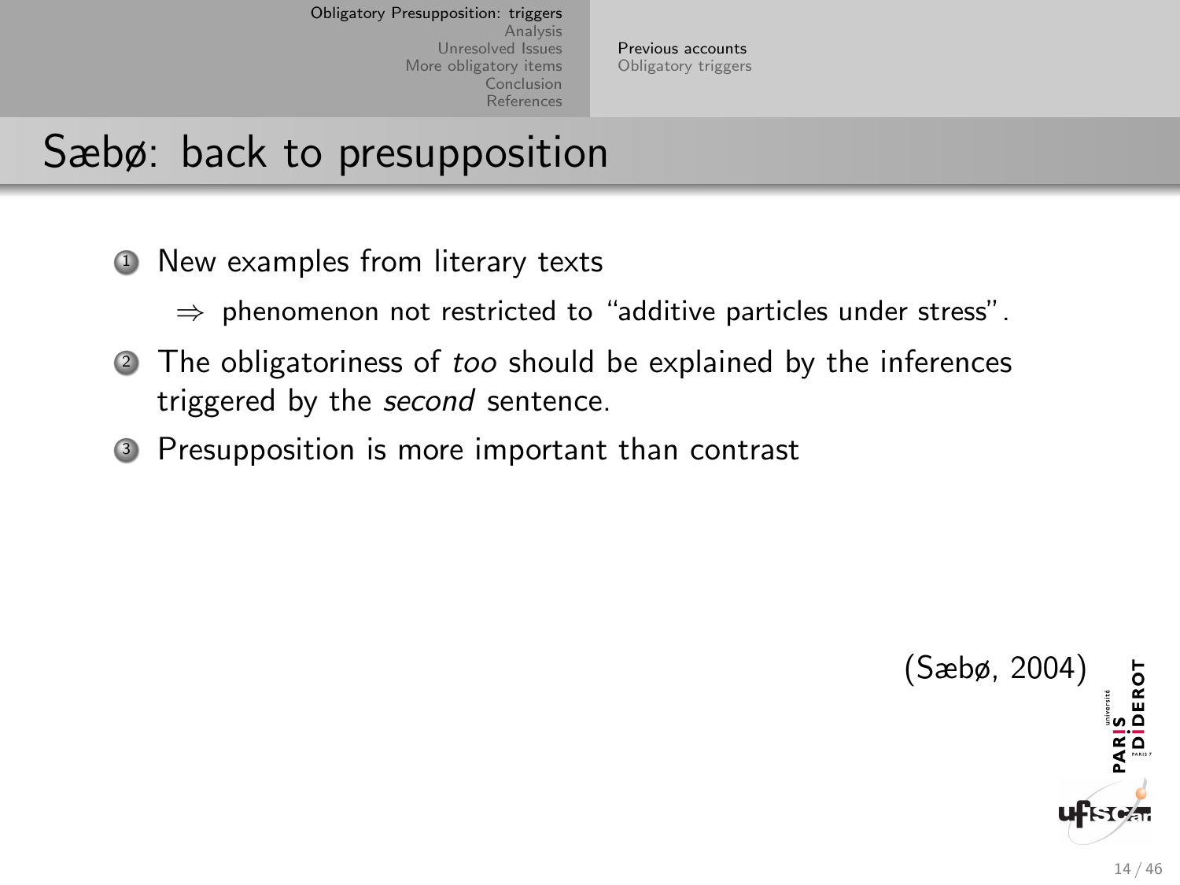# Sæbø: back to presupposition

1. New examples from literary texts

   ⇒ phenomenon not restricted to "additive particles under stress".

2. The obligatoriness of *too* should be explained by the inferences triggered by the *second* sentence.
3. Presupposition is more important than contrast

(Sæbø, 2004)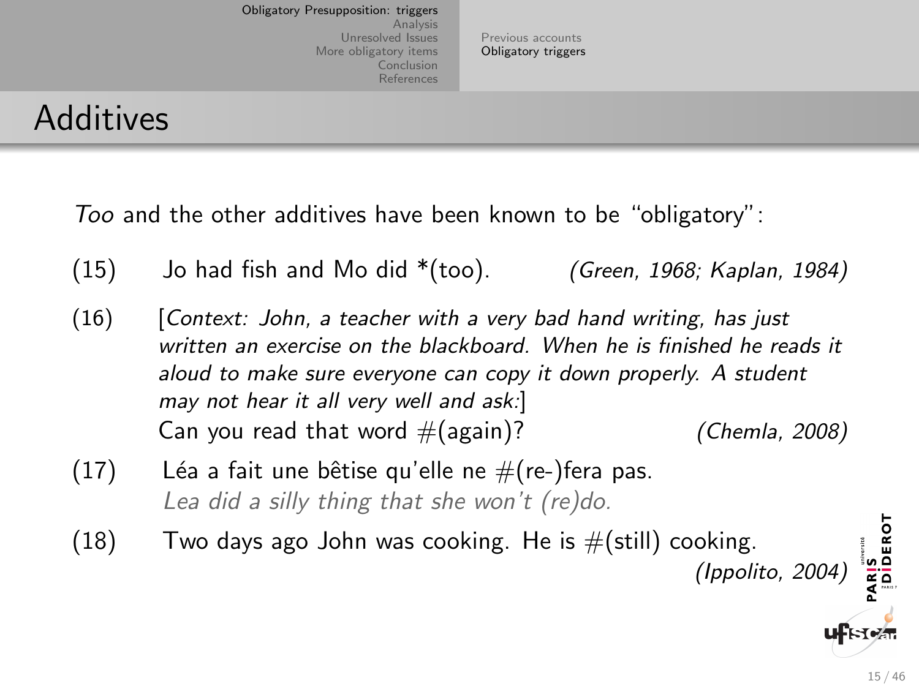## Additives

*Too* and the other additives have been known to be “obligatory”:

(15) Jo had fish and Mo did *(too). *(Green, 1968; Kaplan, 1984)*

(16) [*Context: John, a teacher with a very bad hand writing, has just written an exercise on the blackboard. When he is finished he reads it aloud to make sure everyone can copy it down properly. A student may not hear it all very well and ask:*]
Can you read that word #(again)? *(Chemla, 2008)*

(17) Léa a fait une bêtise qu'elle ne #(re-)fera pas.
*Lea did a silly thing that she won't (re)do.*

(18) Two days ago John was cooking. He is #(still) cooking. *(Ippolito, 2004)*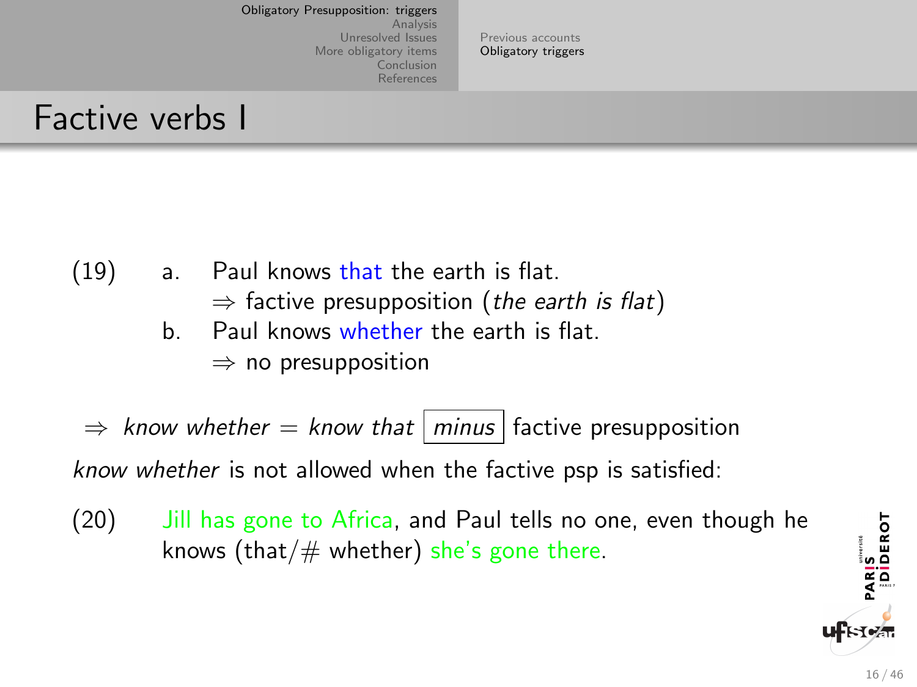# Factive verbs I

(19) a. Paul knows that the earth is flat.
$\Rightarrow$ factive presupposition (*the earth is flat*)

b. Paul knows whether the earth is flat.
$\Rightarrow$ no presupposition

$\Rightarrow$ *know whether* = *know that* *minus* factive presupposition

*know whether* is not allowed when the factive psp is satisfied:

(20) Jill has gone to Africa, and Paul tells no one, even though he knows (that/# whether) she's gone there.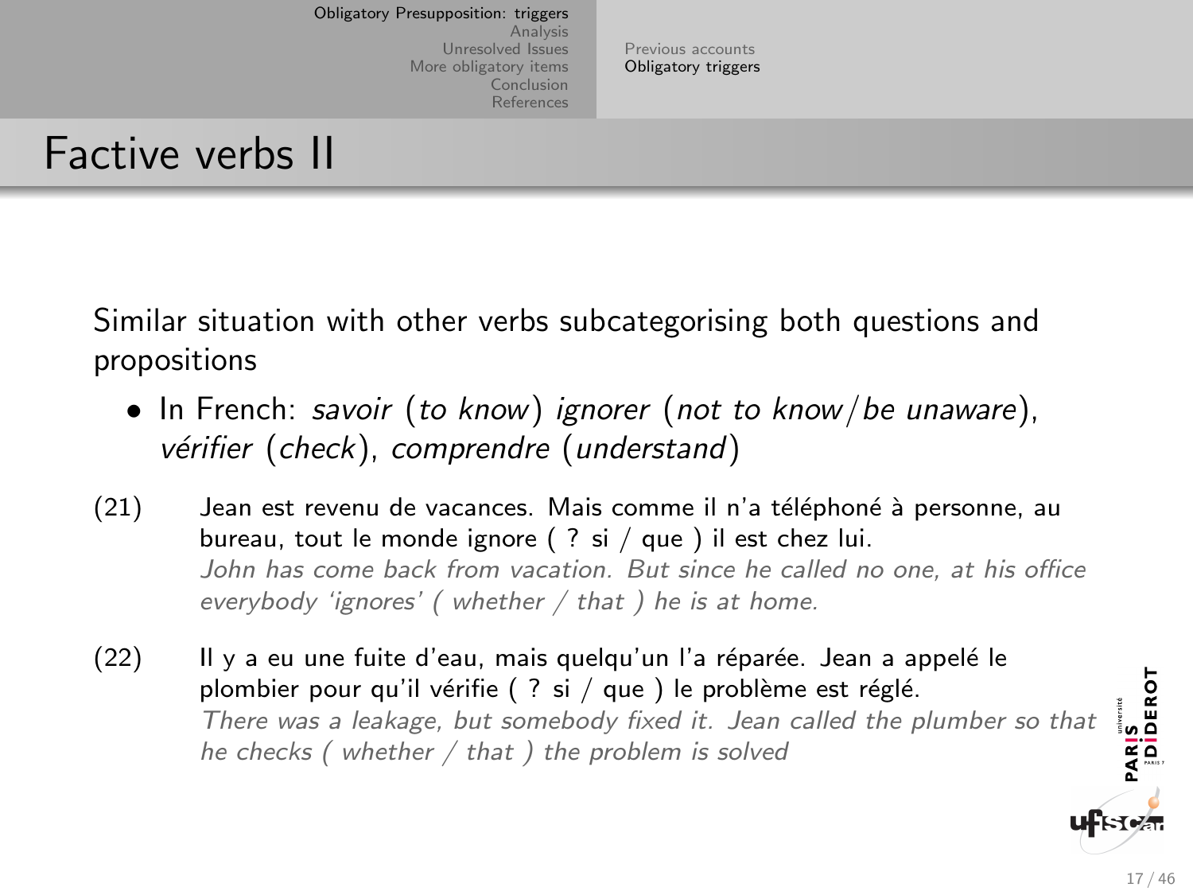# Factive verbs II

Similar situation with other verbs subcategorising both questions and propositions

- In French: *savoir* (*to know*) *ignorer* (*not to know/be unaware*), *vérifier* (*check*), *comprendre* (*understand*)

(21) Jean est revenu de vacances. Mais comme il n'a téléphoné à personne, au bureau, tout le monde ignore ( ? si / que ) il est chez lui.
*John has come back from vacation. But since he called no one, at his office everybody 'ignores' ( whether / that ) he is at home.*

(22) Il y a eu une fuite d'eau, mais quelqu'un l'a réparée. Jean a appelé le plombier pour qu'il vérifie ( ? si / que ) le problème est réglé.
*There was a leakage, but somebody fixed it. Jean called the plumber so that he checks ( whether / that ) the problem is solved*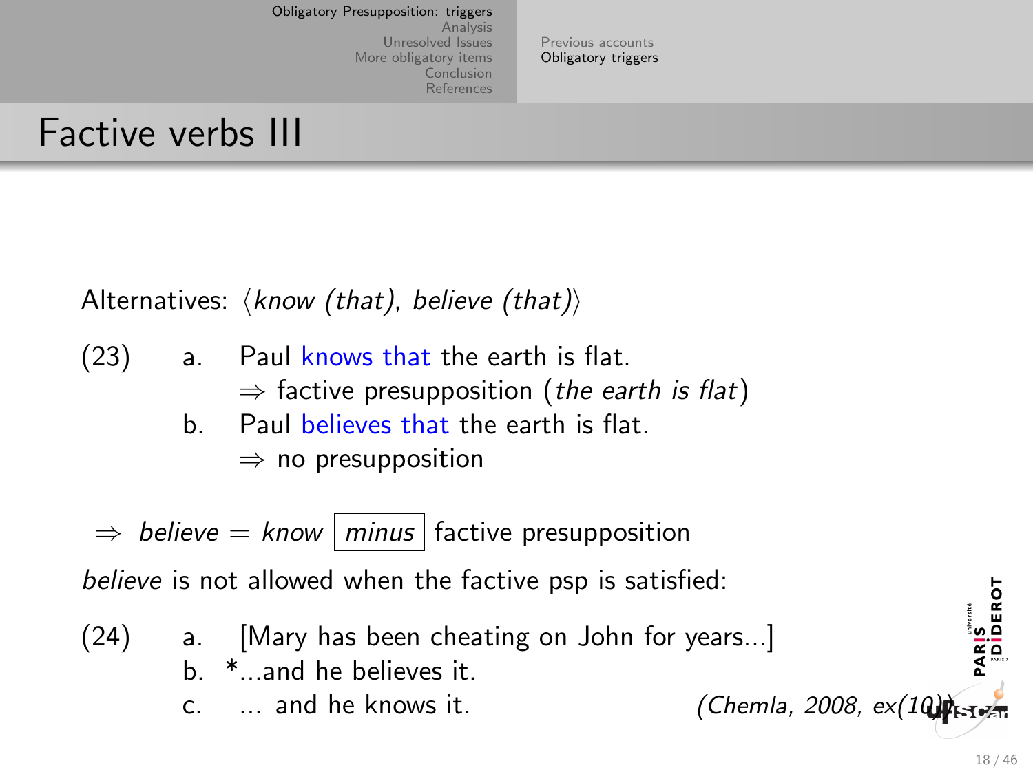# Factive verbs III

Alternatives: ⟨*know (that)*, *believe (that)*⟩

(23) a. Paul knows that the earth is flat.
  $\Rightarrow$ factive presupposition (*the earth is flat*)
 b. Paul believes that the earth is flat.
  $\Rightarrow$ no presupposition

$\Rightarrow$ *believe* = *know* *minus* factive presupposition

*believe* is not allowed when the factive psp is satisfied:

(24) a. [Mary has been cheating on John for years...]
 b. *...and he believes it.
 c. ... and he knows it. *(Chemla, 2008, ex(10))*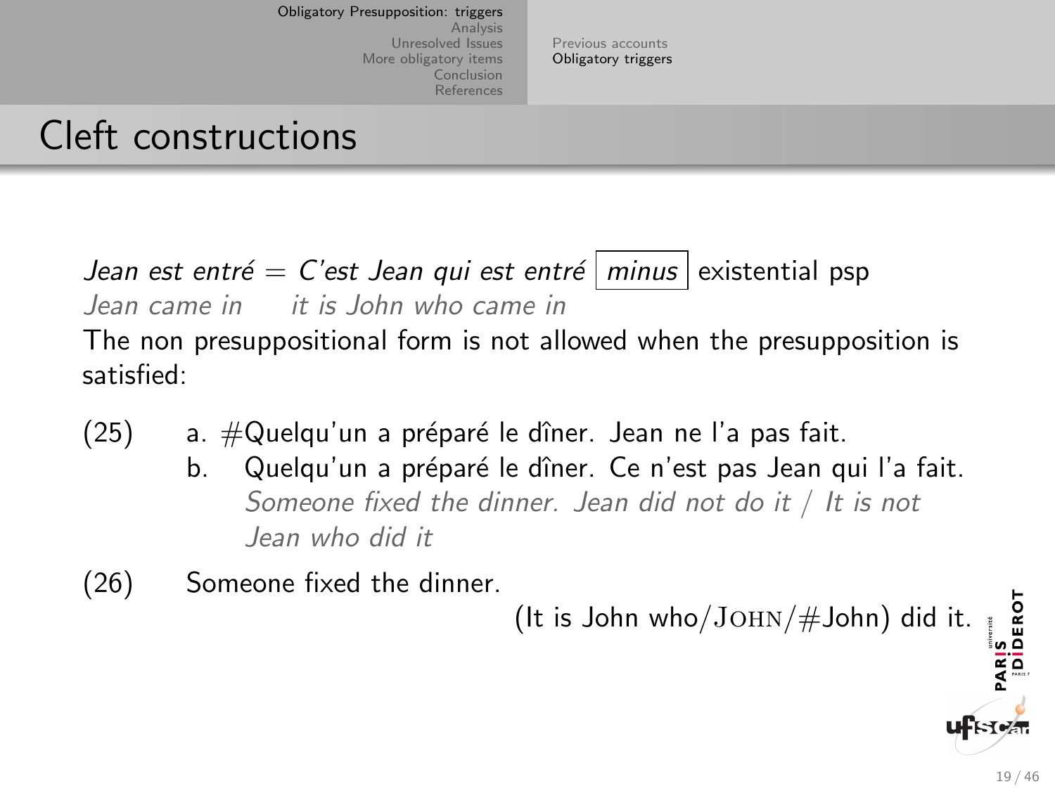## Cleft constructions

*Jean est entré* = *C'est Jean qui est entré* *minus* existential psp
*Jean came in*  *it is John who came in*

The non presuppositional form is not allowed when the presupposition is satisfied:

(25) a. #Quelqu'un a préparé le dîner. Jean ne l'a pas fait.
 b. Quelqu'un a préparé le dîner. Ce n'est pas Jean qui l'a fait.
 *Someone fixed the dinner. Jean did not do it / It is not Jean who did it*

(26) Someone fixed the dinner.
 (It is John who/JOHN/#John) did it.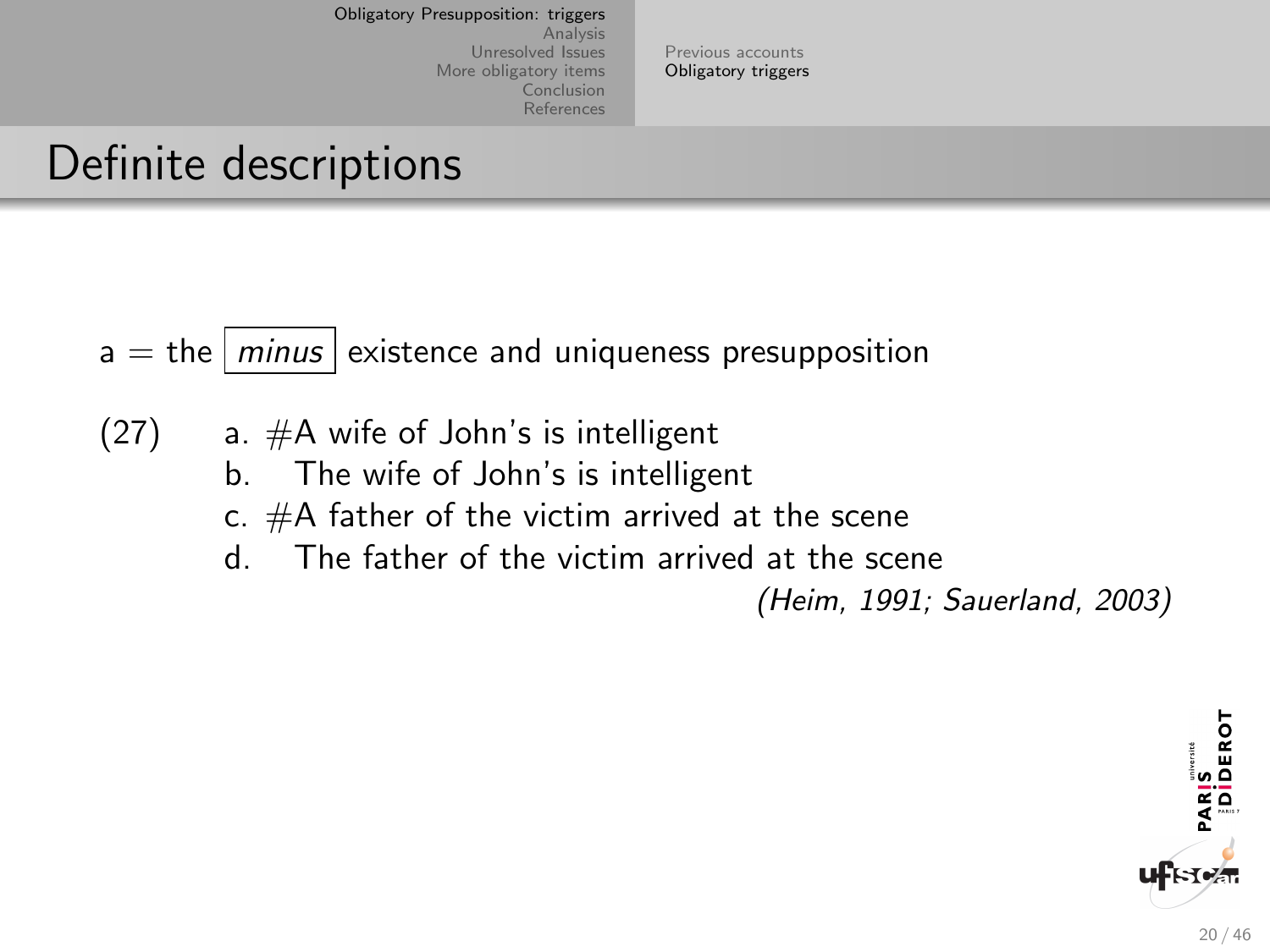# Definite descriptions

a = the *minus* existence and uniqueness presupposition

(27)
- a. #A wife of John's is intelligent
- b. The wife of John's is intelligent
- c. #A father of the victim arrived at the scene
- d. The father of the victim arrived at the scene

*(Heim, 1991; Sauerland, 2003)*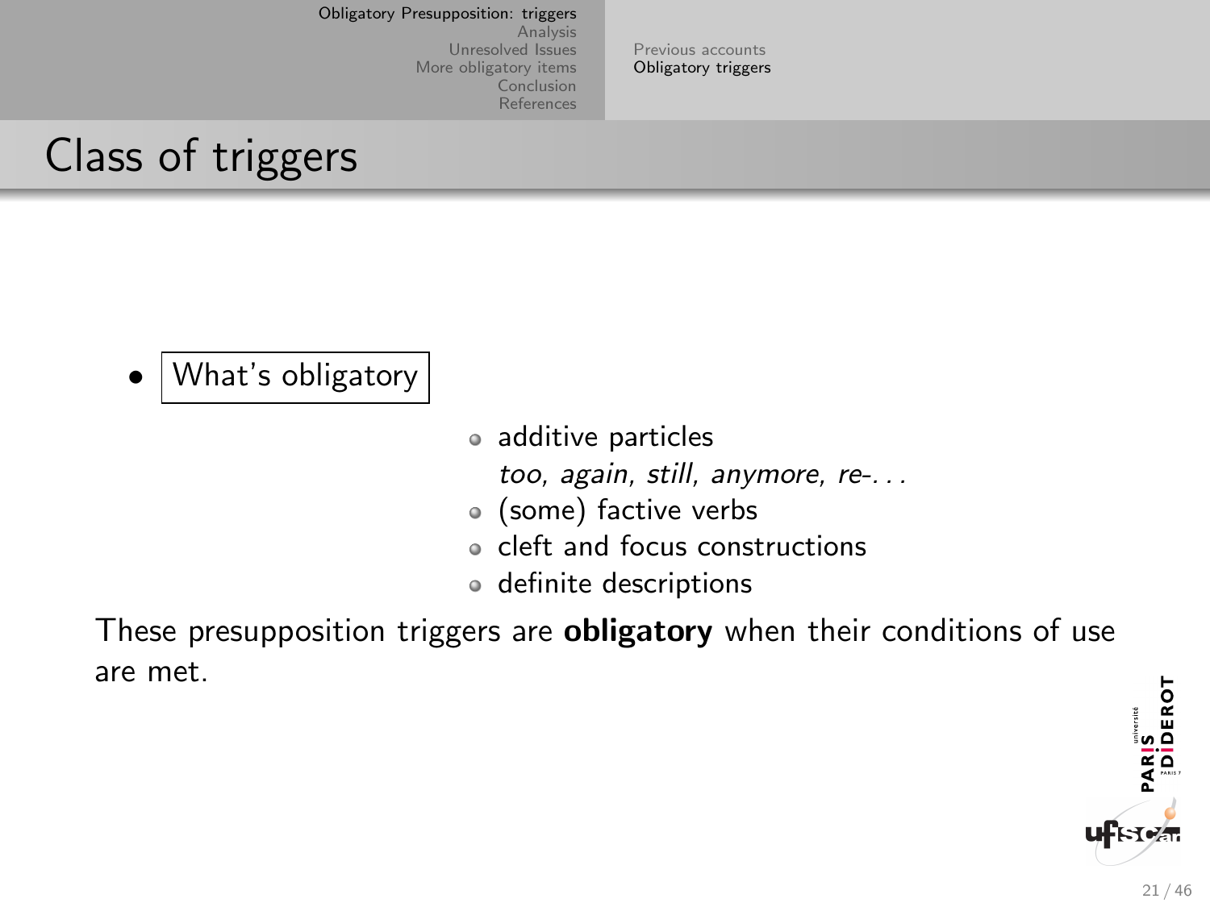# Class of triggers

- What's obligatory
  - additive particles
    *too*, *again*, *still*, *anymore*, *re-*. . .
  - (some) factive verbs
  - cleft and focus constructions
  - definite descriptions

These presupposition triggers are **obligatory** when their conditions of use are met.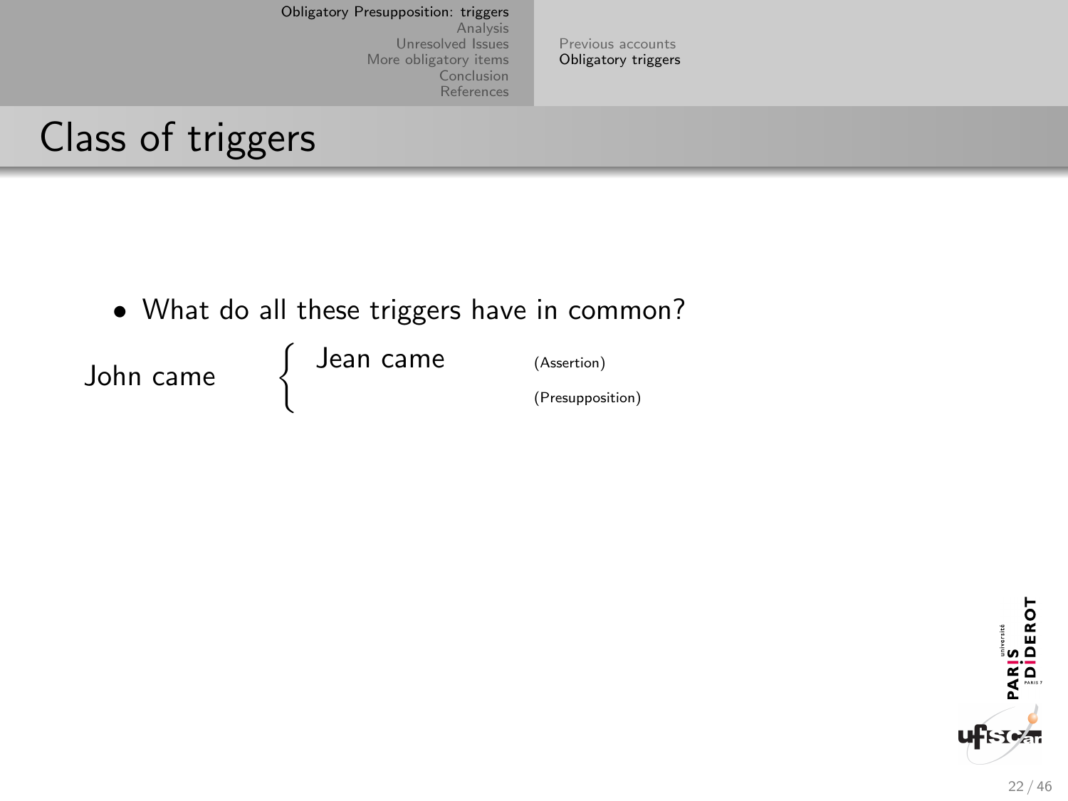# Class of triggers

- What do all these triggers have in common?

John came { Jean came (Assertion)

(Presupposition)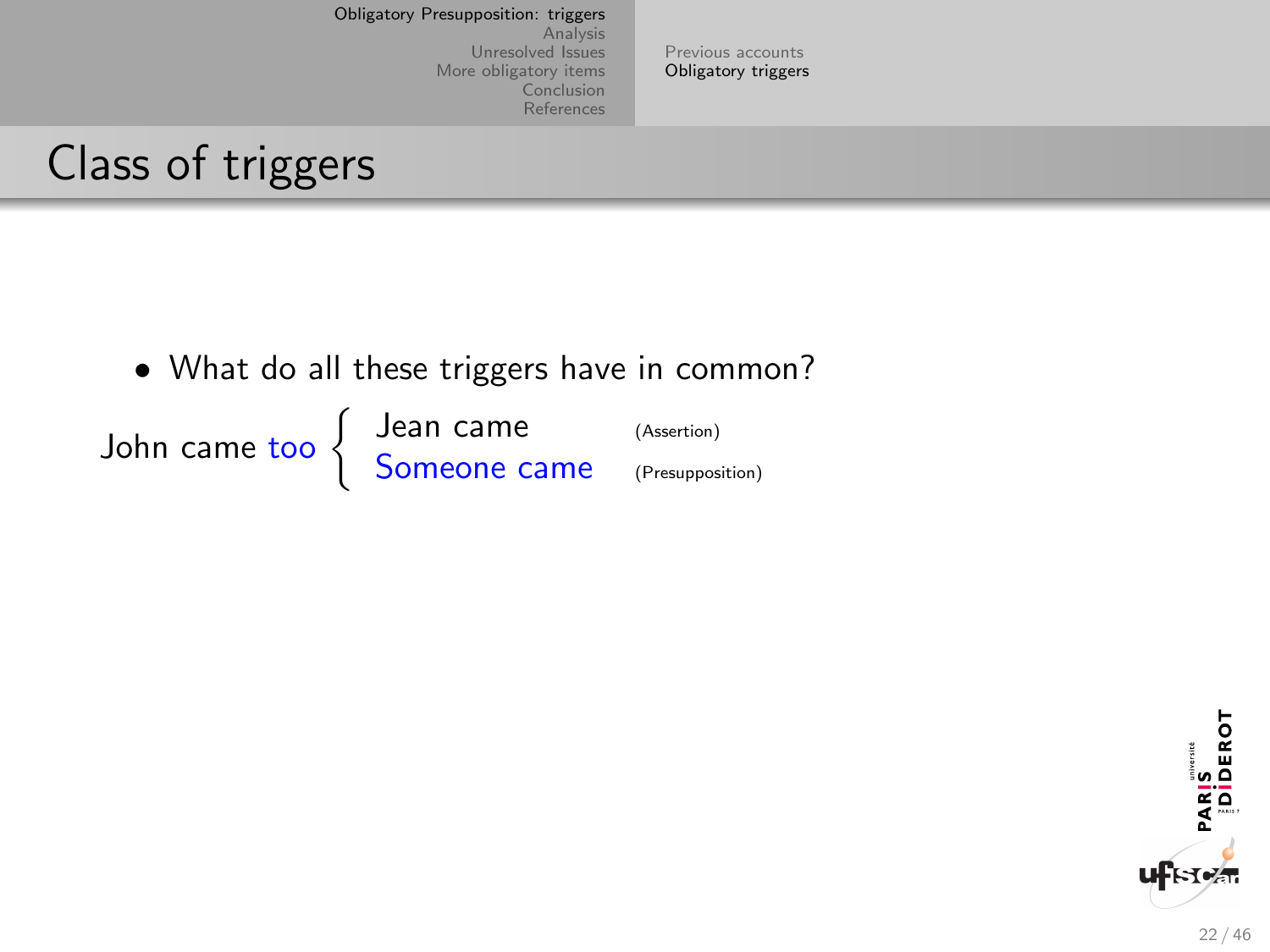## Class of triggers

- What do all these triggers have in common?

John came too { Jean came (Assertion)
Someone came (Presupposition)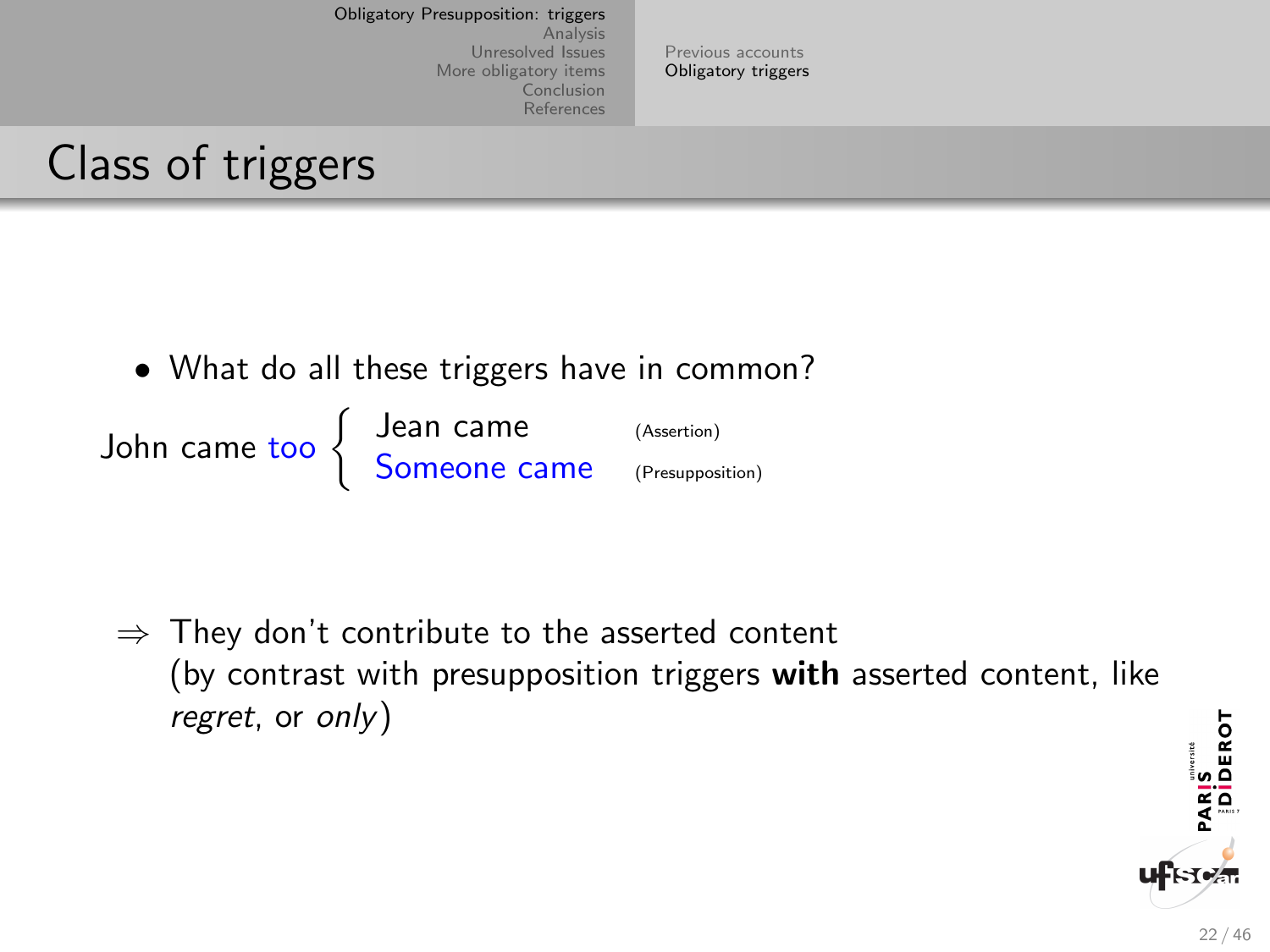# Class of triggers

- What do all these triggers have in common?

John came too { Jean came (Assertion)
Someone came (Presupposition) }

⇒ They don't contribute to the asserted content
(by contrast with presupposition triggers **with** asserted content, like *regret*, or *only*)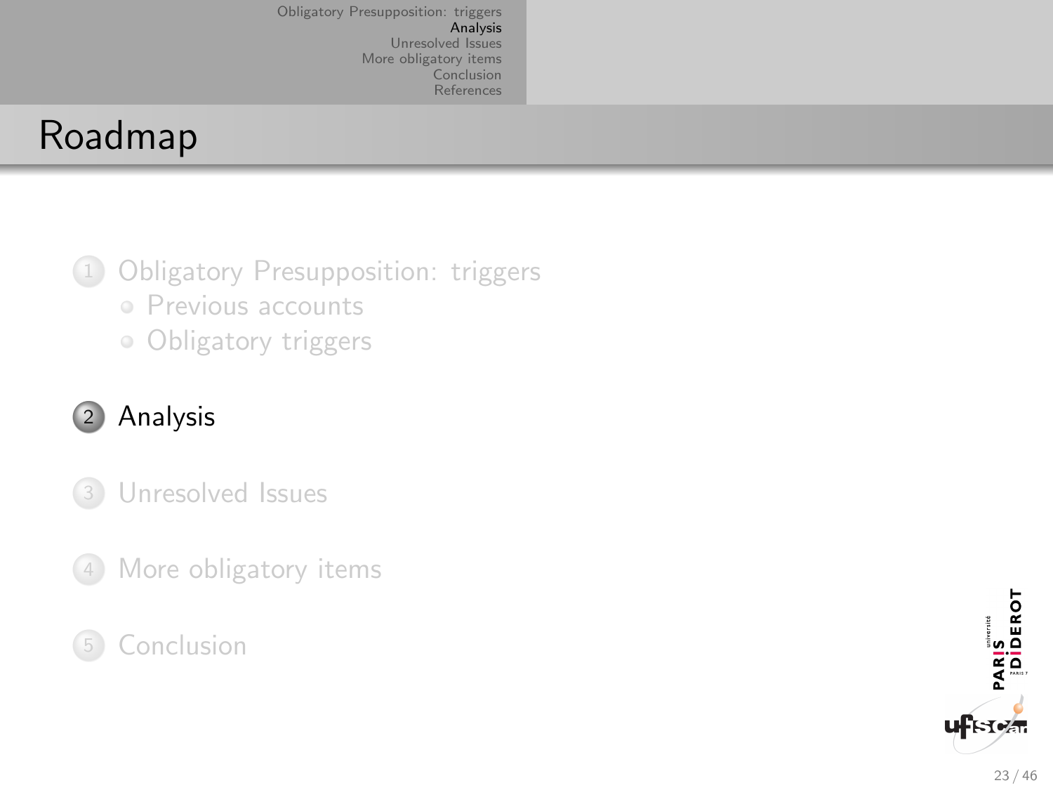# Roadmap

1. Obligatory Presupposition: triggers
   - Previous accounts
   - Obligatory triggers
2. Analysis
3. Unresolved Issues
4. More obligatory items
5. Conclusion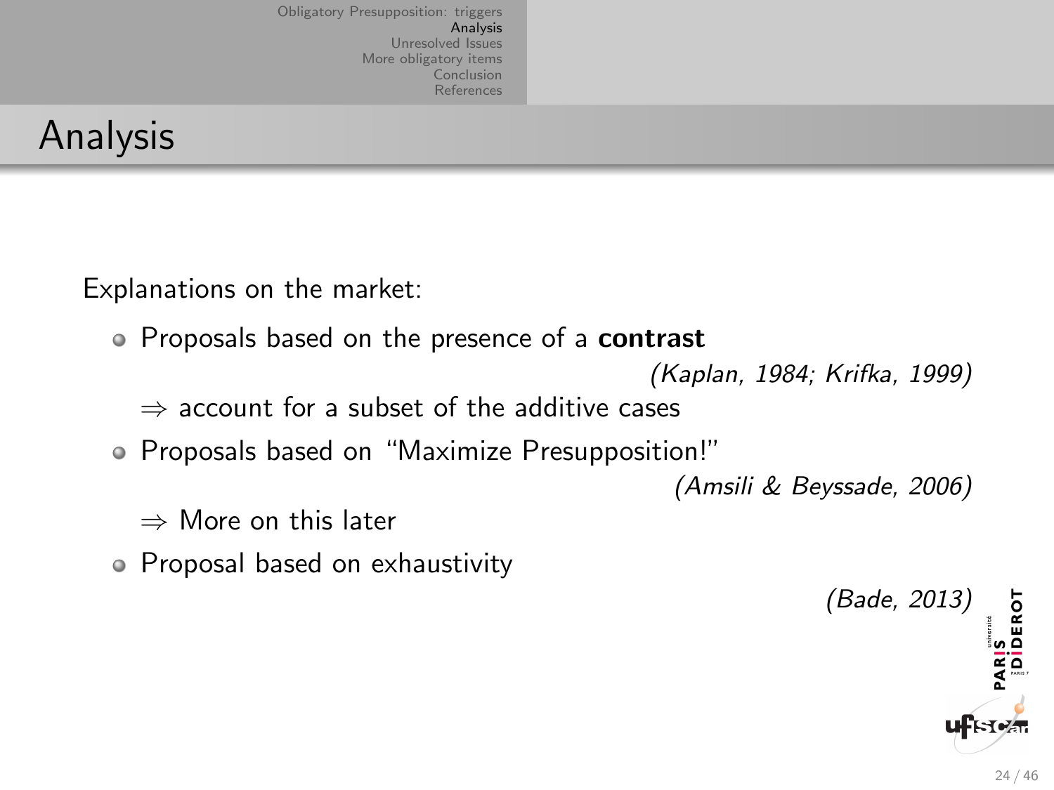# Analysis

Explanations on the market:

- Proposals based on the presence of a **contrast**

  *(Kaplan, 1984; Krifka, 1999)*

  ⇒ account for a subset of the additive cases

- Proposals based on "Maximize Presupposition!"

  *(Amsili & Beyssade, 2006)*

  ⇒ More on this later

- Proposal based on exhaustivity

  *(Bade, 2013)*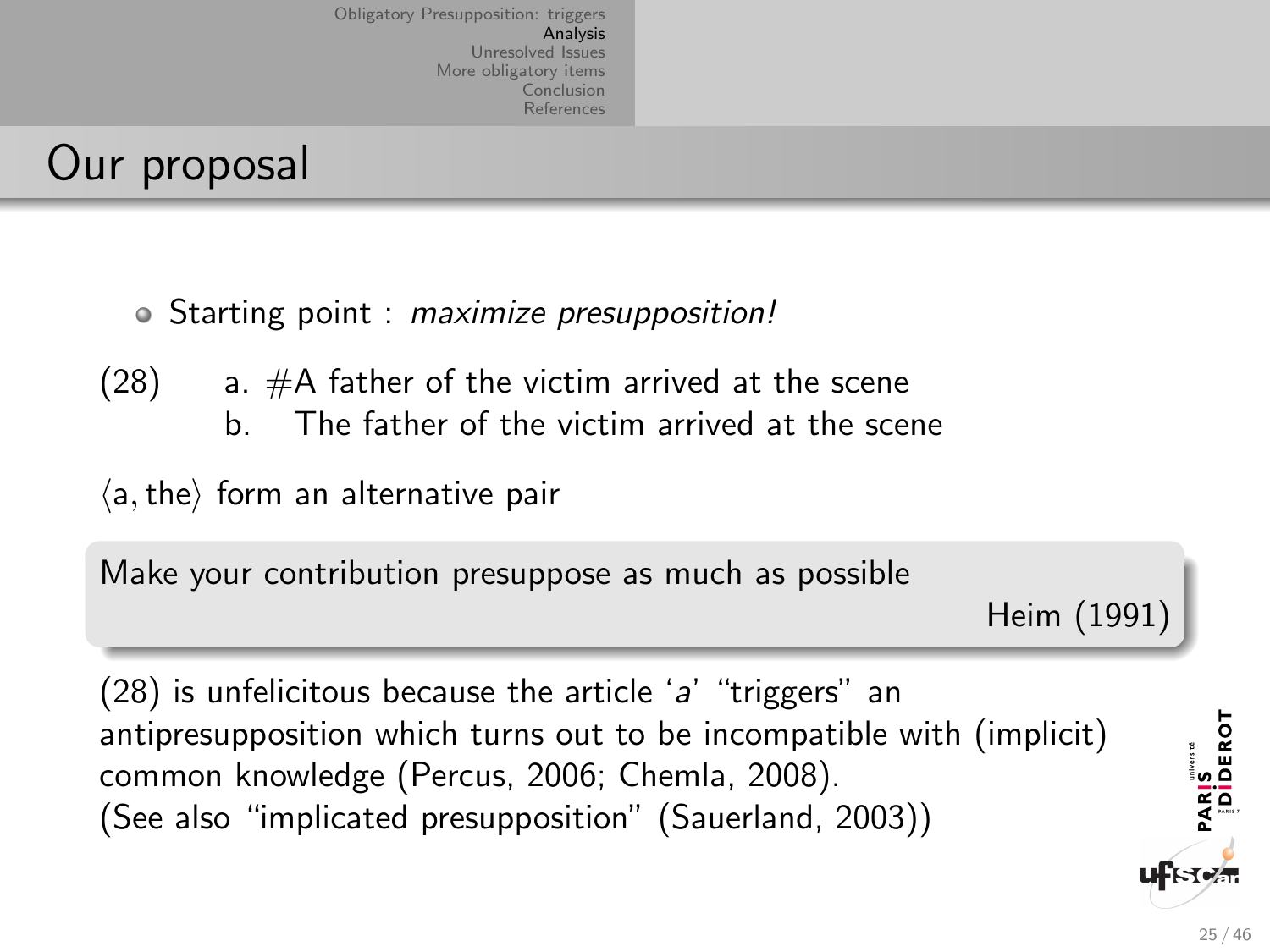## Our proposal

- Starting point : *maximize presupposition!*

(28) a. #A father of the victim arrived at the scene
 b. The father of the victim arrived at the scene

$\langle$a, the$\rangle$ form an alternative pair

> Make your contribution presuppose as much as possible
>
> Heim (1991)

(28) is unfelicitous because the article '*a*' "triggers" an antipresupposition which turns out to be incompatible with (implicit) common knowledge (Percus, 2006; Chemla, 2008).
(See also "implicated presupposition" (Sauerland, 2003))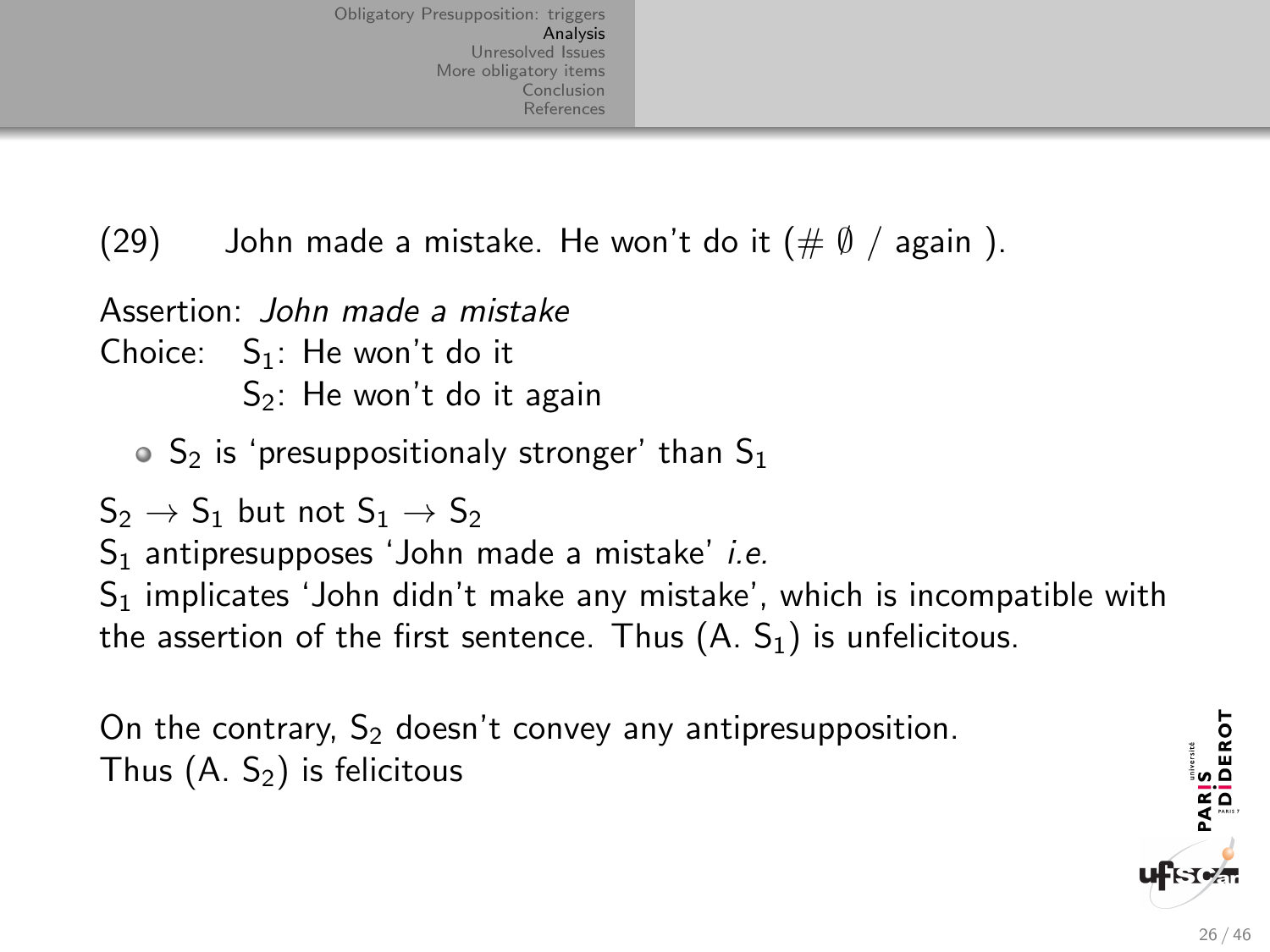(29) John made a mistake. He won't do it (# $\emptyset$ / again ).

Assertion: *John made a mistake*
Choice: $S_1$: He won't do it
$S_2$: He won't do it again

- $S_2$ is 'presuppositionaly stronger' than $S_1$

$S_2 \rightarrow S_1$ but not $S_1 \rightarrow S_2$
$S_1$ antipresupposes 'John made a mistake' *i.e.*
$S_1$ implicates 'John didn't make any mistake', which is incompatible with the assertion of the first sentence. Thus (A. $S_1$) is unfelicitous.

On the contrary, $S_2$ doesn't convey any antipresupposition.
Thus (A. $S_2$) is felicitous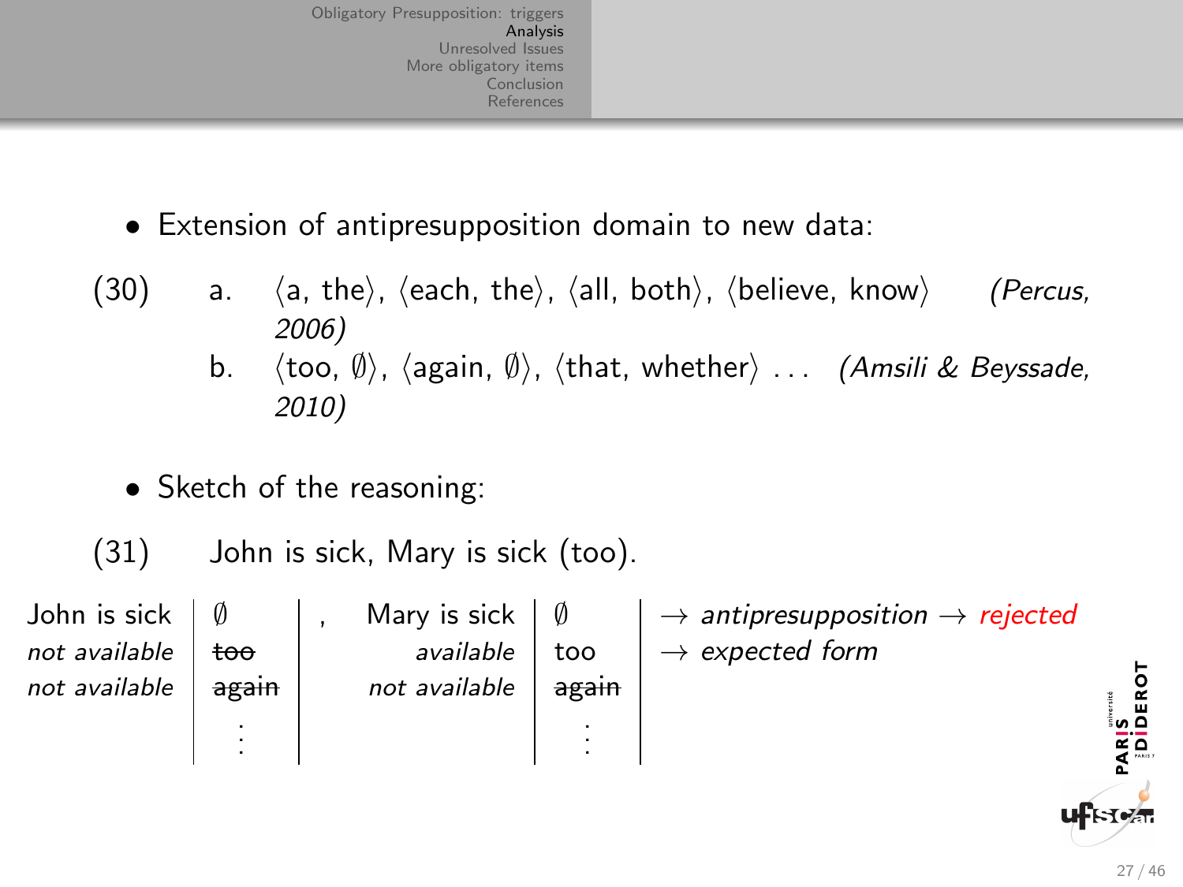- Extension of antipresupposition domain to new data:

(30) a. ⟨a, the⟩, ⟨each, the⟩, ⟨all, both⟩, ⟨believe, know⟩ *(Percus, 2006)*

b. ⟨too, $\emptyset$⟩, ⟨again, $\emptyset$⟩, ⟨that, whether⟩ … *(Amsili & Beyssade, 2010)*

- Sketch of the reasoning:

(31) John is sick, Mary is sick (too).

| | | | | | |
|---|---|---|---|---|---|
| John is sick | $\emptyset$ | , | Mary is sick | $\emptyset$ | → *antipresupposition* → *rejected* |
| *not available* | ~~too~~ | | *available* | too | → *expected form* |
| *not available* | ~~again~~ | | *not available* | ~~again~~ | |
| | ⋮ | | | ⋮ | |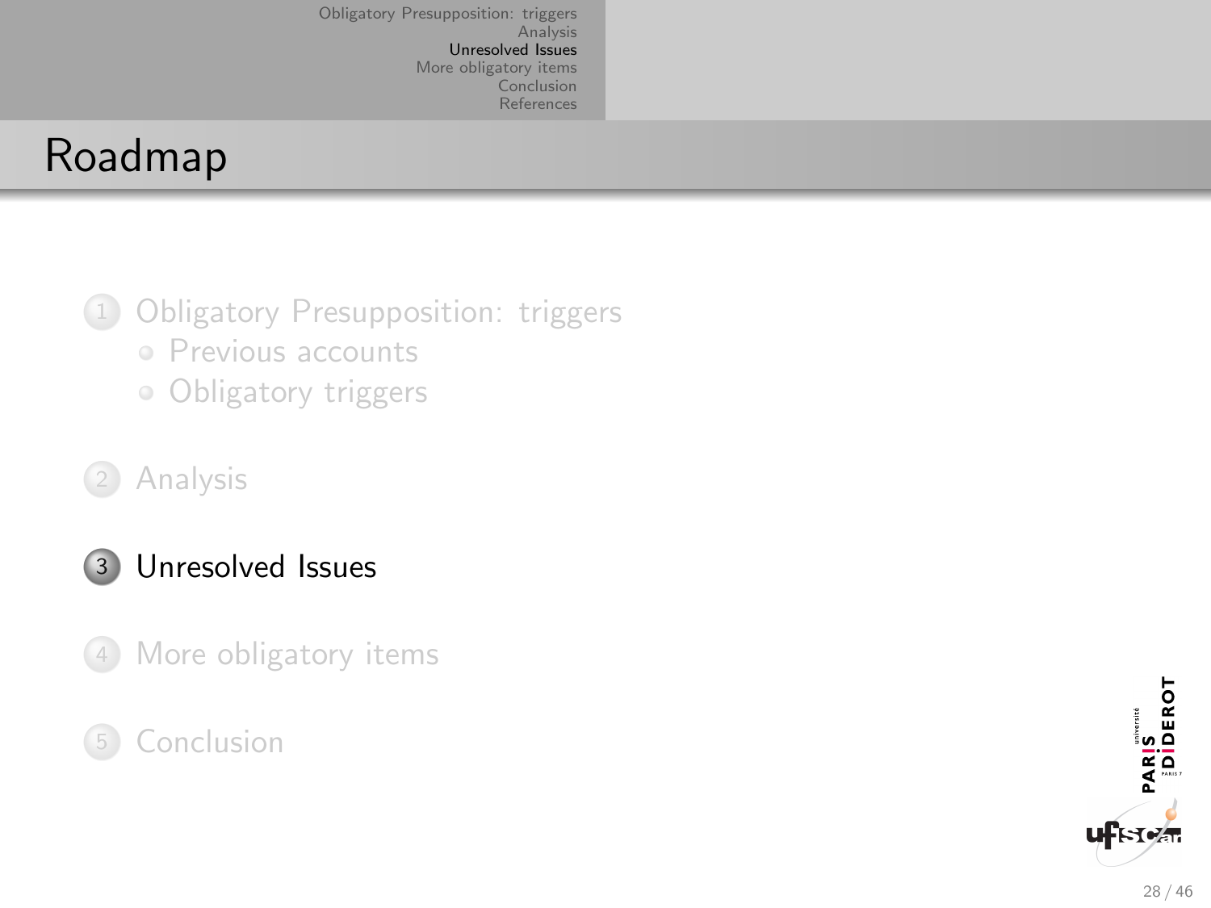# Roadmap

1. Obligatory Presupposition: triggers
   - Previous accounts
   - Obligatory triggers
2. Analysis
3. **Unresolved Issues**
4. More obligatory items
5. Conclusion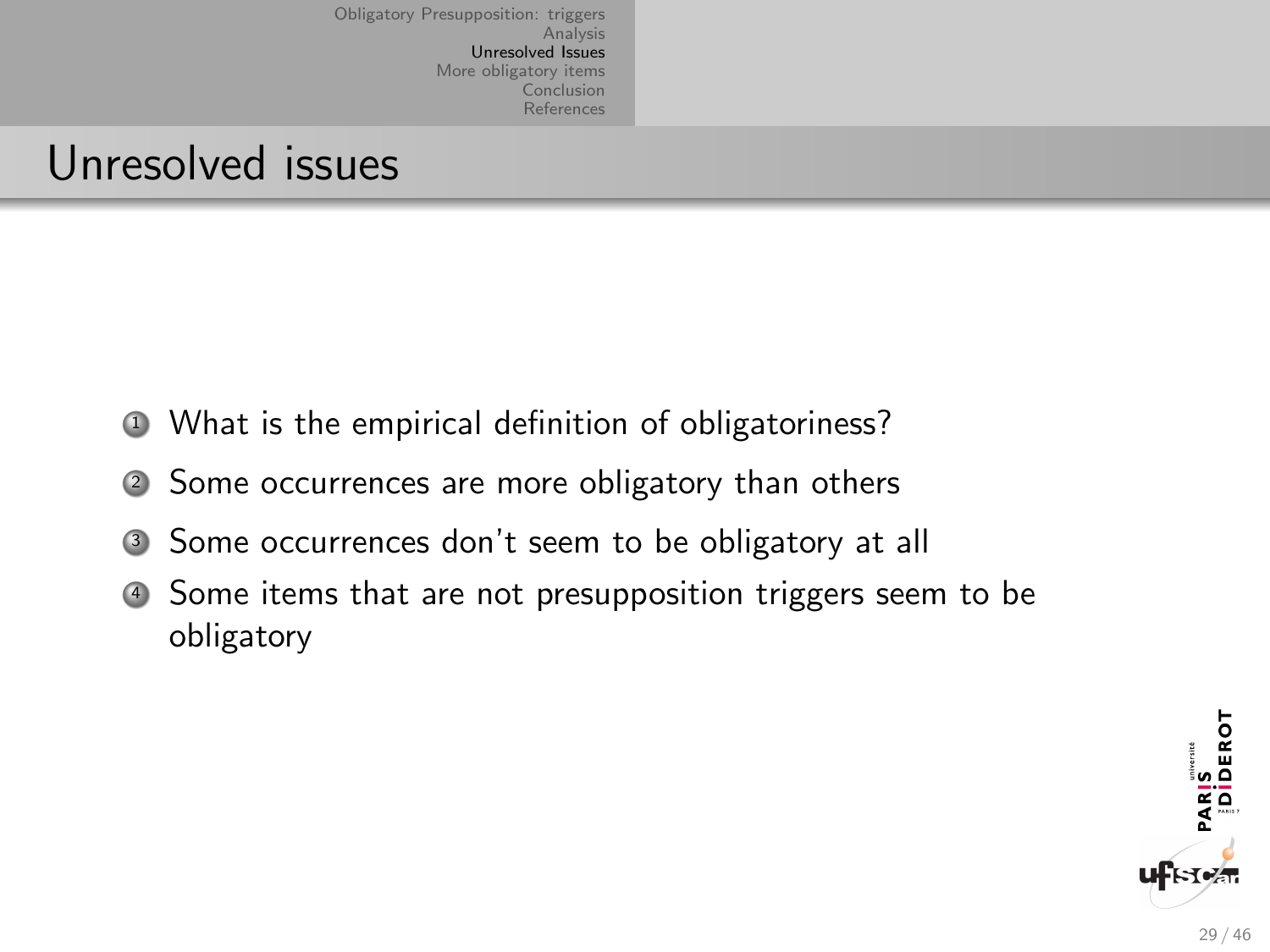# Unresolved issues

1. What is the empirical definition of obligatoriness?
2. Some occurrences are more obligatory than others
3. Some occurrences don't seem to be obligatory at all
4. Some items that are not presupposition triggers seem to be obligatory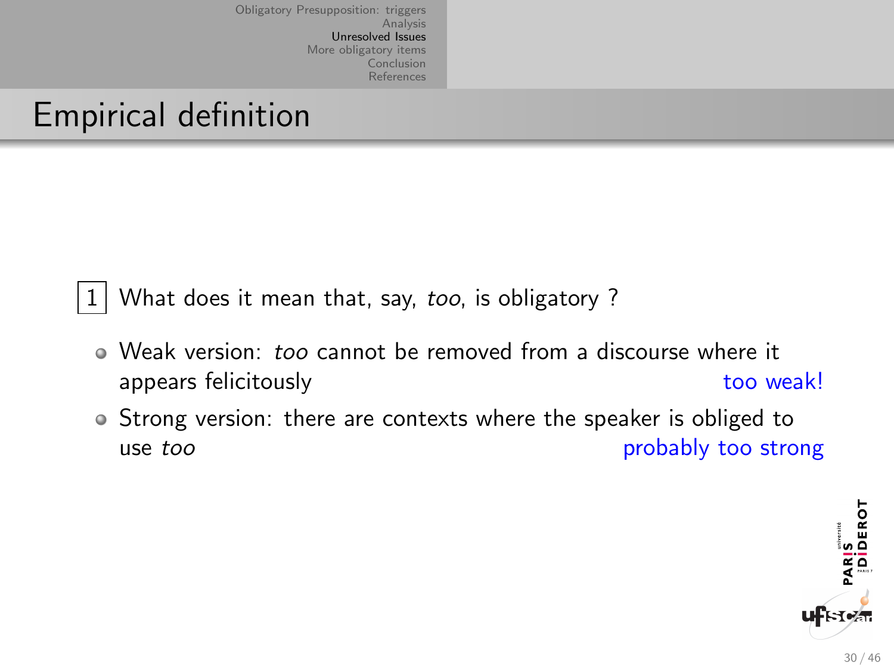## Empirical definition

1 What does it mean that, say, *too*, is obligatory ?

- Weak version: *too* cannot be removed from a discourse where it appears felicitously — too weak!
- Strong version: there are contexts where the speaker is obliged to use *too* — probably too strong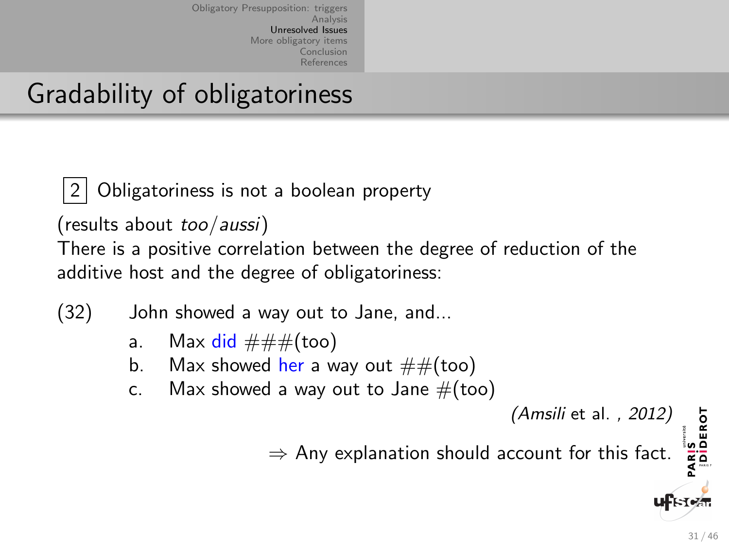# Gradability of obligatoriness

2 Obligatoriness is not a boolean property

(results about *too*/*aussi*)
There is a positive correlation between the degree of reduction of the additive host and the degree of obligatoriness:

(32) John showed a way out to Jane, and...

a. Max did ###(too)
b. Max showed her a way out ##(too)
c. Max showed a way out to Jane #(too)

*(Amsili* et al. , *2012)*

⇒ Any explanation should account for this fact.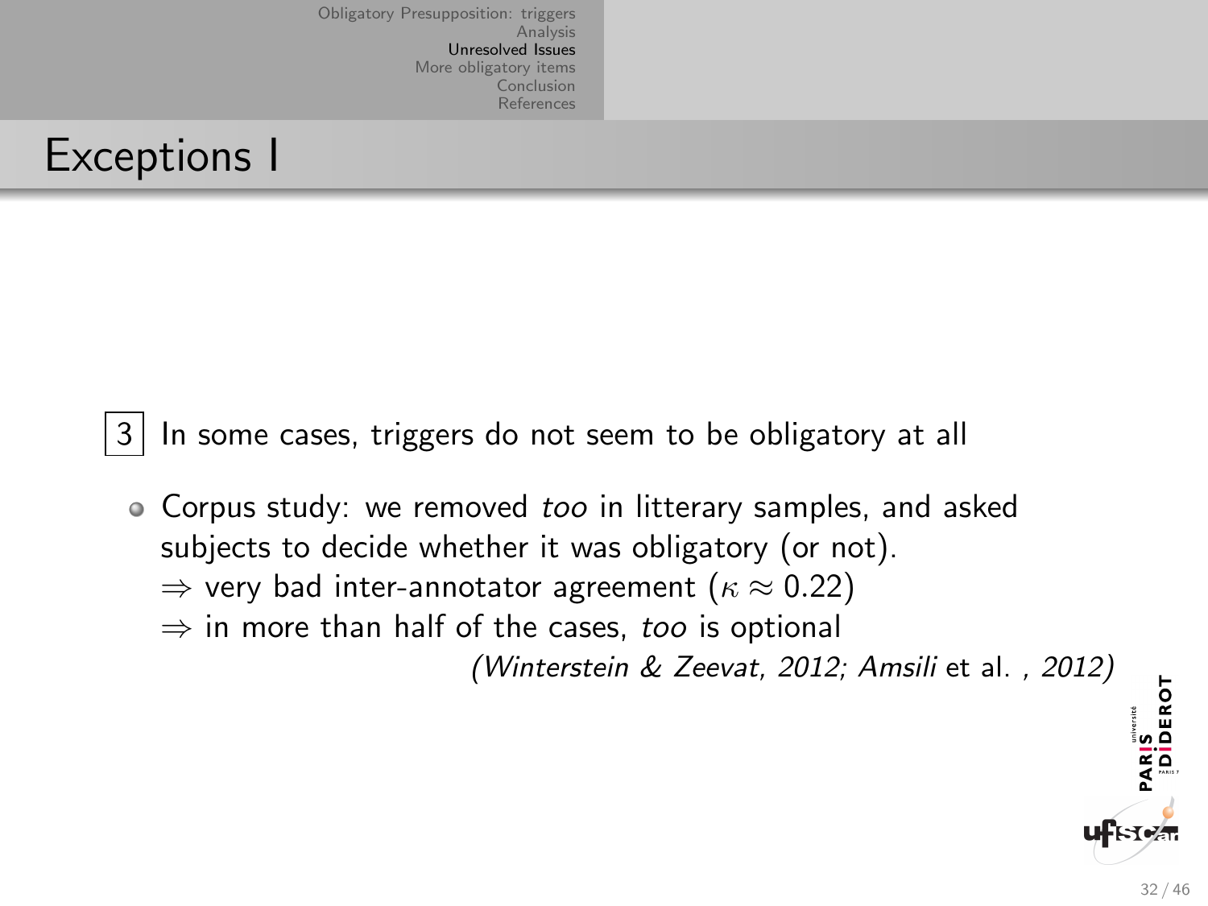# Exceptions I

3 In some cases, triggers do not seem to be obligatory at all

- Corpus study: we removed *too* in litterary samples, and asked subjects to decide whether it was obligatory (or not).
  $\Rightarrow$ very bad inter-annotator agreement ($\kappa \approx 0.22$)
  $\Rightarrow$ in more than half of the cases, *too* is optional

  *(Winterstein & Zeevat, 2012; Amsili* et al. *, 2012)*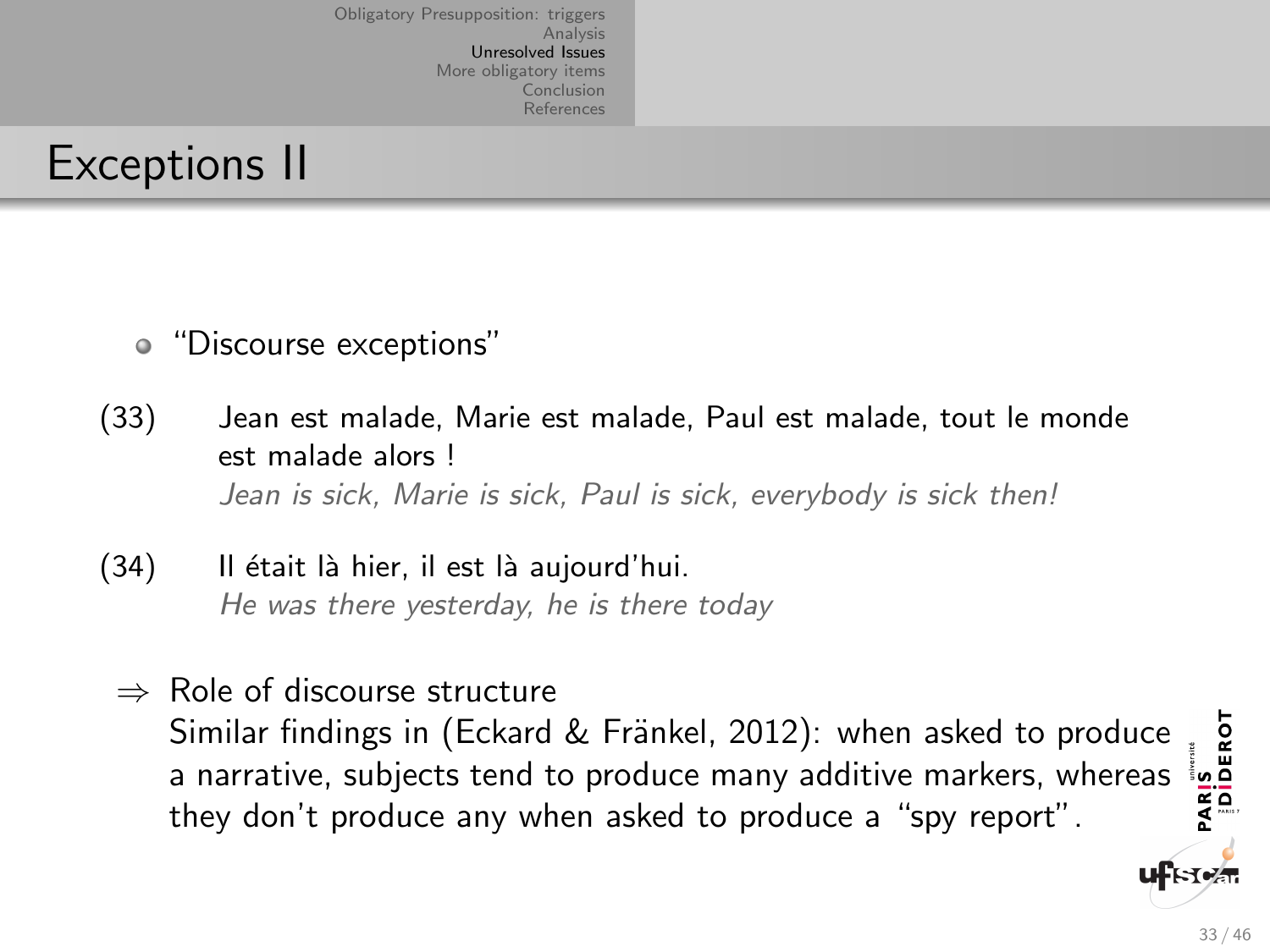# Exceptions II

- "Discourse exceptions"

(33) Jean est malade, Marie est malade, Paul est malade, tout le monde est malade alors !
*Jean is sick, Marie is sick, Paul is sick, everybody is sick then!*

(34) Il était là hier, il est là aujourd'hui.
*He was there yesterday, he is there today*

⇒ Role of discourse structure
Similar findings in (Eckard & Fränkel, 2012): when asked to produce a narrative, subjects tend to produce many additive markers, whereas they don't produce any when asked to produce a "spy report".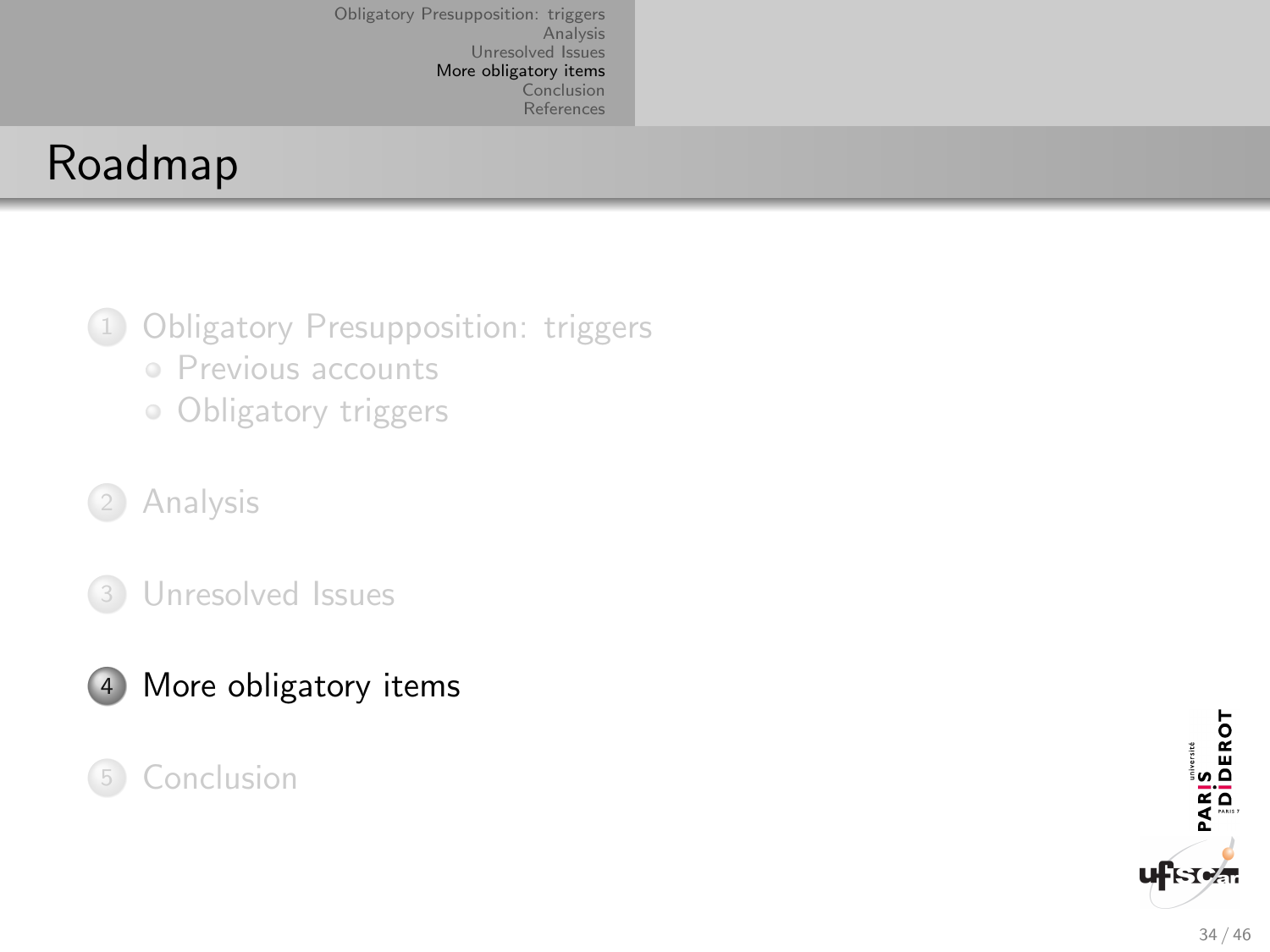# Roadmap

1. Obligatory Presupposition: triggers
   - Previous accounts
   - Obligatory triggers
2. Analysis
3. Unresolved Issues
4. More obligatory items
5. Conclusion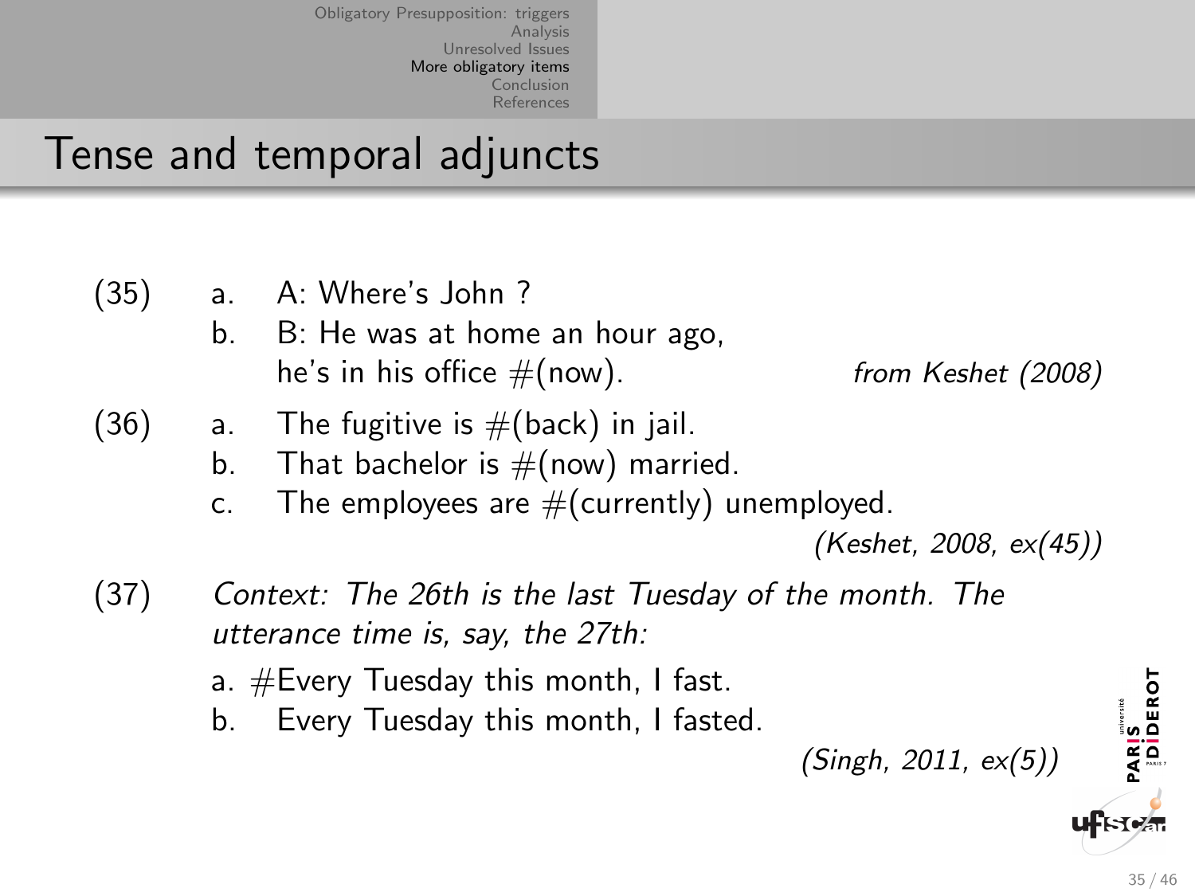## Tense and temporal adjuncts

(35) a. A: Where's John ?
b. B: He was at home an hour ago,
he's in his office #(now). *from Keshet (2008)*

(36) a. The fugitive is #(back) in jail.
b. That bachelor is #(now) married.
c. The employees are #(currently) unemployed.
*(Keshet, 2008, ex(45))*

(37) *Context: The 26th is the last Tuesday of the month. The utterance time is, say, the 27th:*
a. #Every Tuesday this month, I fast.
b. Every Tuesday this month, I fasted.
*(Singh, 2011, ex(5))*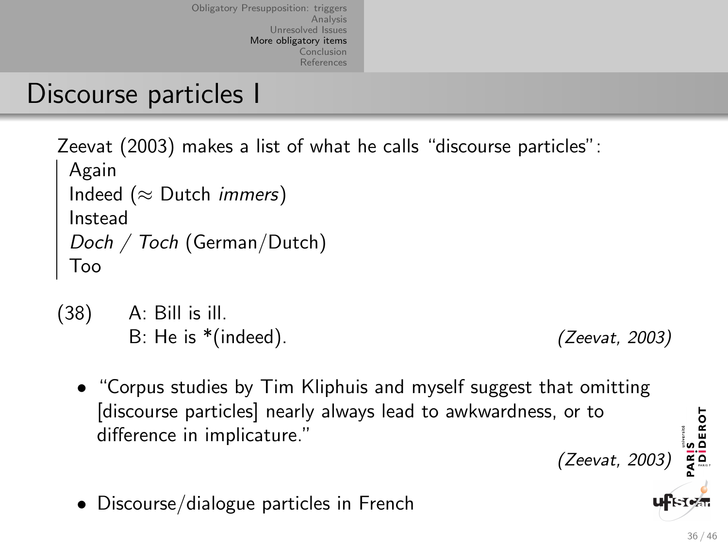# Discourse particles I

Zeevat (2003) makes a list of what he calls "discourse particles":

> Again
> Indeed ($\approx$ Dutch *immers*)
> Instead
> *Doch* / *Toch* (German/Dutch)
> Too

(38) A: Bill is ill.
B: He is *(indeed). *(Zeevat, 2003)*

- "Corpus studies by Tim Kliphuis and myself suggest that omitting [discourse particles] nearly always lead to awkwardness, or to difference in implicature."

  *(Zeevat, 2003)*

- Discourse/dialogue particles in French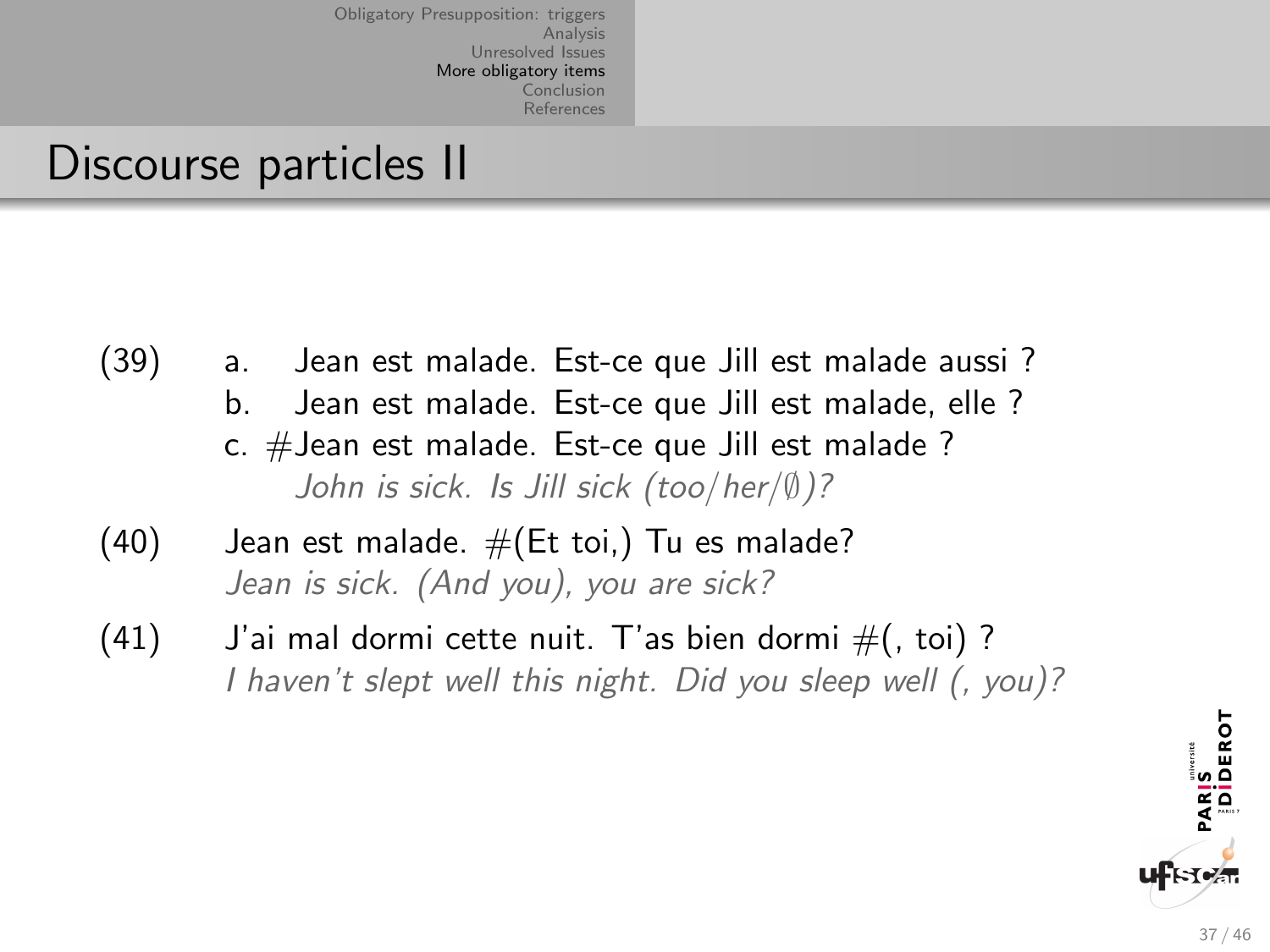# Discourse particles II

(39) a. Jean est malade. Est-ce que Jill est malade aussi ?
b. Jean est malade. Est-ce que Jill est malade, elle ?
c. #Jean est malade. Est-ce que Jill est malade ?
*John is sick. Is Jill sick (too/her/∅)?*

(40) Jean est malade. #(Et toi,) Tu es malade?
*Jean is sick. (And you), you are sick?*

(41) J'ai mal dormi cette nuit. T'as bien dormi #(, toi) ?
*I haven't slept well this night. Did you sleep well (, you)?*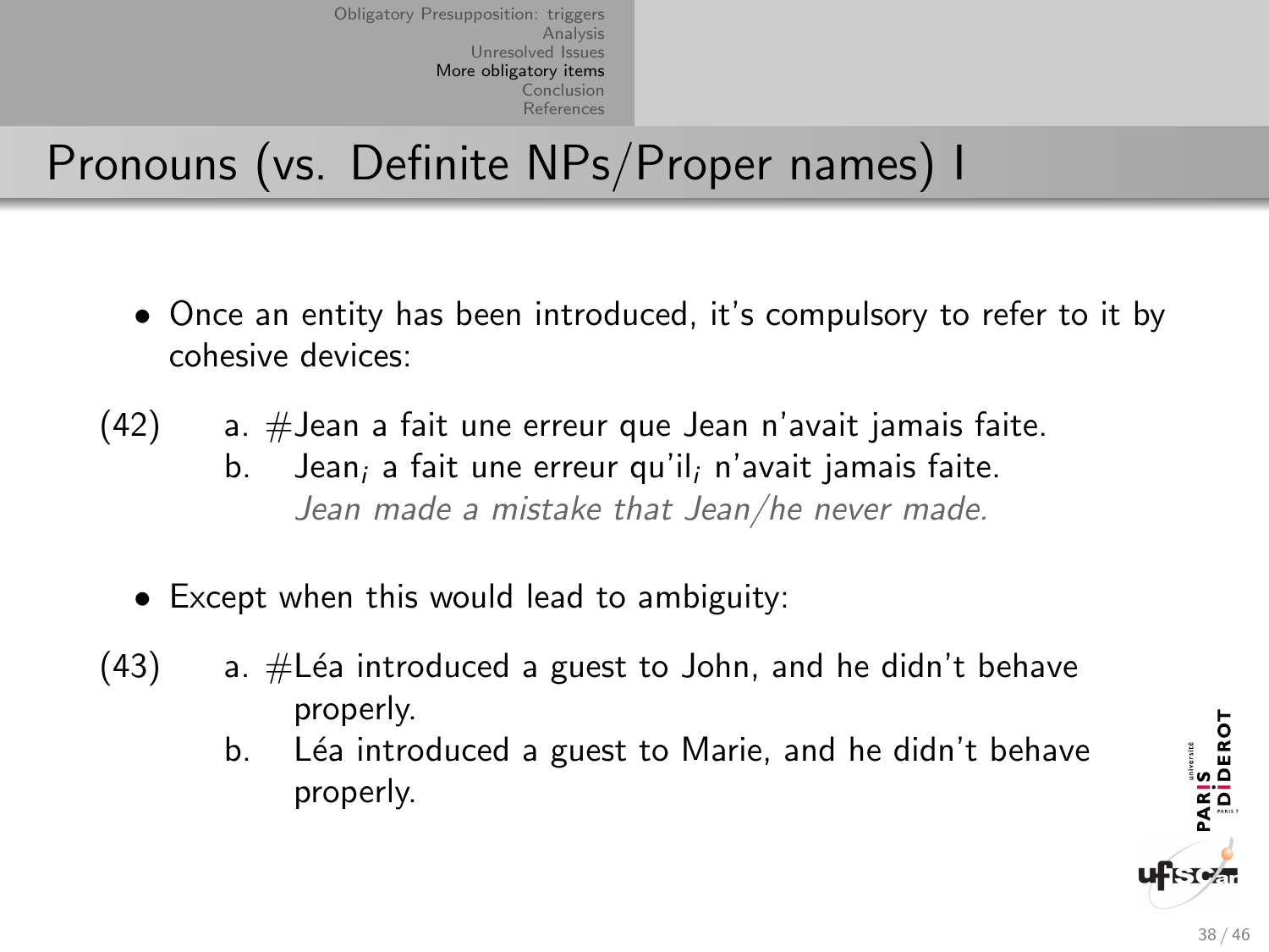# Pronouns (vs. Definite NPs/Proper names) I

- Once an entity has been introduced, it's compulsory to refer to it by cohesive devices:

(42) a. #Jean a fait une erreur que Jean n'avait jamais faite.
 b. Jean$_i$ a fait une erreur qu'il$_i$ n'avait jamais faite.
 *Jean made a mistake that Jean/he never made.*

- Except when this would lead to ambiguity:

(43) a. #Léa introduced a guest to John, and he didn't behave properly.
 b. Léa introduced a guest to Marie, and he didn't behave properly.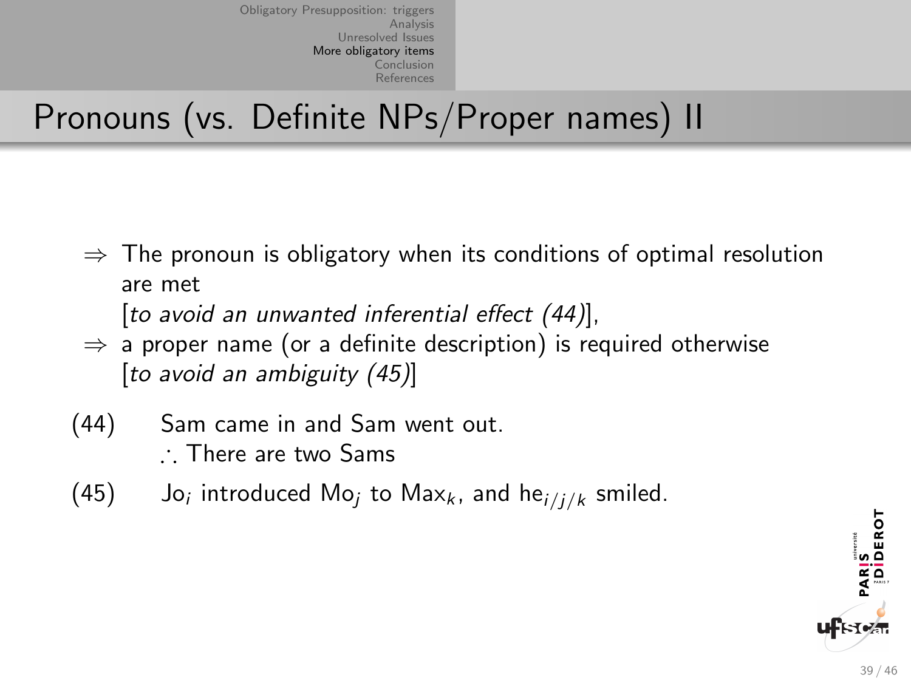# Pronouns (vs. Definite NPs/Proper names) II

- ⇒ The pronoun is obligatory when its conditions of optimal resolution are met
  [*to avoid an unwanted inferential effect (44)*],
- ⇒ a proper name (or a definite description) is required otherwise
  [*to avoid an ambiguity (45)*]

(44) Sam came in and Sam went out.
∴ There are two Sams

(45) $\text{Jo}_i$ introduced $\text{Mo}_j$ to $\text{Max}_k$, and $\text{he}_{i/j/k}$ smiled.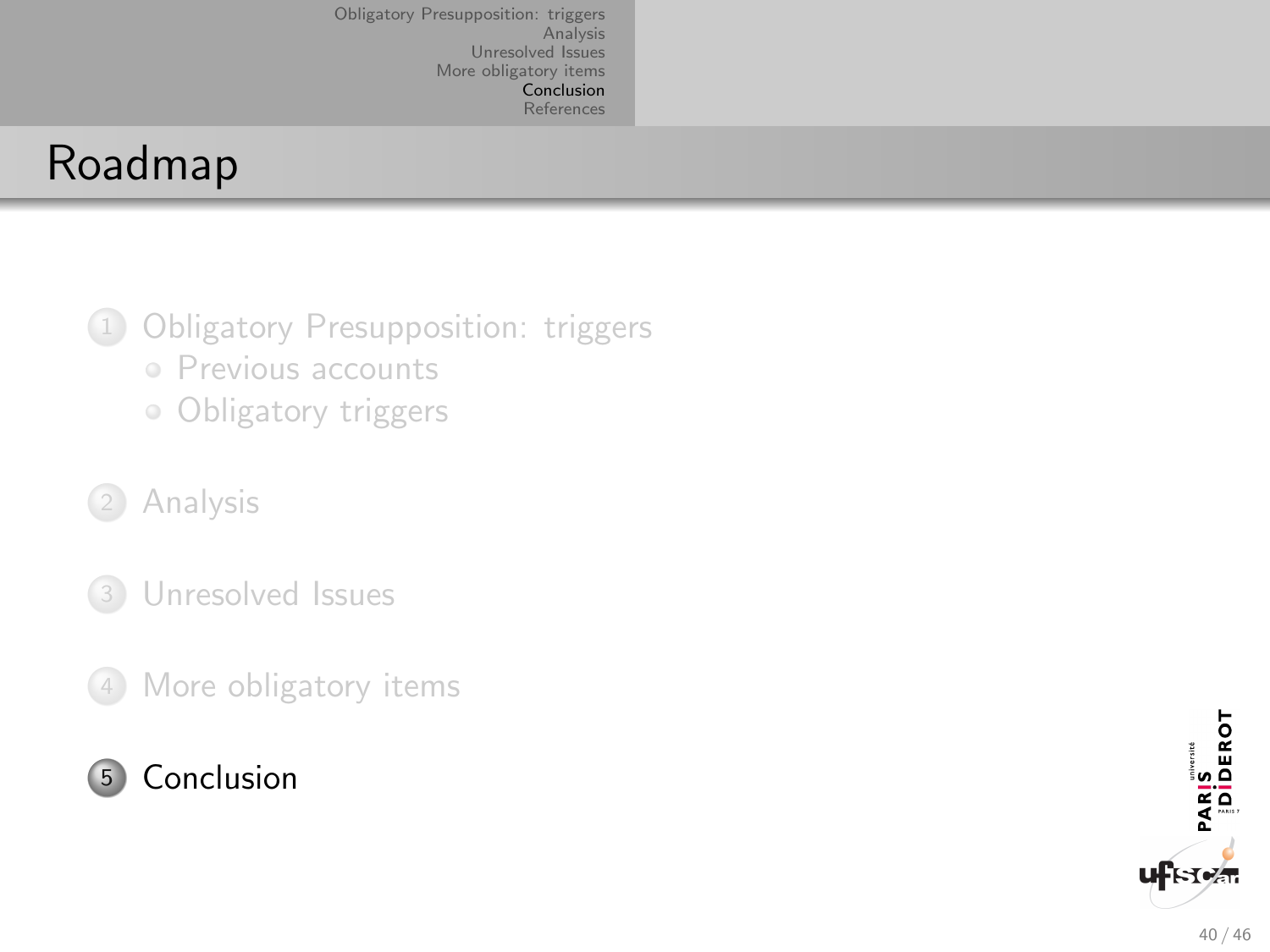# Roadmap

1. Obligatory Presupposition: triggers
   - Previous accounts
   - Obligatory triggers
2. Analysis
3. Unresolved Issues
4. More obligatory items
5. **Conclusion**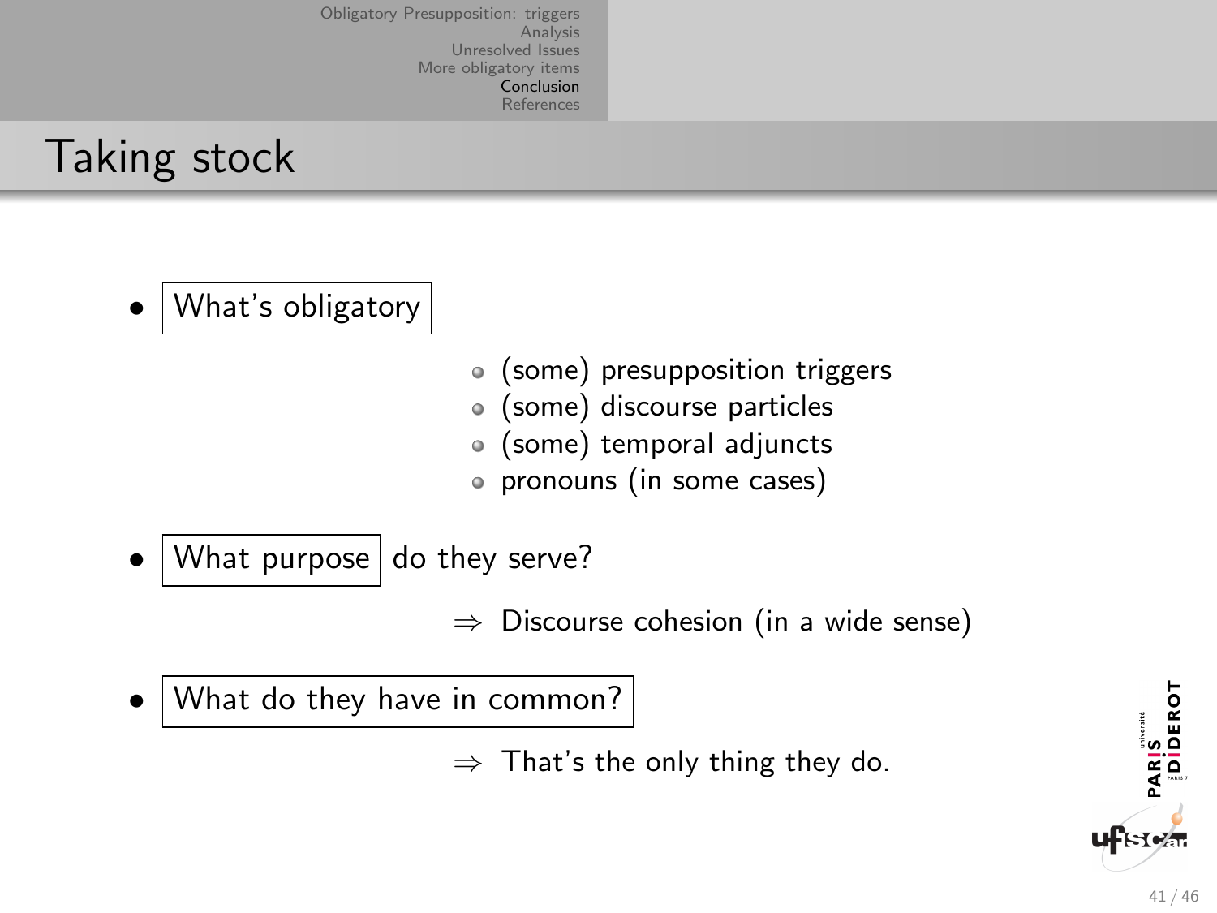# Taking stock

- What's obligatory
  - (some) presupposition triggers
  - (some) discourse particles
  - (some) temporal adjuncts
  - pronouns (in some cases)

- What purpose do they serve?

  $\Rightarrow$ Discourse cohesion (in a wide sense)

- What do they have in common?

  $\Rightarrow$ That's the only thing they do.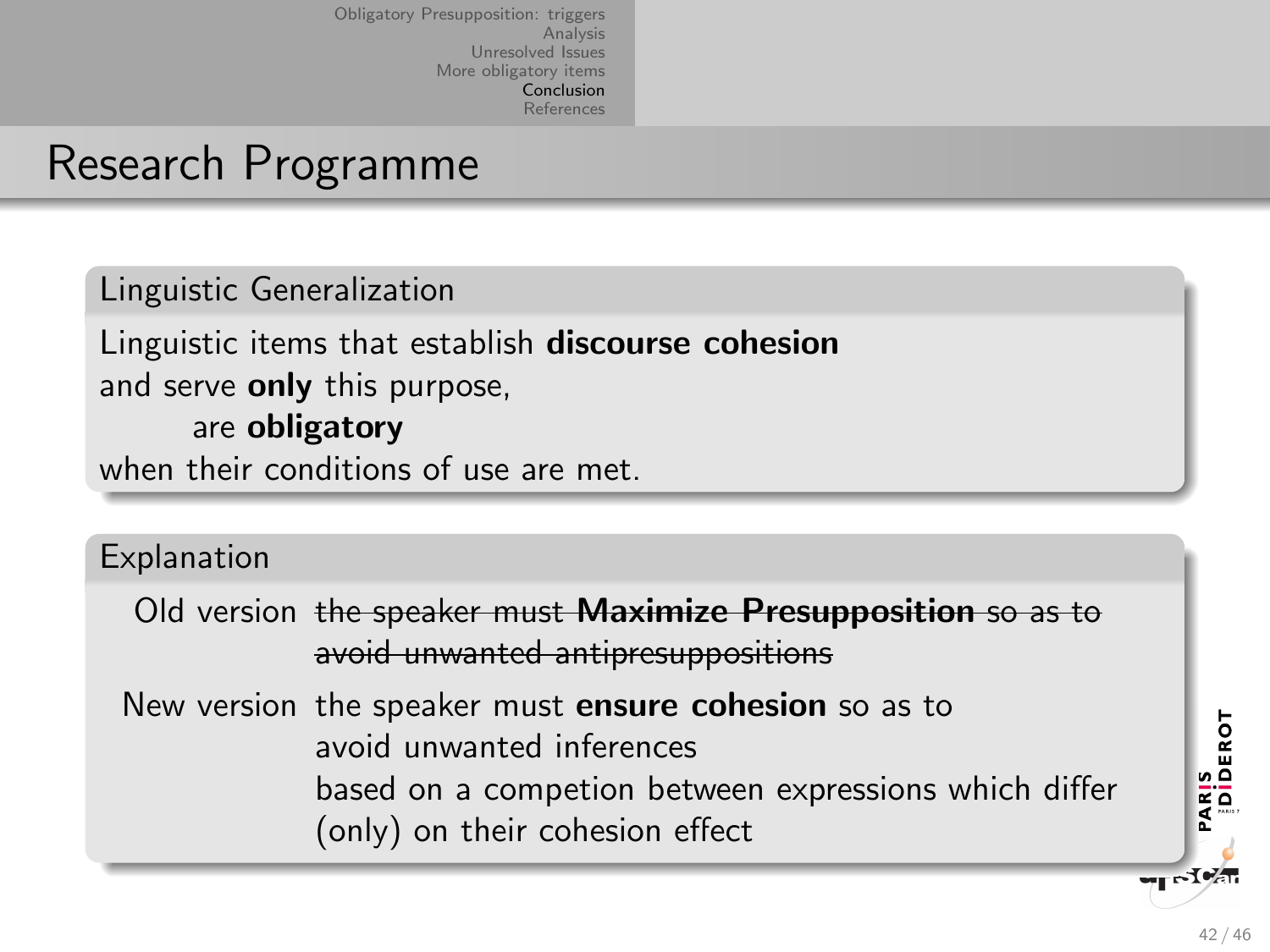# Research Programme

## Linguistic Generalization

Linguistic items that establish **discourse cohesion**
and serve **only** this purpose,
are **obligatory**
when their conditions of use are met.

## Explanation

Old version ~~the speaker must **Maximize Presupposition** so as to avoid unwanted antipresuppositions~~

New version the speaker must **ensure cohesion** so as to avoid unwanted inferences based on a competion between expressions which differ (only) on their cohesion effect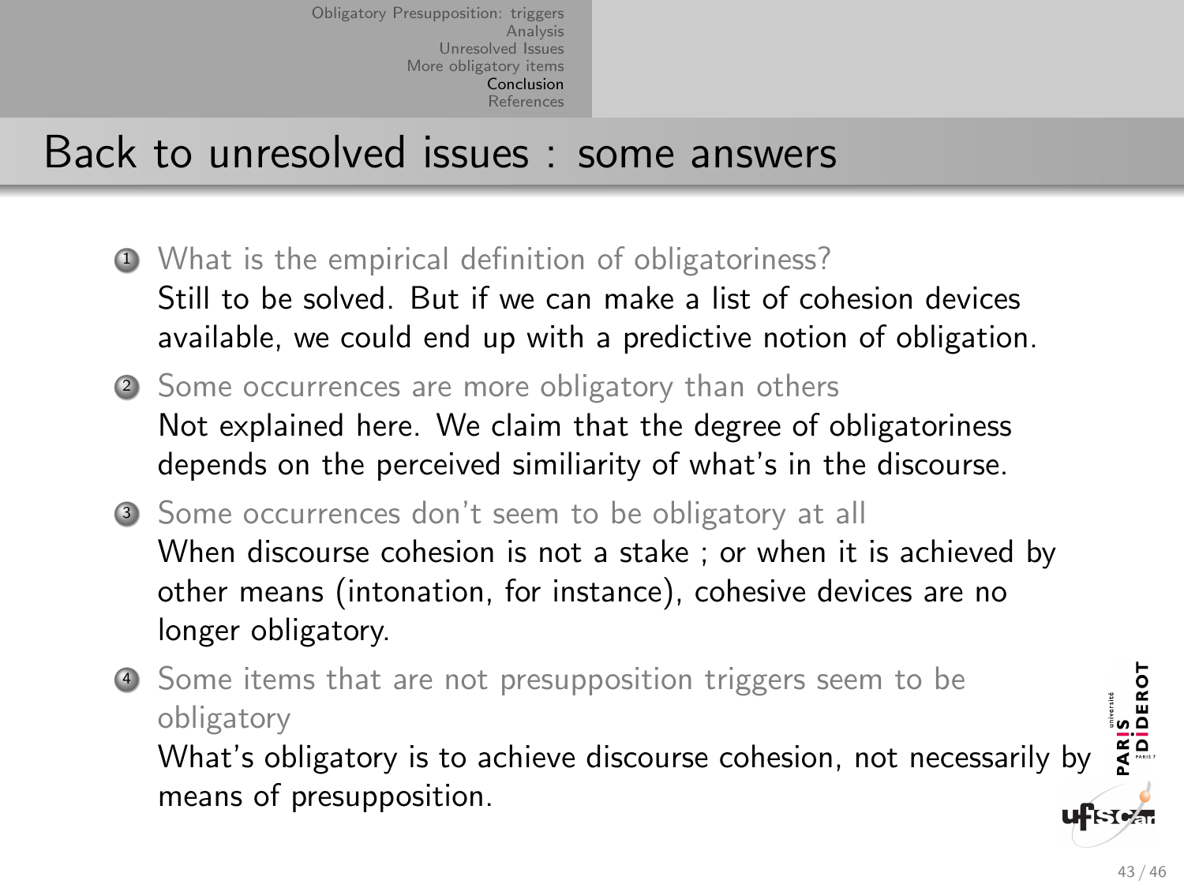# Back to unresolved issues : some answers

1. What is the empirical definition of obligatoriness?
   Still to be solved. But if we can make a list of cohesion devices available, we could end up with a predictive notion of obligation.
2. Some occurrences are more obligatory than others
   Not explained here. We claim that the degree of obligatoriness depends on the perceived similiarity of what's in the discourse.
3. Some occurrences don't seem to be obligatory at all
   When discourse cohesion is not a stake ; or when it is achieved by other means (intonation, for instance), cohesive devices are no longer obligatory.
4. Some items that are not presupposition triggers seem to be obligatory
   What's obligatory is to achieve discourse cohesion, not necessarily by means of presupposition.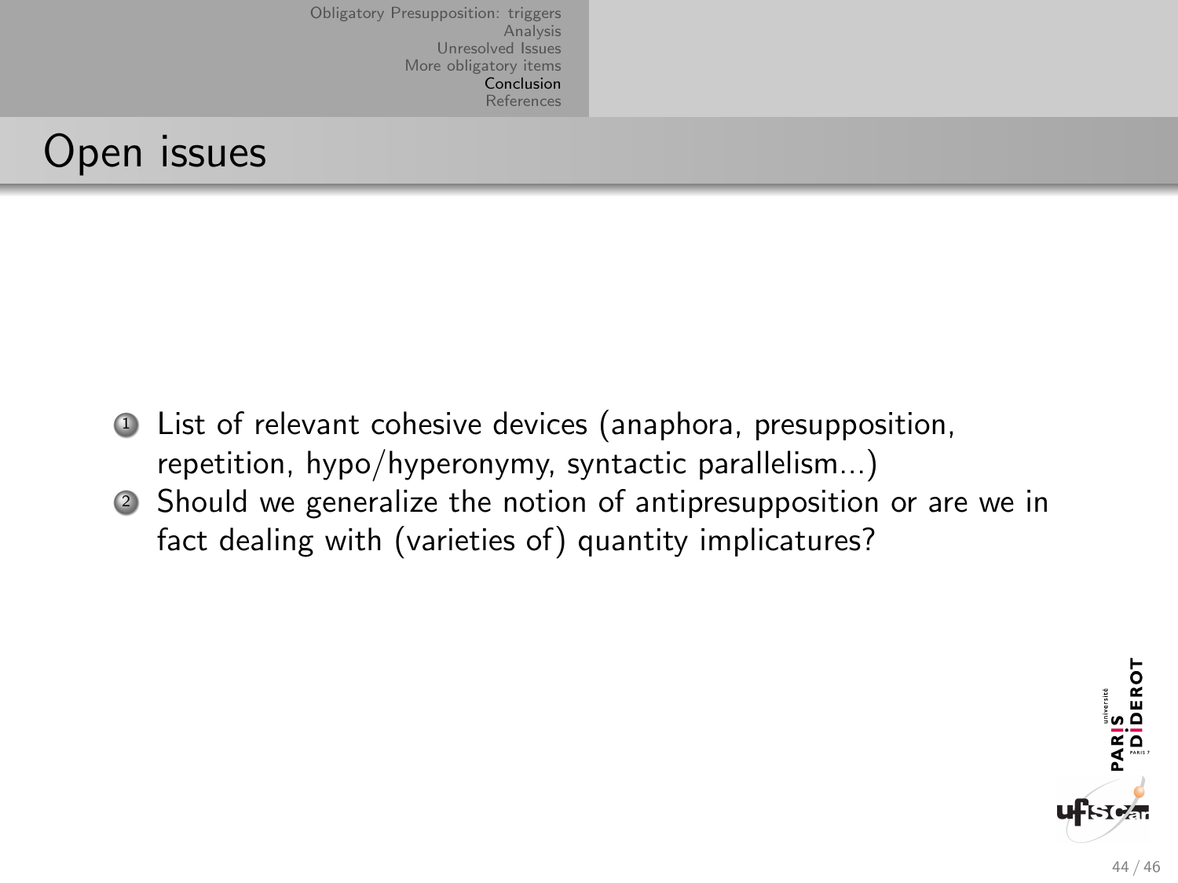# Open issues

1. List of relevant cohesive devices (anaphora, presupposition, repetition, hypo/hyperonymy, syntactic parallelism...)
2. Should we generalize the notion of antipresupposition or are we in fact dealing with (varieties of) quantity implicatures?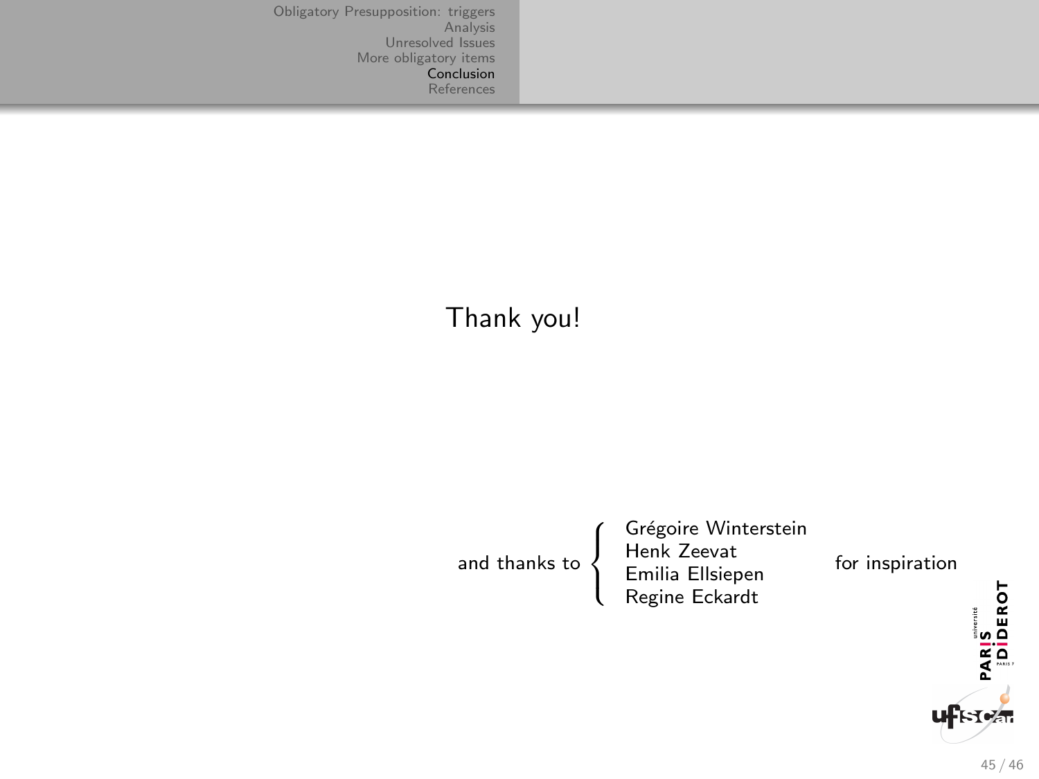Thank you!

and thanks to { Grégoire Winterstein, Henk Zeevat, Emilia Ellsiepen, Regine Eckardt } for inspiration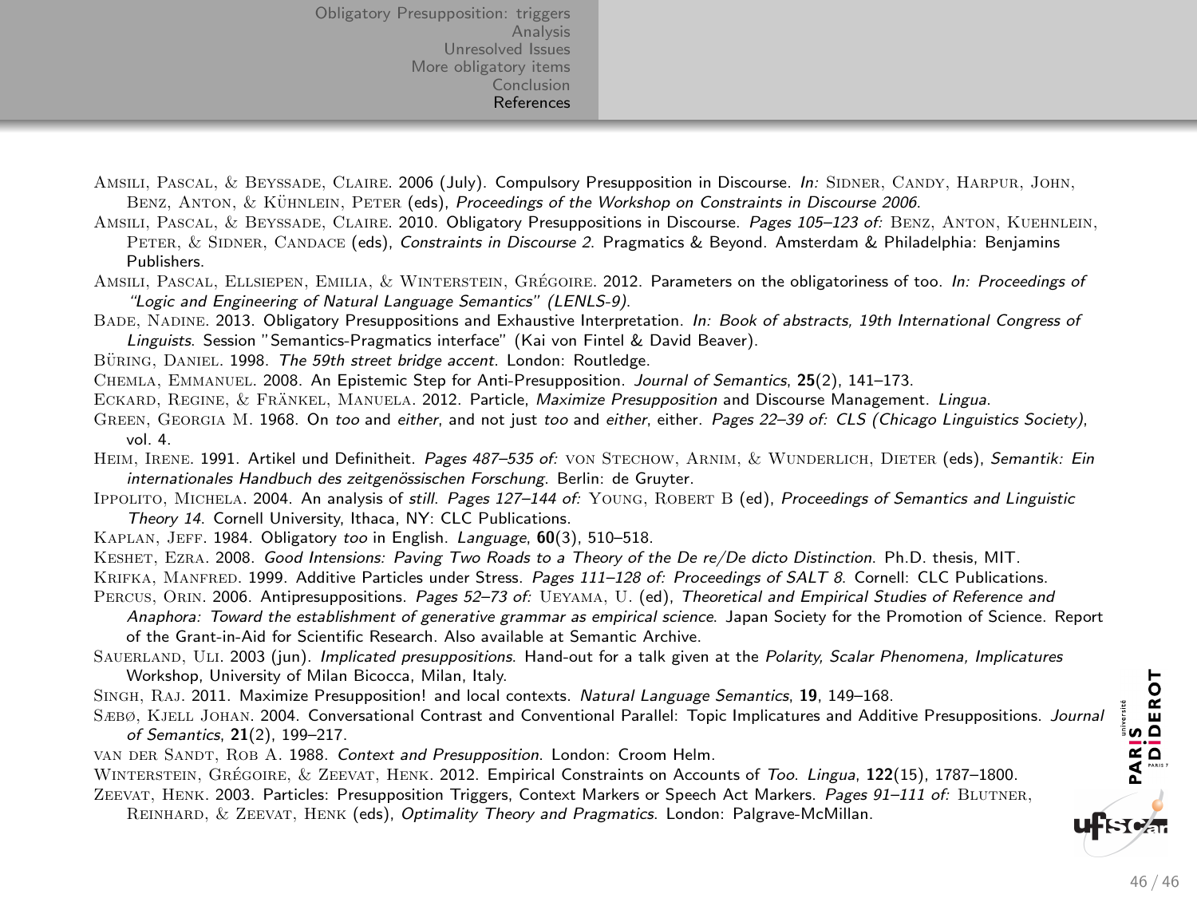Amsili, Pascal, & Beyssade, Claire. 2006 (July). Compulsory Presupposition in Discourse. *In:* Sidner, Candy, Harpur, John, Benz, Anton, & Kühnlein, Peter (eds), *Proceedings of the Workshop on Constraints in Discourse 2006*.

Amsili, Pascal, & Beyssade, Claire. 2010. Obligatory Presuppositions in Discourse. *Pages 105–123 of:* Benz, Anton, Kuehnlein, Peter, & Sidner, Candace (eds), *Constraints in Discourse 2*. Pragmatics & Beyond. Amsterdam & Philadelphia: Benjamins Publishers.

Amsili, Pascal, Ellsiepen, Emilia, & Winterstein, Grégoire. 2012. Parameters on the obligatoriness of too. *In: Proceedings of "Logic and Engineering of Natural Language Semantics" (LENLS-9)*.

Bade, Nadine. 2013. Obligatory Presuppositions and Exhaustive Interpretation. *In: Book of abstracts, 19th International Congress of Linguists*. Session "Semantics-Pragmatics interface" (Kai von Fintel & David Beaver).

Büring, Daniel. 1998. *The 59th street bridge accent*. London: Routledge.

Chemla, Emmanuel. 2008. An Epistemic Step for Anti-Presupposition. *Journal of Semantics*, **25**(2), 141–173.

Eckard, Regine, & Fränkel, Manuela. 2012. Particle, *Maximize Presupposition* and Discourse Management. *Lingua*.

Green, Georgia M. 1968. On *too* and *either*, and not just *too* and *either*, either. *Pages 22–39 of: CLS (Chicago Linguistics Society)*, vol. 4.

Heim, Irene. 1991. Artikel und Definitheit. *Pages 487–535 of:* von Stechow, Arnim, & Wunderlich, Dieter (eds), *Semantik: Ein internationales Handbuch des zeitgenössischen Forschung*. Berlin: de Gruyter.

Ippolito, Michela. 2004. An analysis of *still*. *Pages 127–144 of:* Young, Robert B (ed), *Proceedings of Semantics and Linguistic Theory 14*. Cornell University, Ithaca, NY: CLC Publications.

Kaplan, Jeff. 1984. Obligatory *too* in English. *Language*, **60**(3), 510–518.

Keshet, Ezra. 2008. *Good Intensions: Paving Two Roads to a Theory of the De re/De dicto Distinction*. Ph.D. thesis, MIT.

Krifka, Manfred. 1999. Additive Particles under Stress. *Pages 111–128 of: Proceedings of SALT 8*. Cornell: CLC Publications.

Percus, Orin. 2006. Antipresuppositions. *Pages 52–73 of:* Ueyama, U. (ed), *Theoretical and Empirical Studies of Reference and Anaphora: Toward the establishment of generative grammar as empirical science*. Japan Society for the Promotion of Science. Report of the Grant-in-Aid for Scientific Research. Also available at Semantic Archive.

Sauerland, Uli. 2003 (jun). *Implicated presuppositions*. Hand-out for a talk given at the *Polarity, Scalar Phenomena, Implicatures* Workshop, University of Milan Bicocca, Milan, Italy.

Singh, Raj. 2011. Maximize Presupposition! and local contexts. *Natural Language Semantics*, **19**, 149–168.

Sæbø, Kjell Johan. 2004. Conversational Contrast and Conventional Parallel: Topic Implicatures and Additive Presuppositions. *Journal of Semantics*, **21**(2), 199–217.

van der Sandt, Rob A. 1988. *Context and Presupposition*. London: Croom Helm.

Winterstein, Grégoire, & Zeevat, Henk. 2012. Empirical Constraints on Accounts of *Too*. *Lingua*, **122**(15), 1787–1800.

Zeevat, Henk. 2003. Particles: Presupposition Triggers, Context Markers or Speech Act Markers. *Pages 91–111 of:* Blutner, Reinhard, & Zeevat, Henk (eds), *Optimality Theory and Pragmatics*. London: Palgrave-McMillan.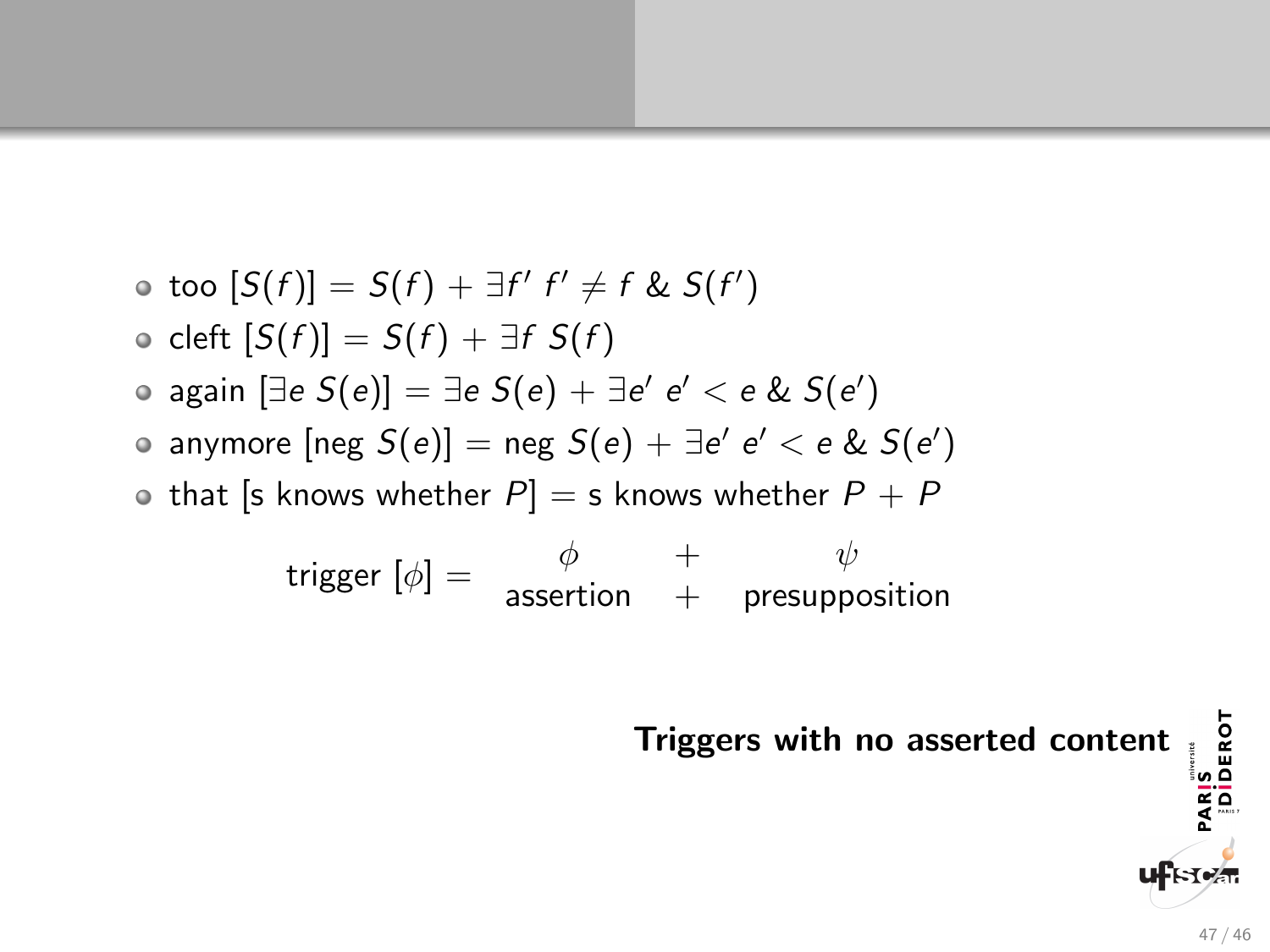- too $[S(f)] = S(f) + \exists f'\ f' \neq f\ \&\ S(f')$
- cleft $[S(f)] = S(f) + \exists f\ S(f)$
- again $[\exists e\ S(e)] = \exists e\ S(e) + \exists e'\ e' < e\ \&\ S(e')$
- anymore $[\text{neg } S(e)] = \text{neg } S(e) + \exists e'\ e' < e\ \&\ S(e')$
- that [s knows whether $P$] = s knows whether $P + P$

$$\text{trigger } [\phi] = \begin{array}{ccc} \phi & + & \psi \\ \text{assertion} & + & \text{presupposition} \end{array}$$

**Triggers with no asserted content**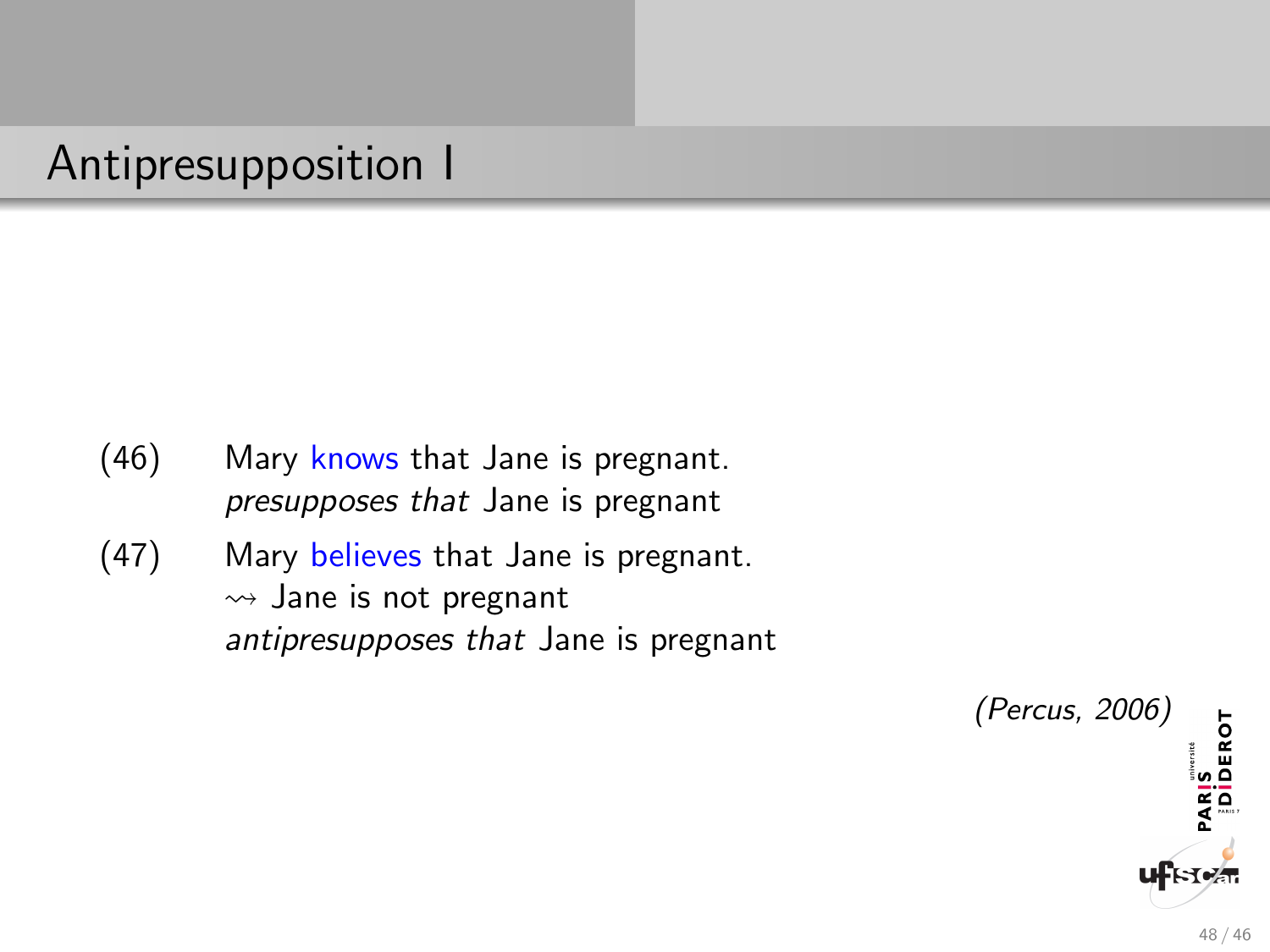# Antipresupposition I

(46) Mary knows that Jane is pregnant.
*presupposes that* Jane is pregnant

(47) Mary believes that Jane is pregnant.
$\rightsquigarrow$ Jane is not pregnant
*antipresupposes that* Jane is pregnant

*(Percus, 2006)*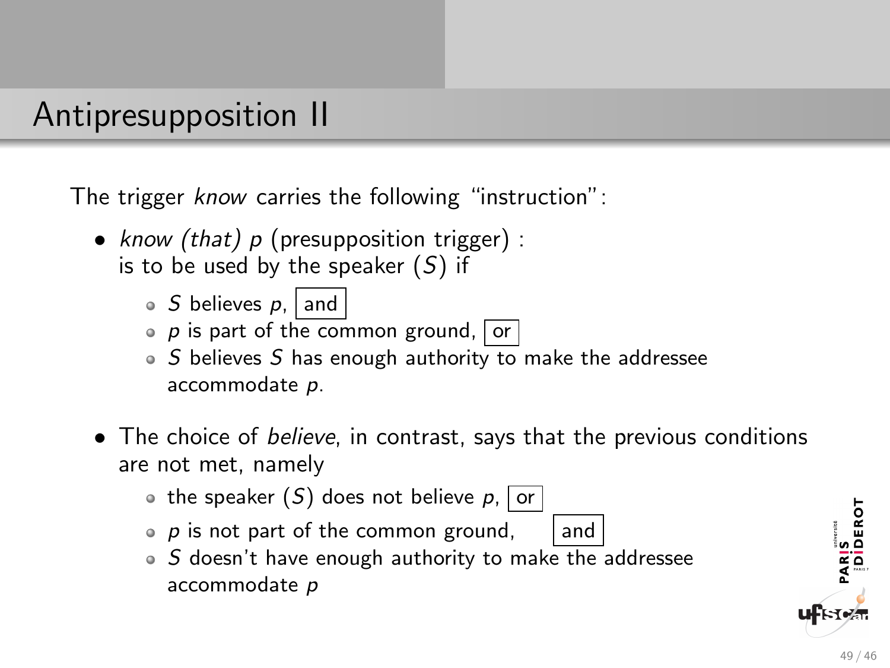# Antipresupposition II

The trigger *know* carries the following "instruction":

- *know (that) $p$* (presupposition trigger) :
  is to be used by the speaker ($S$) if
  - $S$ believes $p$, and
  - $p$ is part of the common ground, or
  - $S$ believes $S$ has enough authority to make the addressee accommodate $p$.
- The choice of *believe*, in contrast, says that the previous conditions are not met, namely
  - the speaker ($S$) does not believe $p$, or
  - $p$ is not part of the common ground, and
  - $S$ doesn't have enough authority to make the addressee accommodate $p$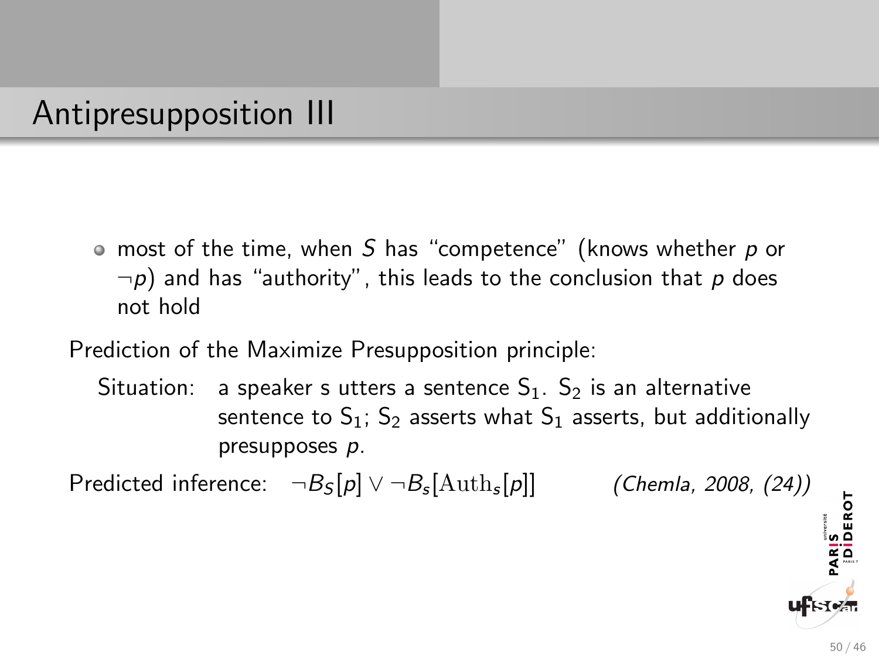# Antipresupposition III

- most of the time, when $S$ has "competence" (knows whether $p$ or $\neg p$) and has "authority", this leads to the conclusion that $p$ does not hold

Prediction of the Maximize Presupposition principle:

Situation: a speaker s utters a sentence $\mathrm{S}_1$. $\mathrm{S}_2$ is an alternative sentence to $\mathrm{S}_1$; $\mathrm{S}_2$ asserts what $\mathrm{S}_1$ asserts, but additionally presupposes $p$.

Predicted inference: $\neg B_S[p] \vee \neg B_s[\mathrm{Auth}_s[p]]$ *(Chemla, 2008, (24))*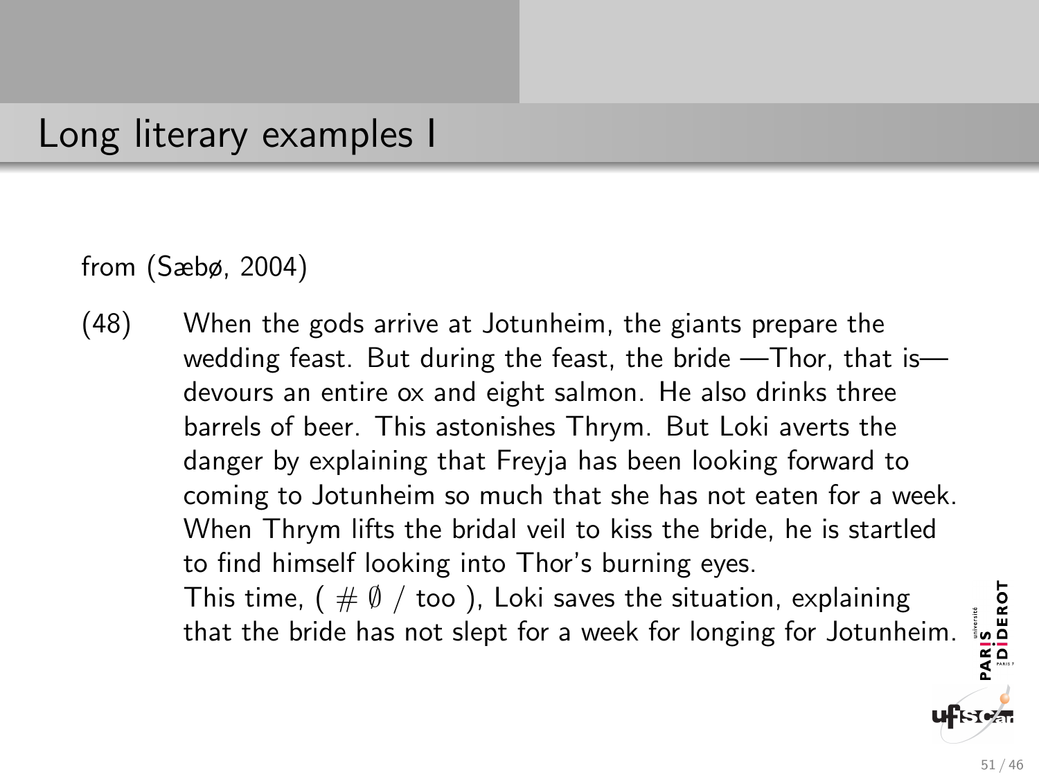# Long literary examples I

from (Sæbø, 2004)

(48) When the gods arrive at Jotunheim, the giants prepare the wedding feast. But during the feast, the bride —Thor, that is— devours an entire ox and eight salmon. He also drinks three barrels of beer. This astonishes Thrym. But Loki averts the danger by explaining that Freyja has been looking forward to coming to Jotunheim so much that she has not eaten for a week. When Thrym lifts the bridal veil to kiss the bride, he is startled to find himself looking into Thor's burning eyes.
This time, ( $\#\ \emptyset$ / too ), Loki saves the situation, explaining that the bride has not slept for a week for longing for Jotunheim.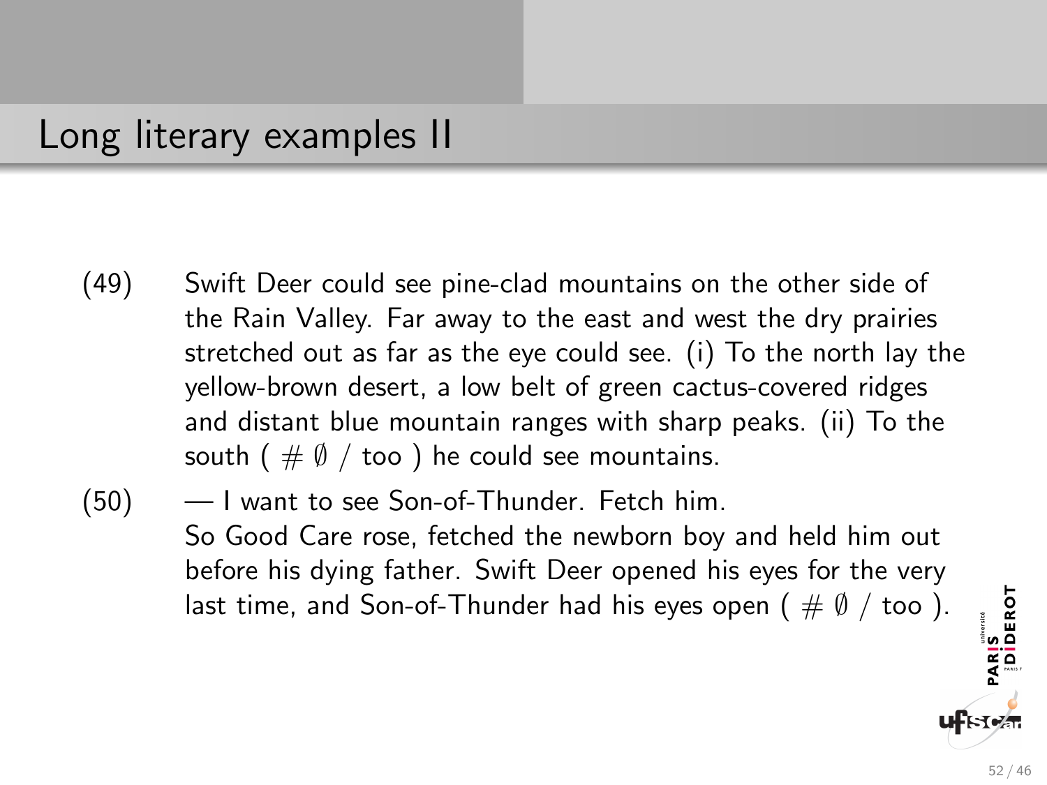# Long literary examples II

(49) Swift Deer could see pine-clad mountains on the other side of the Rain Valley. Far away to the east and west the dry prairies stretched out as far as the eye could see. (i) To the north lay the yellow-brown desert, a low belt of green cactus-covered ridges and distant blue mountain ranges with sharp peaks. (ii) To the south ( $\#\ \emptyset$ / too ) he could see mountains.

(50) — I want to see Son-of-Thunder. Fetch him.
So Good Care rose, fetched the newborn boy and held him out before his dying father. Swift Deer opened his eyes for the very last time, and Son-of-Thunder had his eyes open ( $\#\ \emptyset$ / too ).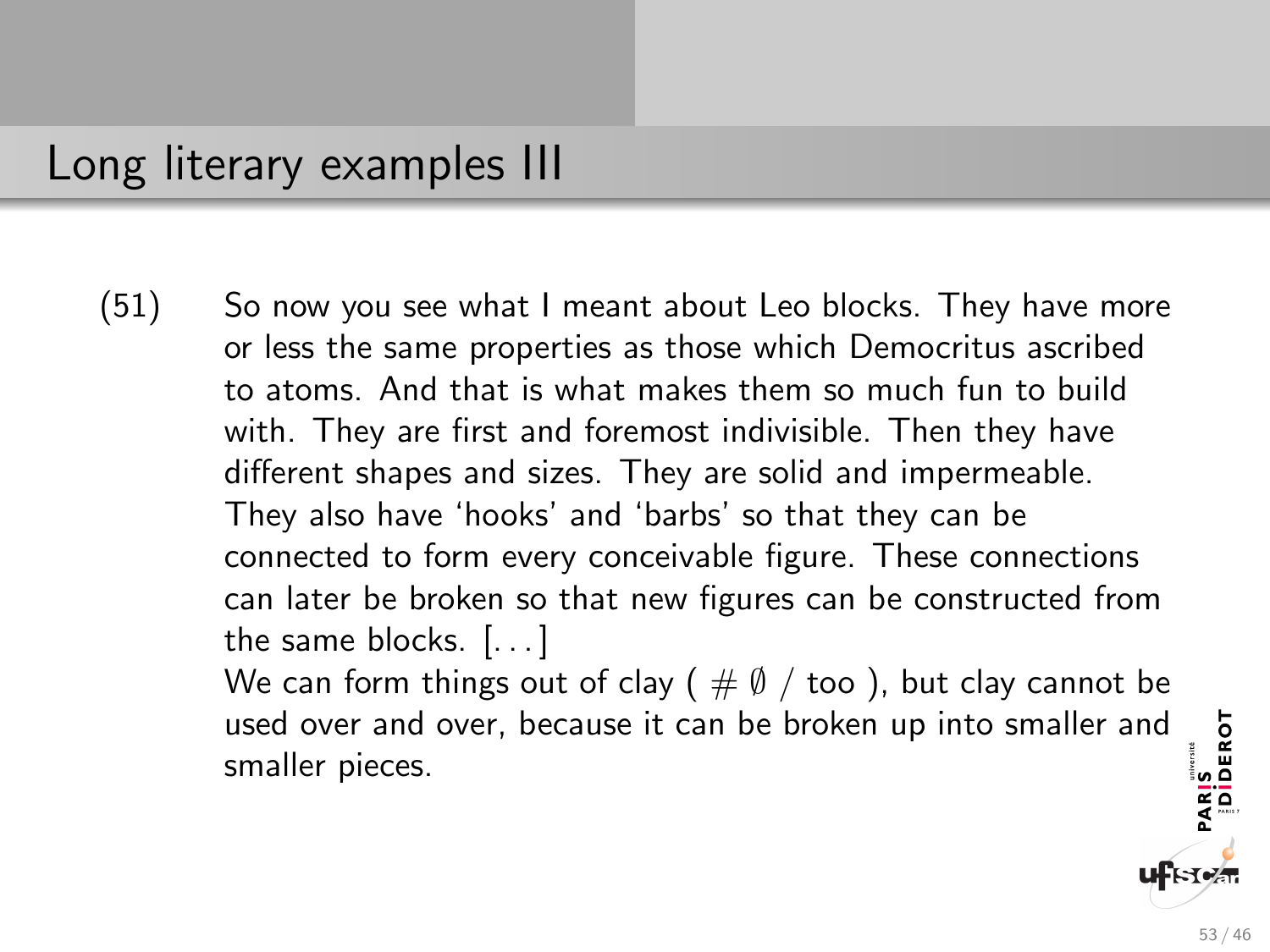# Long literary examples III

(51) So now you see what I meant about Leo blocks. They have more or less the same properties as those which Democritus ascribed to atoms. And that is what makes them so much fun to build with. They are first and foremost indivisible. Then they have different shapes and sizes. They are solid and impermeable. They also have ‘hooks’ and ‘barbs’ so that they can be connected to form every conceivable figure. These connections can later be broken so that new figures can be constructed from the same blocks. [...]
We can form things out of clay ( $\# \emptyset$ / too ), but clay cannot be used over and over, because it can be broken up into smaller and smaller pieces.